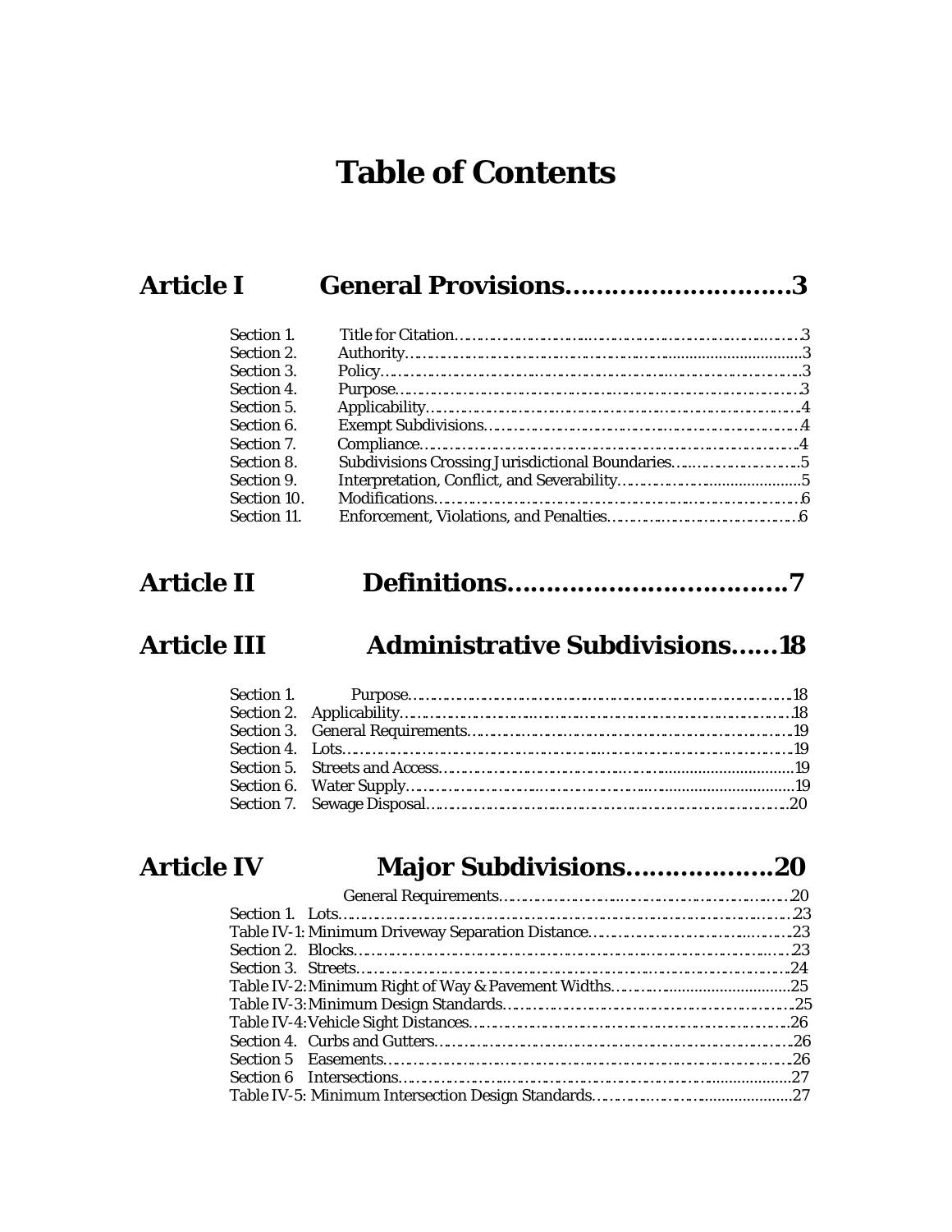# Table of Contents

## Article I General Provisions……………………….3

Section 1. Title for Citation……………………………………………………………3
Section 2. Authority…………………………………………………………………….3
Section 3. Policy…………………………………………………………………………3
Section 4. Purpose………………………………………………………………………3
Section 5. Applicability…………………………………………………………………4
Section 6. Exempt Subdivisions……………………………………………………….4
Section 7. Compliance…………………………………………………………………..4
Section 8. Subdivisions Crossing Jurisdictional Boundaries……………………….5
Section 9. Interpretation, Conflict, and Severability……………………………….5
Section 10. Modifications………………………………………………………………..6
Section 11. Enforcement, Violations, and Penalties…………………………………6

## Article II Definitions……………………………….7

## Article III Administrative Subdivisions……18

Section 1. Purpose………………………………………………………………………18
Section 2. Applicability…………………………………………………………………18
Section 3. General Requirements……………………………………………………..19
Section 4. Lots……………………………………………………………………………19
Section 5. Streets and Access…………………………………………………………19
Section 6. Water Supply……………………………………………………………….19
Section 7. Sewage Disposal……………………………………………………………20

## Article IV Major Subdivisions………………..20

General Requirements……………………………………………………………………20
Section 1. Lots……………………………………………………………………………23
Table IV-1: Minimum Driveway Separation Distance…………………………………23
Section 2. Blocks…………………………………………………………………………23
Section 3. Streets…………………………………………………………………………24
Table IV-2: Minimum Right of Way & Pavement Widths……………………………25
Table IV-3: Minimum Design Standards………………………………………………25
Table IV-4: Vehicle Sight Distances……………………………………………………26
Section 4. Curbs and Gutters……………………………………………………………26
Section 5 Easements……………………………………………………………………26
Section 6 Intersections…………………………………………………………………27
Table IV-5: Minimum Intersection Design Standards…………………………………27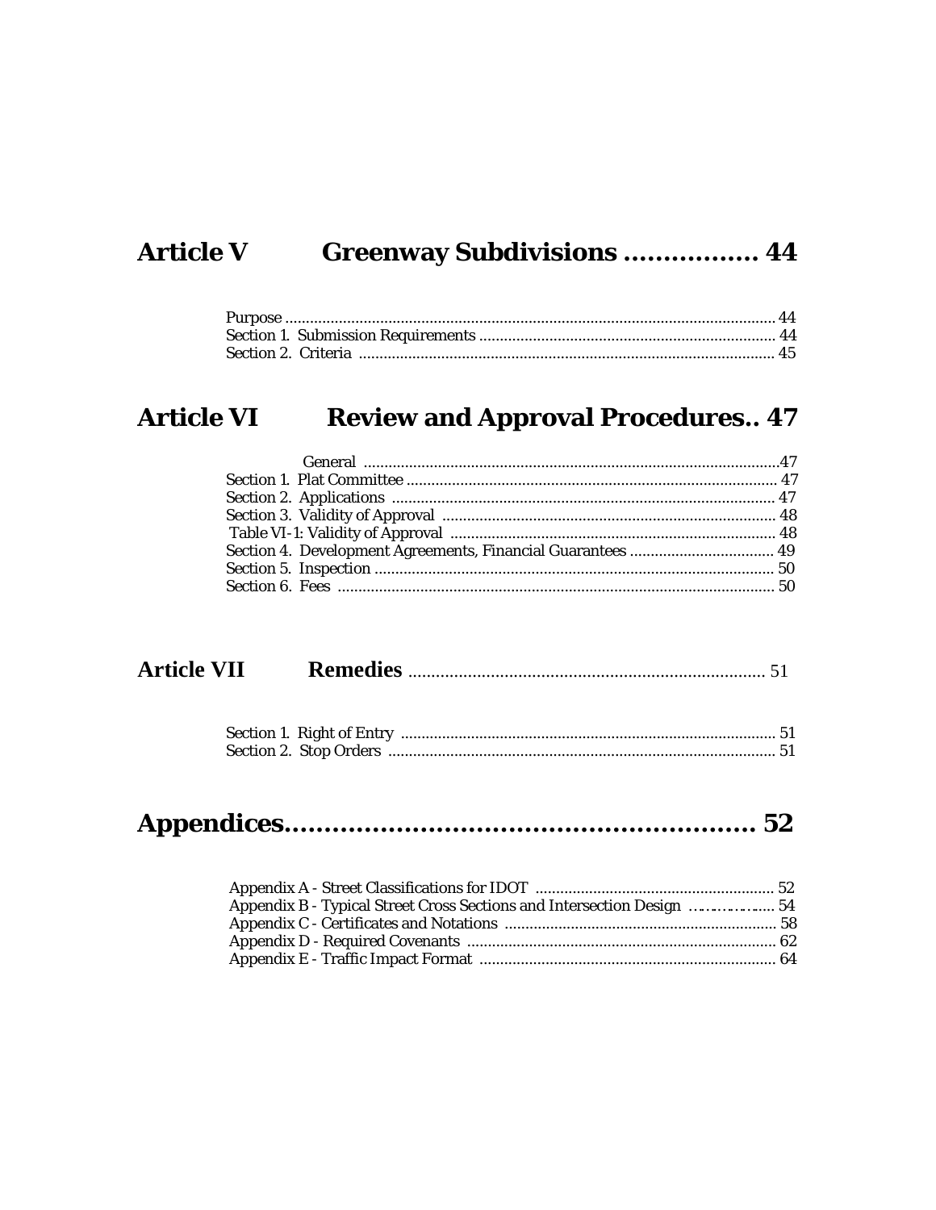## Article V Greenway Subdivisions ................. 44

Purpose ........................................................................................................ 44
Section 1. Submission Requirements ........................................................................ 44
Section 2. Criteria ..................................................................................................... 45

## Article VI Review and Approval Procedures.. 47

General ..................................................................................................... 47
Section 1. Plat Committee ........................................................................................... 47
Section 2. Applications .............................................................................................. 47
Section 3. Validity of Approval ................................................................................. 48
Table VI-1: Validity of Approval ............................................................................... 48
Section 4. Development Agreements, Financial Guarantees ................................... 49
Section 5. Inspection .................................................................................................. 50
Section 6. Fees ........................................................................................................... 50

## Article VII Remedies ............................................................................... 51

Section 1. Right of Entry ........................................................................................... 51
Section 2. Stop Orders .............................................................................................. 51

## Appendices.......................................................... 52

Appendix A - Street Classifications for IDOT .......................................................... 52
Appendix B - Typical Street Cross Sections and Intersection Design ..................... 54
Appendix C - Certificates and Notations .................................................................. 58
Appendix D - Required Covenants ........................................................................... 62
Appendix E - Traffic Impact Format ........................................................................ 64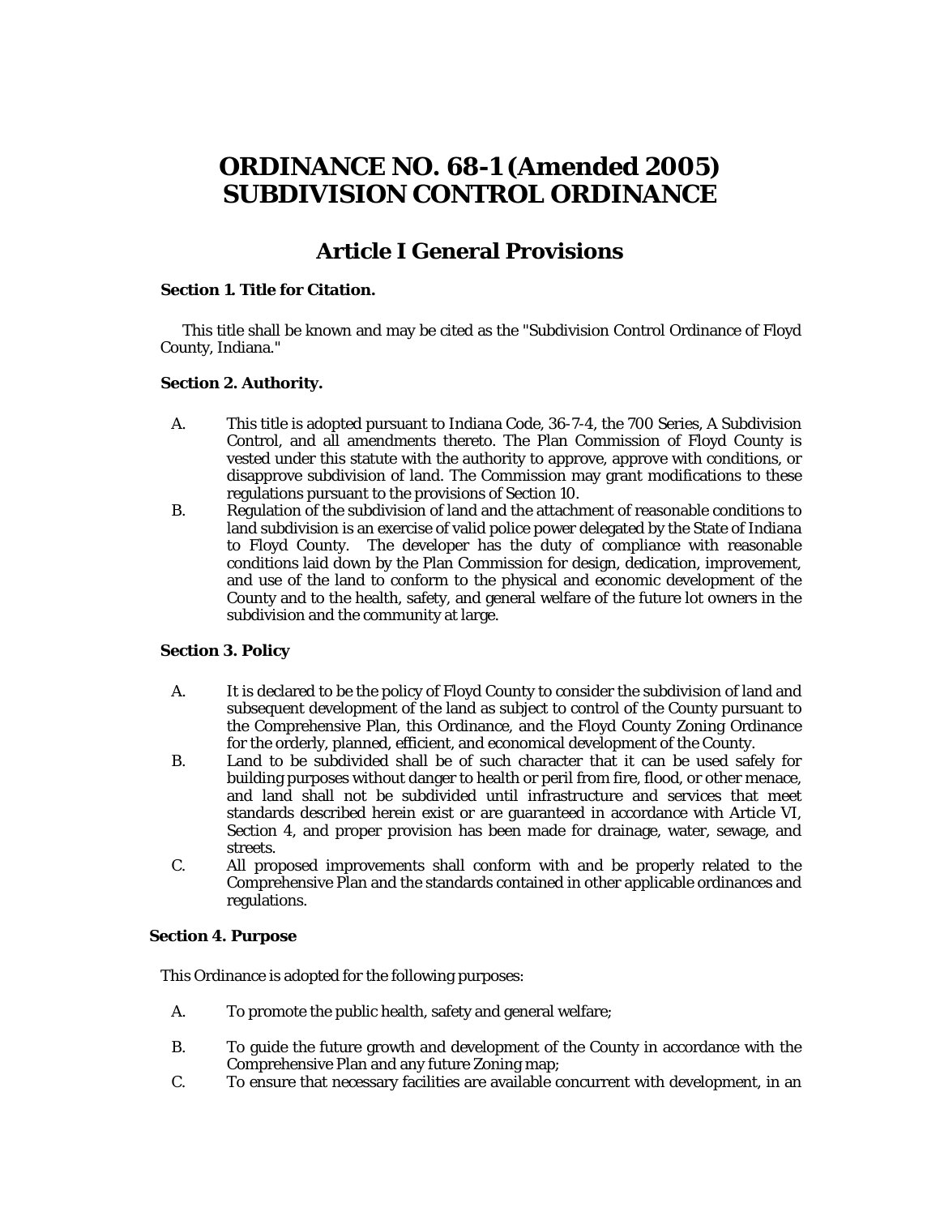# ORDINANCE NO. 68-1 (Amended 2005)
# SUBDIVISION CONTROL ORDINANCE

## Article I General Provisions

**Section 1. Title for Citation.**

This title shall be known and may be cited as the "Subdivision Control Ordinance of Floyd County, Indiana."

**Section 2. Authority.**

A. This title is adopted pursuant to Indiana Code, 36-7-4, the 700 Series, A Subdivision Control, and all amendments thereto. The Plan Commission of Floyd County is vested under this statute with the authority to approve, approve with conditions, or disapprove subdivision of land. The Commission may grant modifications to these regulations pursuant to the provisions of Section 10.

B. Regulation of the subdivision of land and the attachment of reasonable conditions to land subdivision is an exercise of valid police power delegated by the State of Indiana to Floyd County. The developer has the duty of compliance with reasonable conditions laid down by the Plan Commission for design, dedication, improvement, and use of the land to conform to the physical and economic development of the County and to the health, safety, and general welfare of the future lot owners in the subdivision and the community at large.

**Section 3. Policy**

A. It is declared to be the policy of Floyd County to consider the subdivision of land and subsequent development of the land as subject to control of the County pursuant to the Comprehensive Plan, this Ordinance, and the Floyd County Zoning Ordinance for the orderly, planned, efficient, and economical development of the County.

B. Land to be subdivided shall be of such character that it can be used safely for building purposes without danger to health or peril from fire, flood, or other menace, and land shall not be subdivided until infrastructure and services that meet standards described herein exist or are guaranteed in accordance with Article VI, Section 4, and proper provision has been made for drainage, water, sewage, and streets.

C. All proposed improvements shall conform with and be properly related to the Comprehensive Plan and the standards contained in other applicable ordinances and regulations.

**Section 4. Purpose**

This Ordinance is adopted for the following purposes:

A. To promote the public health, safety and general welfare;

B. To guide the future growth and development of the County in accordance with the Comprehensive Plan and any future Zoning map;

C. To ensure that necessary facilities are available concurrent with development, in an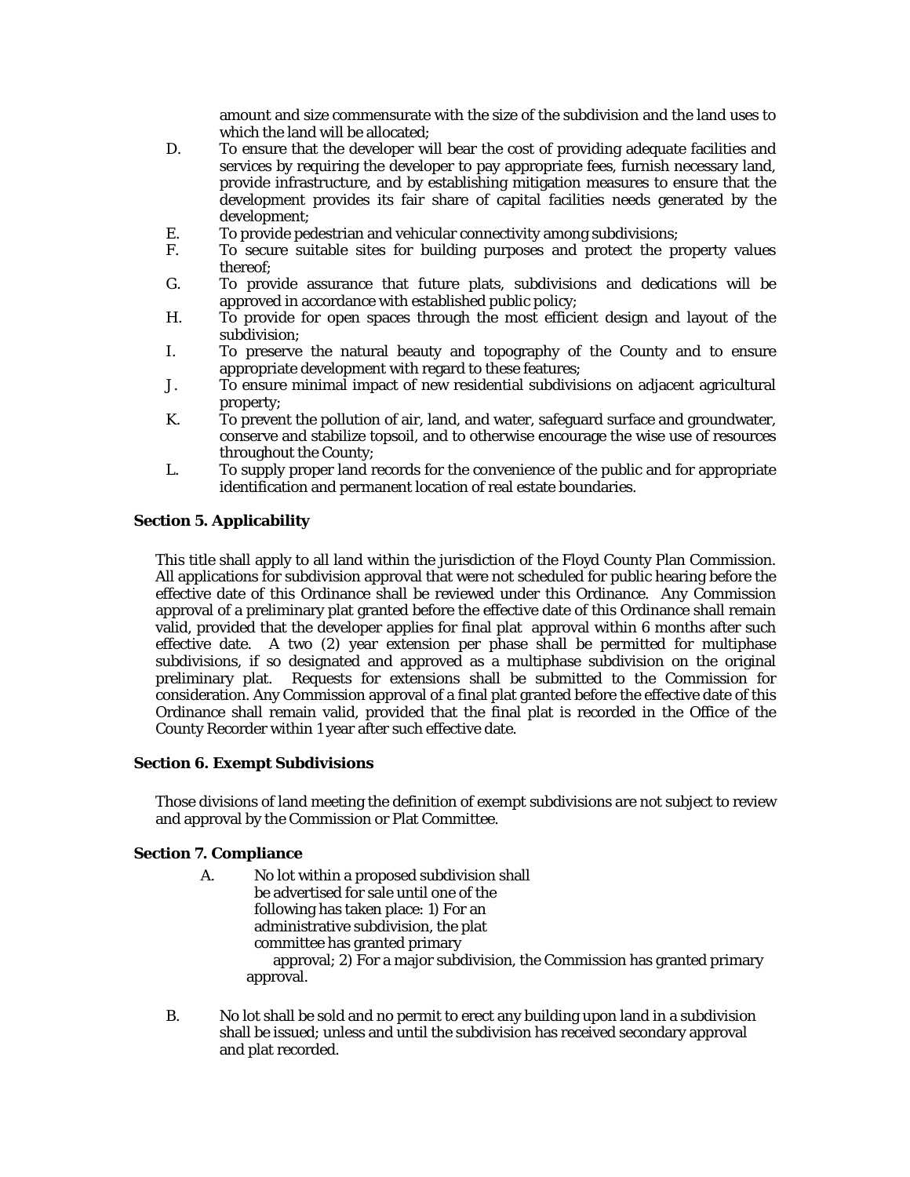amount and size commensurate with the size of the subdivision and the land uses to which the land will be allocated;

D. To ensure that the developer will bear the cost of providing adequate facilities and services by requiring the developer to pay appropriate fees, furnish necessary land, provide infrastructure, and by establishing mitigation measures to ensure that the development provides its fair share of capital facilities needs generated by the development;

E. To provide pedestrian and vehicular connectivity among subdivisions;

F. To secure suitable sites for building purposes and protect the property values thereof;

G. To provide assurance that future plats, subdivisions and dedications will be approved in accordance with established public policy;

H. To provide for open spaces through the most efficient design and layout of the subdivision;

I. To preserve the natural beauty and topography of the County and to ensure appropriate development with regard to these features;

J. To ensure minimal impact of new residential subdivisions on adjacent agricultural property;

K. To prevent the pollution of air, land, and water, safeguard surface and groundwater, conserve and stabilize topsoil, and to otherwise encourage the wise use of resources throughout the County;

L. To supply proper land records for the convenience of the public and for appropriate identification and permanent location of real estate boundaries.

**Section 5. Applicability**

This title shall apply to all land within the jurisdiction of the Floyd County Plan Commission. All applications for subdivision approval that were not scheduled for public hearing before the effective date of this Ordinance shall be reviewed under this Ordinance. Any Commission approval of a preliminary plat granted before the effective date of this Ordinance shall remain valid, provided that the developer applies for final plat approval within 6 months after such effective date. A two (2) year extension per phase shall be permitted for multiphase subdivisions, if so designated and approved as a multiphase subdivision on the original preliminary plat. Requests for extensions shall be submitted to the Commission for consideration. Any Commission approval of a final plat granted before the effective date of this Ordinance shall remain valid, provided that the final plat is recorded in the Office of the County Recorder within 1 year after such effective date.

**Section 6. Exempt Subdivisions**

Those divisions of land meeting the definition of exempt subdivisions are not subject to review and approval by the Commission or Plat Committee.

**Section 7. Compliance**

A. No lot within a proposed subdivision shall be advertised for sale until one of the following has taken place: 1) For an administrative subdivision, the plat committee has granted primary approval; 2) For a major subdivision, the Commission has granted primary approval.

B. No lot shall be sold and no permit to erect any building upon land in a subdivision shall be issued; unless and until the subdivision has received secondary approval and plat recorded.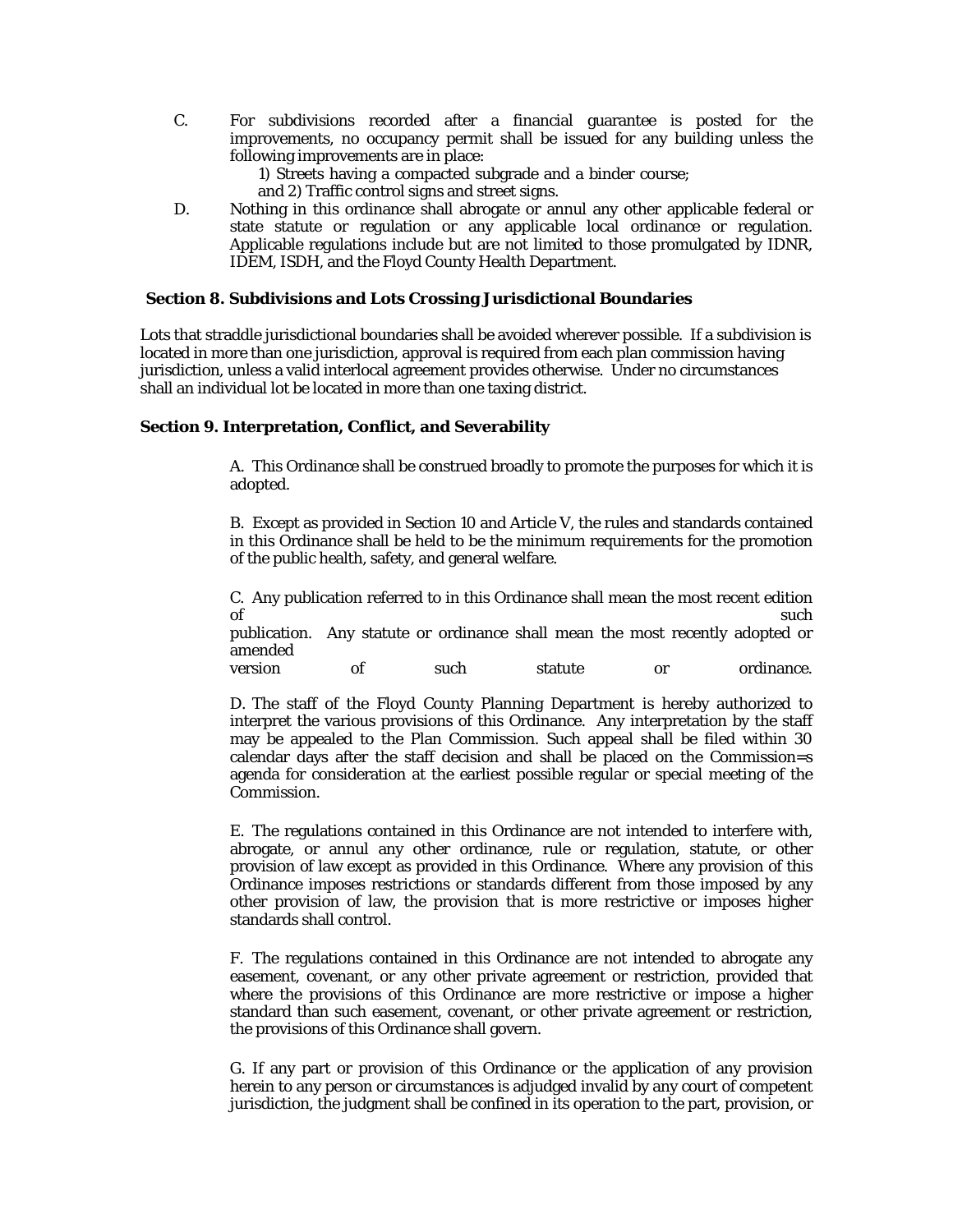C. For subdivisions recorded after a financial guarantee is posted for the improvements, no occupancy permit shall be issued for any building unless the following improvements are in place:

   1) Streets having a compacted subgrade and a binder course;
   and 2) Traffic control signs and street signs.

D. Nothing in this ordinance shall abrogate or annul any other applicable federal or state statute or regulation or any applicable local ordinance or regulation. Applicable regulations include but are not limited to those promulgated by IDNR, IDEM, ISDH, and the Floyd County Health Department.

**Section 8. Subdivisions and Lots Crossing Jurisdictional Boundaries**

Lots that straddle jurisdictional boundaries shall be avoided wherever possible. If a subdivision is located in more than one jurisdiction, approval is required from each plan commission having jurisdiction, unless a valid interlocal agreement provides otherwise. Under no circumstances shall an individual lot be located in more than one taxing district.

**Section 9. Interpretation, Conflict, and Severability**

A. This Ordinance shall be construed broadly to promote the purposes for which it is adopted.

B. Except as provided in Section 10 and Article V, the rules and standards contained in this Ordinance shall be held to be the minimum requirements for the promotion of the public health, safety, and general welfare.

C. Any publication referred to in this Ordinance shall mean the most recent edition of such publication. Any statute or ordinance shall mean the most recently adopted or amended version of such statute or ordinance.

D. The staff of the Floyd County Planning Department is hereby authorized to interpret the various provisions of this Ordinance. Any interpretation by the staff may be appealed to the Plan Commission. Such appeal shall be filed within 30 calendar days after the staff decision and shall be placed on the Commission=s agenda for consideration at the earliest possible regular or special meeting of the Commission.

E. The regulations contained in this Ordinance are not intended to interfere with, abrogate, or annul any other ordinance, rule or regulation, statute, or other provision of law except as provided in this Ordinance. Where any provision of this Ordinance imposes restrictions or standards different from those imposed by any other provision of law, the provision that is more restrictive or imposes higher standards shall control.

F. The regulations contained in this Ordinance are not intended to abrogate any easement, covenant, or any other private agreement or restriction, provided that where the provisions of this Ordinance are more restrictive or impose a higher standard than such easement, covenant, or other private agreement or restriction, the provisions of this Ordinance shall govern.

G. If any part or provision of this Ordinance or the application of any provision herein to any person or circumstances is adjudged invalid by any court of competent jurisdiction, the judgment shall be confined in its operation to the part, provision, or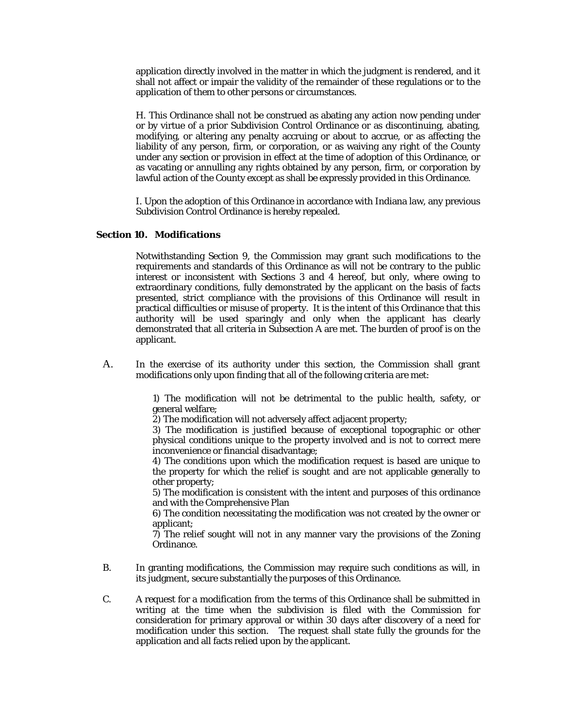application directly involved in the matter in which the judgment is rendered, and it shall not affect or impair the validity of the remainder of these regulations or to the application of them to other persons or circumstances.

H. This Ordinance shall not be construed as abating any action now pending under or by virtue of a prior Subdivision Control Ordinance or as discontinuing, abating, modifying, or altering any penalty accruing or about to accrue, or as affecting the liability of any person, firm, or corporation, or as waiving any right of the County under any section or provision in effect at the time of adoption of this Ordinance, or as vacating or annulling any rights obtained by any person, firm, or corporation by lawful action of the County except as shall be expressly provided in this Ordinance.

I. Upon the adoption of this Ordinance in accordance with Indiana law, any previous Subdivision Control Ordinance is hereby repealed.

### Section 10. Modifications

Notwithstanding Section 9, the Commission may grant such modifications to the requirements and standards of this Ordinance as will not be contrary to the public interest or inconsistent with Sections 3 and 4 hereof, but only, where owing to extraordinary conditions, fully demonstrated by the applicant on the basis of facts presented, strict compliance with the provisions of this Ordinance will result in practical difficulties or misuse of property. It is the intent of this Ordinance that this authority will be used sparingly and only when the applicant has clearly demonstrated that all criteria in Subsection A are met. The burden of proof is on the applicant.

A. In the exercise of its authority under this section, the Commission shall grant modifications only upon finding that all of the following criteria are met:

1) The modification will not be detrimental to the public health, safety, or general welfare;
2) The modification will not adversely affect adjacent property;
3) The modification is justified because of exceptional topographic or other physical conditions unique to the property involved and is not to correct mere inconvenience or financial disadvantage;
4) The conditions upon which the modification request is based are unique to the property for which the relief is sought and are not applicable generally to other property;
5) The modification is consistent with the intent and purposes of this ordinance and with the Comprehensive Plan
6) The condition necessitating the modification was not created by the owner or applicant;
7) The relief sought will not in any manner vary the provisions of the Zoning Ordinance.

B. In granting modifications, the Commission may require such conditions as will, in its judgment, secure substantially the purposes of this Ordinance.

C. A request for a modification from the terms of this Ordinance shall be submitted in writing at the time when the subdivision is filed with the Commission for consideration for primary approval or within 30 days after discovery of a need for modification under this section. The request shall state fully the grounds for the application and all facts relied upon by the applicant.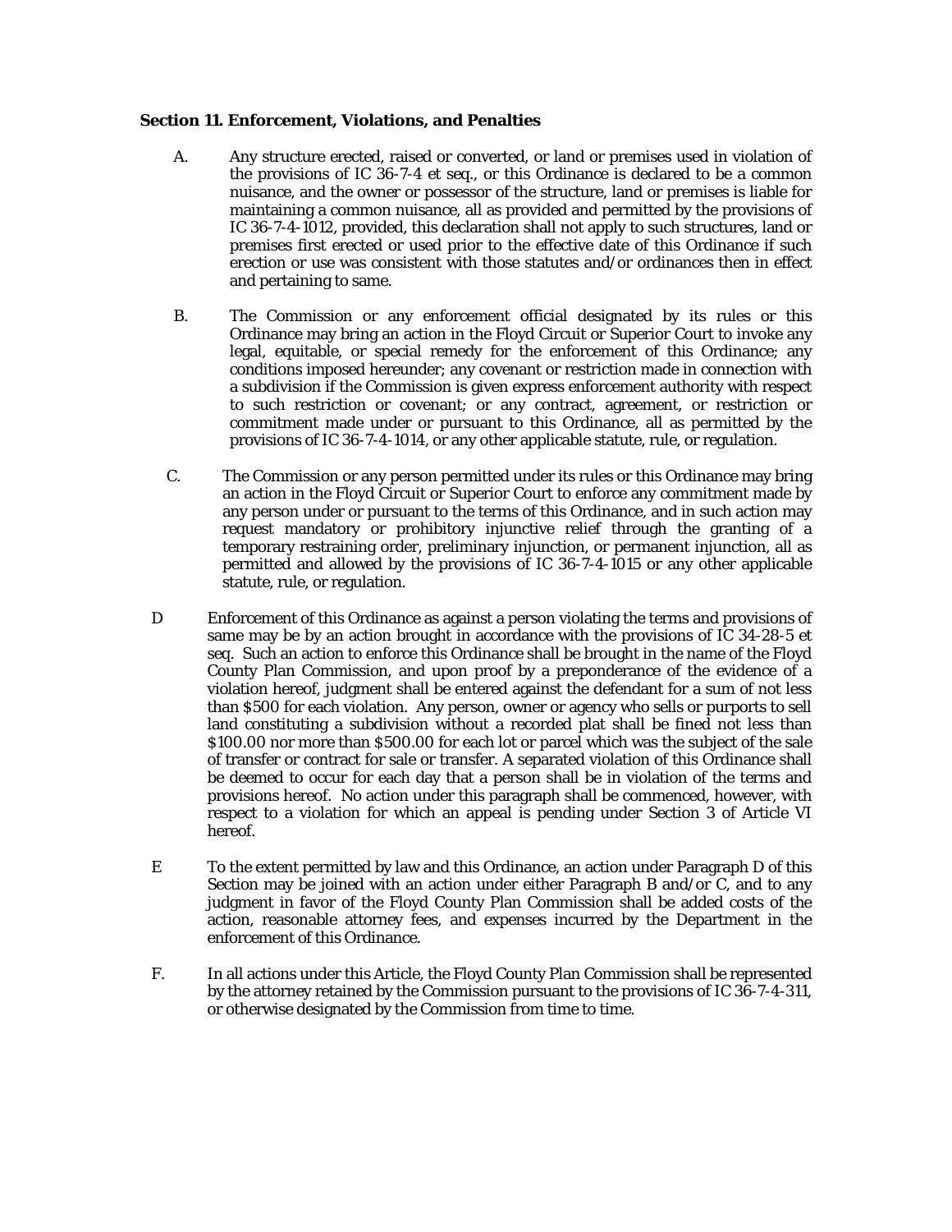**Section 11. Enforcement, Violations, and Penalties**

A. Any structure erected, raised or converted, or land or premises used in violation of the provisions of IC 36-7-4 et seq., or this Ordinance is declared to be a common nuisance, and the owner or possessor of the structure, land or premises is liable for maintaining a common nuisance, all as provided and permitted by the provisions of IC 36-7-4-1012, provided, this declaration shall not apply to such structures, land or premises first erected or used prior to the effective date of this Ordinance if such erection or use was consistent with those statutes and/or ordinances then in effect and pertaining to same.

B. The Commission or any enforcement official designated by its rules or this Ordinance may bring an action in the Floyd Circuit or Superior Court to invoke any legal, equitable, or special remedy for the enforcement of this Ordinance; any conditions imposed hereunder; any covenant or restriction made in connection with a subdivision if the Commission is given express enforcement authority with respect to such restriction or covenant; or any contract, agreement, or restriction or commitment made under or pursuant to this Ordinance, all as permitted by the provisions of IC 36-7-4-1014, or any other applicable statute, rule, or regulation.

C. The Commission or any person permitted under its rules or this Ordinance may bring an action in the Floyd Circuit or Superior Court to enforce any commitment made by any person under or pursuant to the terms of this Ordinance, and in such action may request mandatory or prohibitory injunctive relief through the granting of a temporary restraining order, preliminary injunction, or permanent injunction, all as permitted and allowed by the provisions of IC 36-7-4-1015 or any other applicable statute, rule, or regulation.

D Enforcement of this Ordinance as against a person violating the terms and provisions of same may be by an action brought in accordance with the provisions of IC 34-28-5 et seq. Such an action to enforce this Ordinance shall be brought in the name of the Floyd County Plan Commission, and upon proof by a preponderance of the evidence of a violation hereof, judgment shall be entered against the defendant for a sum of not less than $500 for each violation. Any person, owner or agency who sells or purports to sell land constituting a subdivision without a recorded plat shall be fined not less than $100.00 nor more than $500.00 for each lot or parcel which was the subject of the sale of transfer or contract for sale or transfer. A separated violation of this Ordinance shall be deemed to occur for each day that a person shall be in violation of the terms and provisions hereof. No action under this paragraph shall be commenced, however, with respect to a violation for which an appeal is pending under Section 3 of Article VI hereof.

E To the extent permitted by law and this Ordinance, an action under Paragraph D of this Section may be joined with an action under either Paragraph B and/or C, and to any judgment in favor of the Floyd County Plan Commission shall be added costs of the action, reasonable attorney fees, and expenses incurred by the Department in the enforcement of this Ordinance.

F. In all actions under this Article, the Floyd County Plan Commission shall be represented by the attorney retained by the Commission pursuant to the provisions of IC 36-7-4-311, or otherwise designated by the Commission from time to time.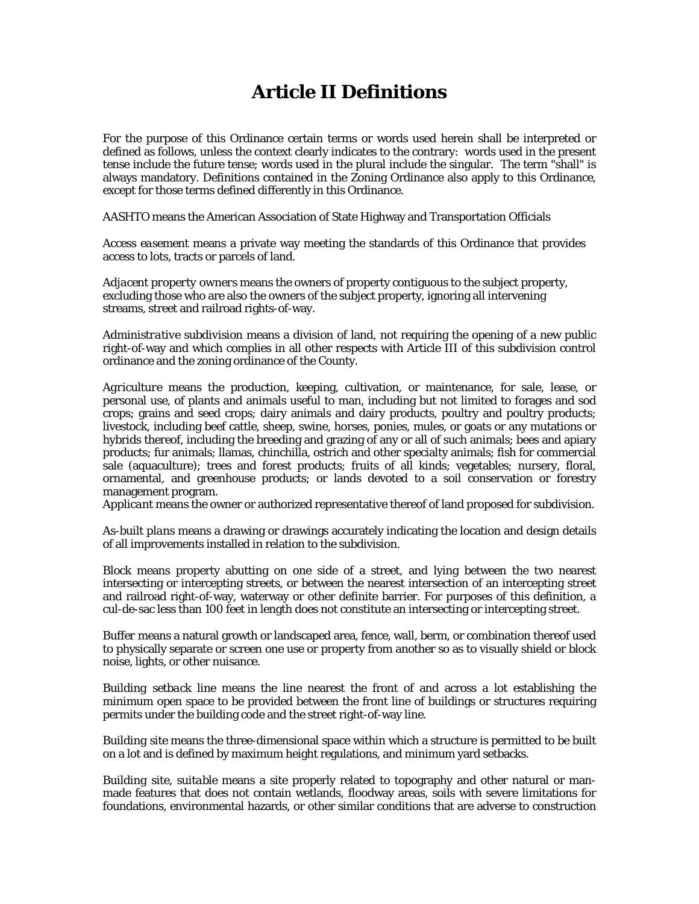# Article II Definitions

For the purpose of this Ordinance certain terms or words used herein shall be interpreted or defined as follows, unless the context clearly indicates to the contrary: words used in the present tense include the future tense; words used in the plural include the singular. The term "shall" is always mandatory. Definitions contained in the Zoning Ordinance also apply to this Ordinance, except for those terms defined differently in this Ordinance.

AASHTO means the American Association of State Highway and Transportation Officials

*Access easement* means a private way meeting the standards of this Ordinance that provides access to lots, tracts or parcels of land.

*Adjacent property owners* means the owners of property contiguous to the subject property, excluding those who are also the owners of the subject property, ignoring all intervening streams, street and railroad rights-of-way.

*Administrative subdivision* means a division of land, not requiring the opening of a new public right-of-way and which complies in all other respects with Article III of this subdivision control ordinance and the zoning ordinance of the County.

*Agriculture* means the production, keeping, cultivation, or maintenance, for sale, lease, or personal use, of plants and animals useful to man, including but not limited to forages and sod crops; grains and seed crops; dairy animals and dairy products, poultry and poultry products; livestock, including beef cattle, sheep, swine, horses, ponies, mules, or goats or any mutations or hybrids thereof, including the breeding and grazing of any or all of such animals; bees and apiary products; fur animals; llamas, chinchilla, ostrich and other specialty animals; fish for commercial sale (aquaculture); trees and forest products; fruits of all kinds; vegetables; nursery, floral, ornamental, and greenhouse products; or lands devoted to a soil conservation or forestry management program.

*Applicant* means the owner or authorized representative thereof of land proposed for subdivision.

*As-built plans* means a drawing or drawings accurately indicating the location and design details of all improvements installed in relation to the subdivision.

*Block* means property abutting on one side of a street, and lying between the two nearest intersecting or intercepting streets, or between the nearest intersection of an intercepting street and railroad right-of-way, waterway or other definite barrier. For purposes of this definition, a cul-de-sac less than 100 feet in length does not constitute an intersecting or intercepting street.

*Buffer* means a natural growth or landscaped area, fence, wall, berm, or combination thereof used to physically separate or screen one use or property from another so as to visually shield or block noise, lights, or other nuisance.

*Building setback line* means the line nearest the front of and across a lot establishing the minimum open space to be provided between the front line of buildings or structures requiring permits under the building code and the street right-of-way line.

*Building site* means the three-dimensional space within which a structure is permitted to be built on a lot and is defined by maximum height regulations, and minimum yard setbacks.

*Building site, suitable* means a site properly related to topography and other natural or man-made features that does not contain wetlands, floodway areas, soils with severe limitations for foundations, environmental hazards, or other similar conditions that are adverse to construction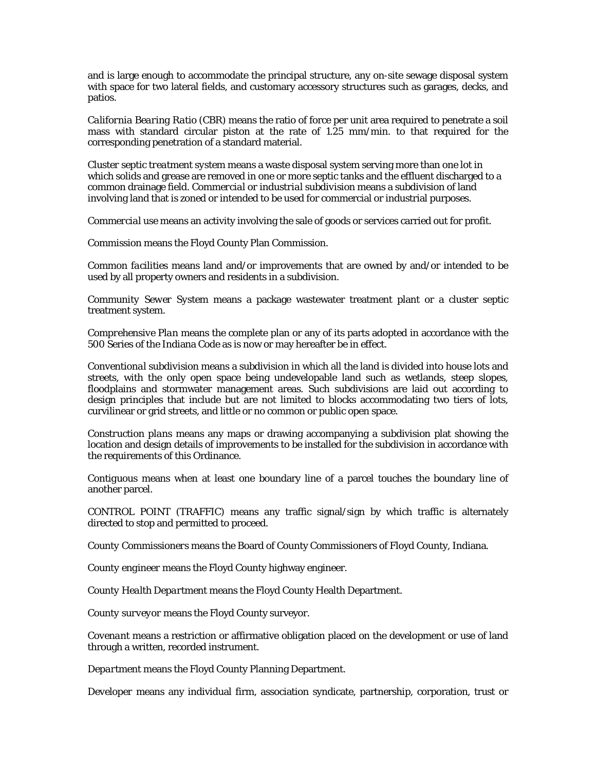and is large enough to accommodate the principal structure, any on-site sewage disposal system with space for two lateral fields, and customary accessory structures such as garages, decks, and patios.

*California Bearing Ratio* (CBR) means the ratio of force per unit area required to penetrate a soil mass with standard circular piston at the rate of 1.25 mm/min. to that required for the corresponding penetration of a standard material.

*Cluster septic treatment system* means a waste disposal system serving more than one lot in which solids and grease are removed in one or more septic tanks and the effluent discharged to a common drainage field. *Commercial or industrial subdivision* means a subdivision of land involving land that is zoned or intended to be used for commercial or industrial purposes.

*Commercial use* means an activity involving the sale of goods or services carried out for profit.

*Commission* means the Floyd County Plan Commission.

*Common facilities* means land and/or improvements that are owned by and/or intended to be used by all property owners and residents in a subdivision.

*Community Sewer System* means a package wastewater treatment plant or a cluster septic treatment system.

*Comprehensive Plan* means the complete plan or any of its parts adopted in accordance with the 500 Series of the Indiana Code as is now or may hereafter be in effect.

*Conventional subdivision* means a subdivision in which all the land is divided into house lots and streets, with the only open space being undevelopable land such as wetlands, steep slopes, floodplains and stormwater management areas. Such subdivisions are laid out according to design principles that include but are not limited to blocks accommodating two tiers of lots, curvilinear or grid streets, and little or no common or public open space.

*Construction plans* means any maps or drawing accompanying a subdivision plat showing the location and design details of improvements to be installed for the subdivision in accordance with the requirements of this Ordinance.

*Contiguous* means when at least one boundary line of a parcel touches the boundary line of another parcel.

*CONTROL POINT (TRAFFIC)* means any traffic signal/sign by which traffic is alternately directed to stop and permitted to proceed.

*County Commissioners* means the Board of County Commissioners of Floyd County, Indiana.

*County engineer* means the Floyd County highway engineer.

*County Health Department* means the Floyd County Health Department.

*County surveyor* means the Floyd County surveyor.

*Covenant* means a restriction or affirmative obligation placed on the development or use of land through a written, recorded instrument.

*Department* means the Floyd County Planning Department.

*Developer* means any individual firm, association syndicate, partnership, corporation, trust or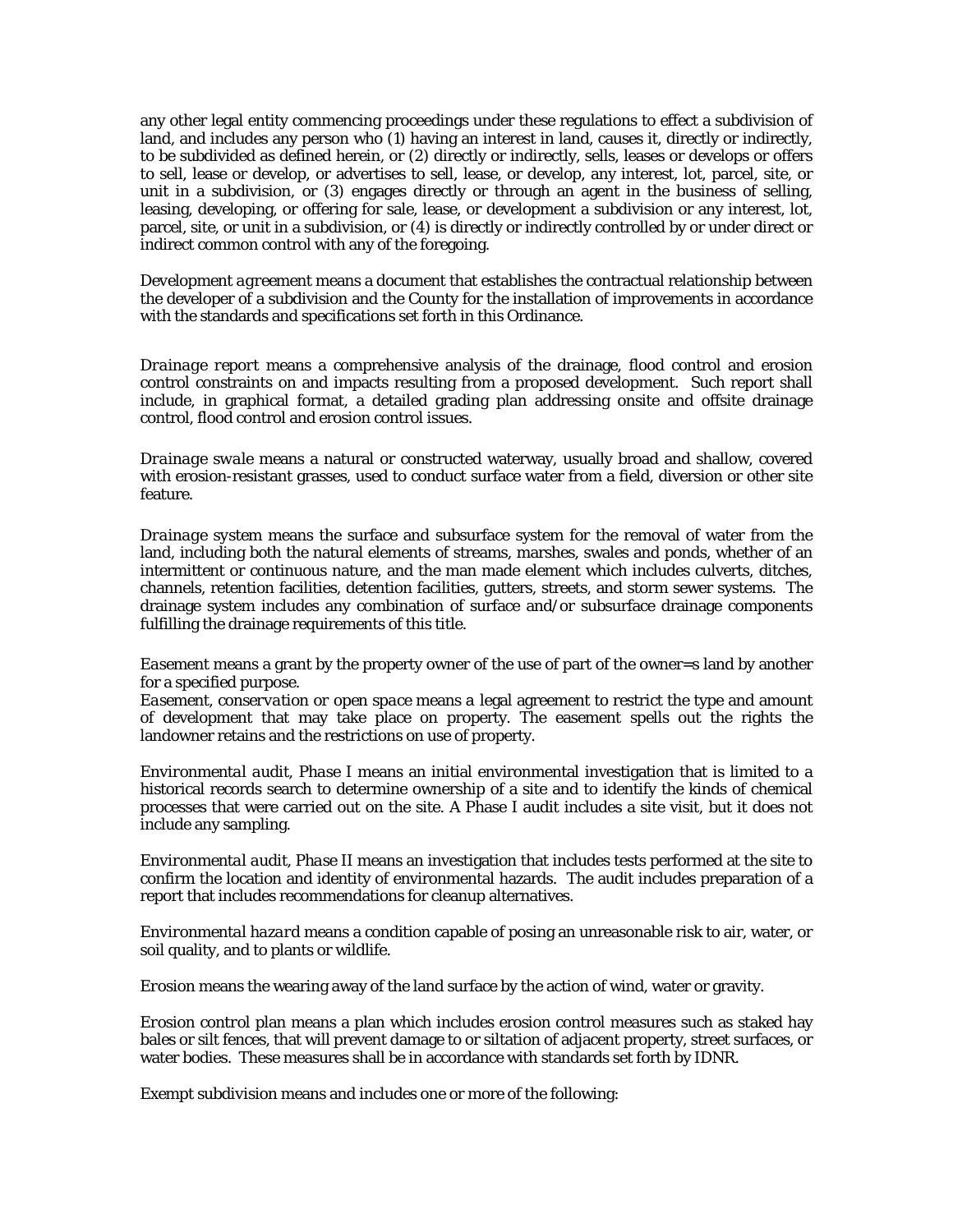any other legal entity commencing proceedings under these regulations to effect a subdivision of land, and includes any person who (1) having an interest in land, causes it, directly or indirectly, to be subdivided as defined herein, or (2) directly or indirectly, sells, leases or develops or offers to sell, lease or develop, or advertises to sell, lease, or develop, any interest, lot, parcel, site, or unit in a subdivision, or (3) engages directly or through an agent in the business of selling, leasing, developing, or offering for sale, lease, or development a subdivision or any interest, lot, parcel, site, or unit in a subdivision, or (4) is directly or indirectly controlled by or under direct or indirect common control with any of the foregoing.

*Development agreement* means a document that establishes the contractual relationship between the developer of a subdivision and the County for the installation of improvements in accordance with the standards and specifications set forth in this Ordinance.

*Drainage report* means a comprehensive analysis of the drainage, flood control and erosion control constraints on and impacts resulting from a proposed development. Such report shall include, in graphical format, a detailed grading plan addressing onsite and offsite drainage control, flood control and erosion control issues.

*Drainage swale* means a natural or constructed waterway, usually broad and shallow, covered with erosion-resistant grasses, used to conduct surface water from a field, diversion or other site feature.

*Drainage system* means the surface and subsurface system for the removal of water from the land, including both the natural elements of streams, marshes, swales and ponds, whether of an intermittent or continuous nature, and the man made element which includes culverts, ditches, channels, retention facilities, detention facilities, gutters, streets, and storm sewer systems. The drainage system includes any combination of surface and/or subsurface drainage components fulfilling the drainage requirements of this title.

*Easement* means a grant by the property owner of the use of part of the owner=s land by another for a specified purpose.
*Easement, conservation or open space* means a legal agreement to restrict the type and amount of development that may take place on property. The easement spells out the rights the landowner retains and the restrictions on use of property.

*Environmental audit, Phase I* means an initial environmental investigation that is limited to a historical records search to determine ownership of a site and to identify the kinds of chemical processes that were carried out on the site. A Phase I audit includes a site visit, but it does not include any sampling.

*Environmental audit, Phase II* means an investigation that includes tests performed at the site to confirm the location and identity of environmental hazards. The audit includes preparation of a report that includes recommendations for cleanup alternatives.

*Environmental hazard* means a condition capable of posing an unreasonable risk to air, water, or soil quality, and to plants or wildlife.

*Erosion* means the wearing away of the land surface by the action of wind, water or gravity.

*Erosion control plan* means a plan which includes erosion control measures such as staked hay bales or silt fences, that will prevent damage to or siltation of adjacent property, street surfaces, or water bodies. These measures shall be in accordance with standards set forth by IDNR.

Exempt subdivision means and includes one or more of the following: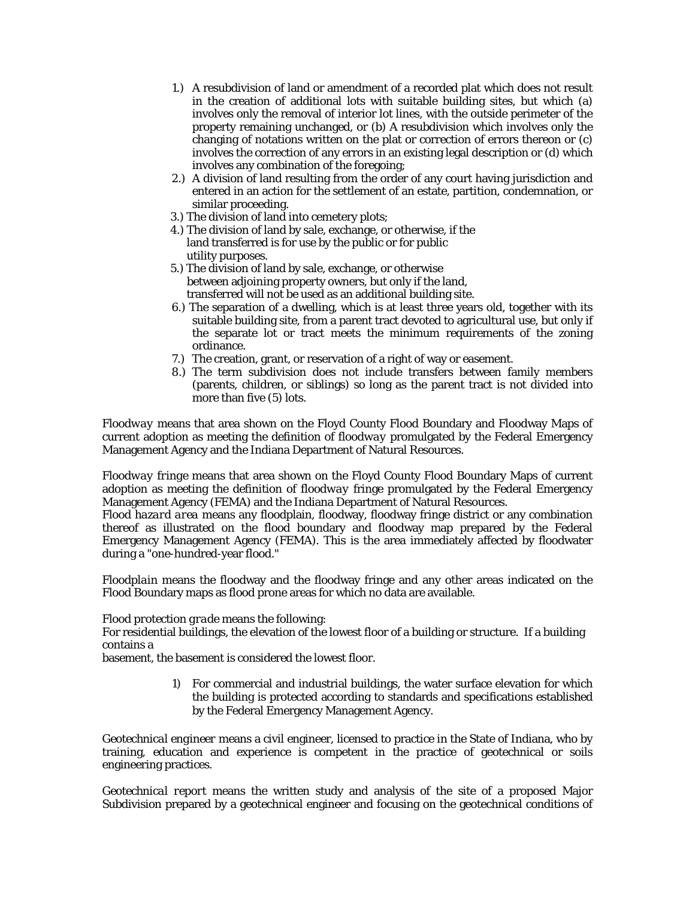1.) A resubdivision of land or amendment of a recorded plat which does not result in the creation of additional lots with suitable building sites, but which (a) involves only the removal of interior lot lines, with the outside perimeter of the property remaining unchanged, or (b) A resubdivision which involves only the changing of notations written on the plat or correction of errors thereon or (c) involves the correction of any errors in an existing legal description or (d) which involves any combination of the foregoing;

2.) A division of land resulting from the order of any court having jurisdiction and entered in an action for the settlement of an estate, partition, condemnation, or similar proceeding.

3.) The division of land into cemetery plots;

4.) The division of land by sale, exchange, or otherwise, if the land transferred is for use by the public or for public utility purposes.

5.) The division of land by sale, exchange, or otherwise between adjoining property owners, but only if the land, transferred will not be used as an additional building site.

6.) The separation of a dwelling, which is at least three years old, together with its suitable building site, from a parent tract devoted to agricultural use, but only if the separate lot or tract meets the minimum requirements of the zoning ordinance.

7.) The creation, grant, or reservation of a right of way or easement.

8.) The term subdivision does not include transfers between family members (parents, children, or siblings) so long as the parent tract is not divided into more than five (5) lots.

*Floodway* means that area shown on the Floyd County Flood Boundary and Floodway Maps of current adoption as meeting the definition of *floodway* promulgated by the Federal Emergency Management Agency and the Indiana Department of Natural Resources.

*Floodway fringe* means that area shown on the Floyd County Flood Boundary Maps of current adoption as meeting the definition of *floodway fringe* promulgated by the Federal Emergency Management Agency (FEMA) and the Indiana Department of Natural Resources.

*Flood hazard area* means any floodplain, floodway, floodway fringe district or any combination thereof as illustrated on the flood boundary and floodway map prepared by the Federal Emergency Management Agency (FEMA). This is the area immediately affected by floodwater during a "one-hundred-year flood."

*Floodplain* means the floodway and the floodway fringe and any other areas indicated on the Flood Boundary maps as flood prone areas for which no data are available.

*Flood protection grade* means the following:

For residential buildings, the elevation of the lowest floor of a building or structure. If a building contains a basement, the basement is considered the lowest floor.

1) For commercial and industrial buildings, the water surface elevation for which the building is protected according to standards and specifications established by the Federal Emergency Management Agency.

*Geotechnical engineer* means a civil engineer, licensed to practice in the State of Indiana, who by training, education and experience is competent in the practice of geotechnical or soils engineering practices.

*Geotechnical report* means the written study and analysis of the site of a proposed Major Subdivision prepared by a geotechnical engineer and focusing on the geotechnical conditions of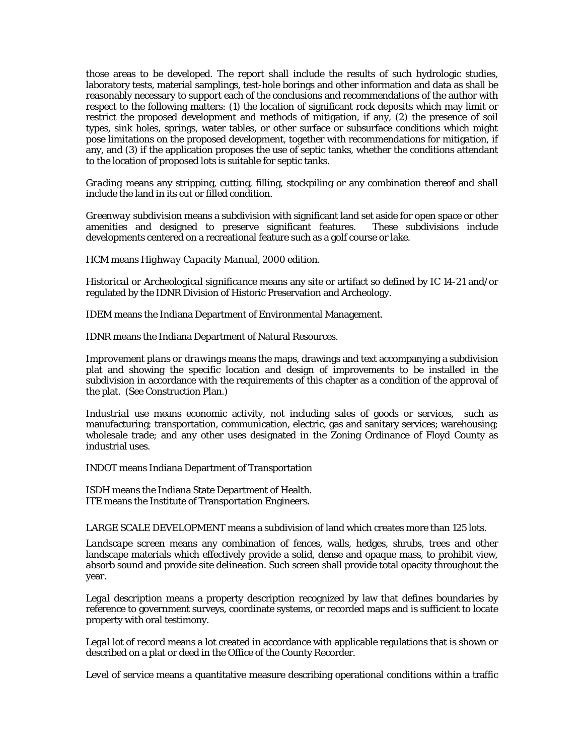those areas to be developed. The report shall include the results of such hydrologic studies, laboratory tests, material samplings, test-hole borings and other information and data as shall be reasonably necessary to support each of the conclusions and recommendations of the author with respect to the following matters: (1) the location of significant rock deposits which may limit or restrict the proposed development and methods of mitigation, if any, (2) the presence of soil types, sink holes, springs, water tables, or other surface or subsurface conditions which might pose limitations on the proposed development, together with recommendations for mitigation, if any, and (3) if the application proposes the use of septic tanks, whether the conditions attendant to the location of proposed lots is suitable for septic tanks.

*Grading* means any stripping, cutting, filling, stockpiling or any combination thereof and shall include the land in its cut or filled condition.

*Greenway* subdivision means a subdivision with significant land set aside for open space or other amenities and designed to preserve significant features. These subdivisions include developments centered on a recreational feature such as a golf course or lake.

*HCM* means *Highway Capacity Manual, 2000* edition.

*Historical or Archeological significance* means any site or artifact so defined by IC 14-21 and/or regulated by the IDNR Division of Historic Preservation and Archeology.

IDEM means the Indiana Department of Environmental Management.

IDNR means the Indiana Department of Natural Resources.

*Improvement plans or drawings* means the maps, drawings and text accompanying a subdivision plat and showing the specific location and design of improvements to be installed in the subdivision in accordance with the requirements of this chapter as a condition of the approval of the plat. (See Construction Plan.)

*Industrial* use means economic activity, not including sales of goods or services, such as manufacturing; transportation, communication, electric, gas and sanitary services; warehousing; wholesale trade; and any other uses designated in the Zoning Ordinance of Floyd County as industrial uses.

INDOT means Indiana Department of Transportation

ISDH means the Indiana State Department of Health.
ITE means the Institute of Transportation Engineers.

LARGE SCALE DEVELOPMENT means a subdivision of land which creates more than 125 lots.

*Landscape screen* means any combination of fences, walls, hedges, shrubs, trees and other landscape materials which effectively provide a solid, dense and opaque mass, to prohibit view, absorb sound and provide site delineation. Such screen shall provide total opacity throughout the year.

*Legal description* means a property description recognized by law that defines boundaries by reference to government surveys, coordinate systems, or recorded maps and is sufficient to locate property with oral testimony.

*Legal lot of record* means a lot created in accordance with applicable regulations that is shown or described on a plat or deed in the Office of the County Recorder.

*Level of service* means a quantitative measure describing operational conditions within a traffic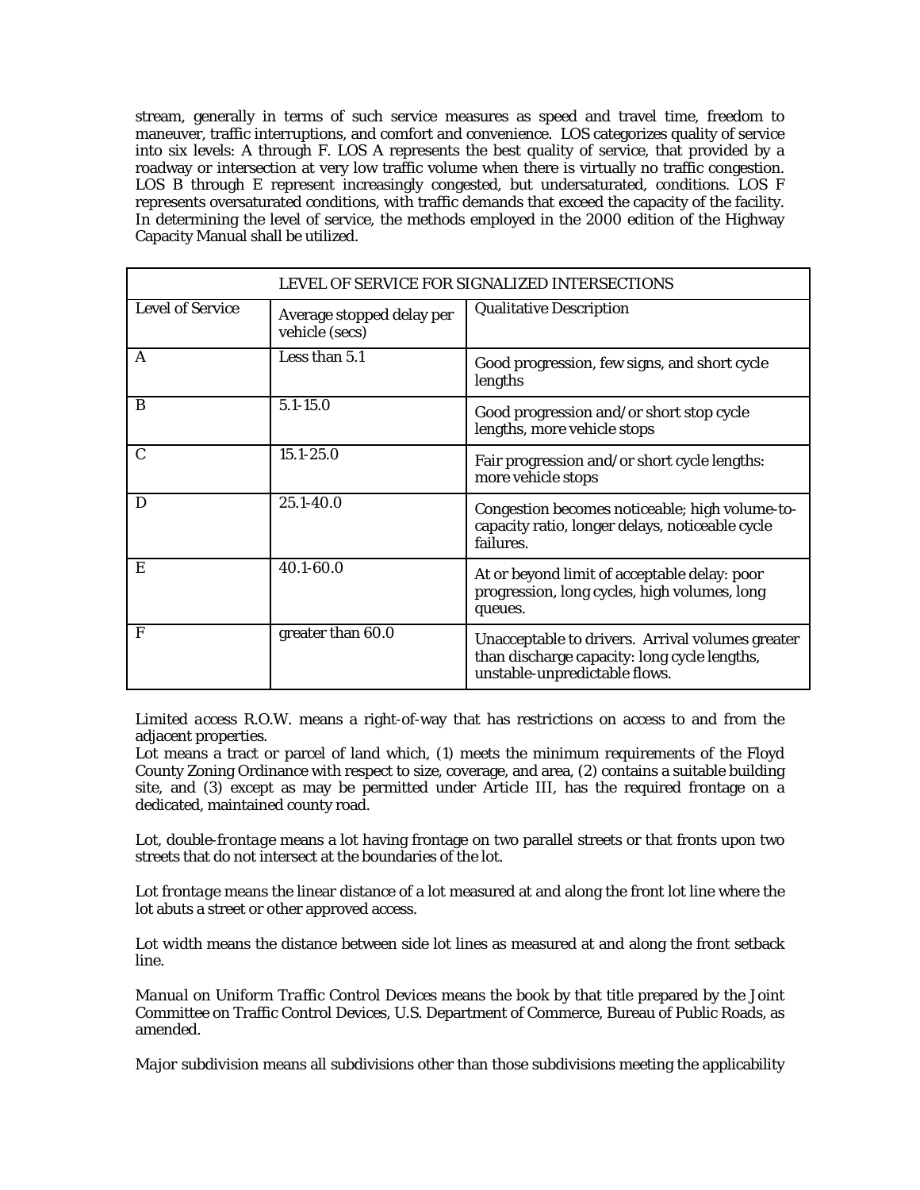stream, generally in terms of such service measures as speed and travel time, freedom to maneuver, traffic interruptions, and comfort and convenience. LOS categorizes quality of service into six levels: A through F. LOS A represents the best quality of service, that provided by a roadway or intersection at very low traffic volume when there is virtually no traffic congestion. LOS B through E represent increasingly congested, but undersaturated, conditions. LOS F represents oversaturated conditions, with traffic demands that exceed the capacity of the facility. In determining the level of service, the methods employed in the 2000 edition of the Highway Capacity Manual shall be utilized.

| LEVEL OF SERVICE FOR SIGNALIZED INTERSECTIONS | | |
|---|---|---|
| Level of Service | Average stopped delay per vehicle (secs) | Qualitative Description |
| A | Less than 5.1 | Good progression, few signs, and short cycle lengths |
| B | 5.1-15.0 | Good progression and/or short stop cycle lengths, more vehicle stops |
| C | 15.1-25.0 | Fair progression and/or short cycle lengths: more vehicle stops |
| D | 25.1-40.0 | Congestion becomes noticeable; high volume-to-capacity ratio, longer delays, noticeable cycle failures. |
| E | 40.1-60.0 | At or beyond limit of acceptable delay: poor progression, long cycles, high volumes, long queues. |
| F | greater than 60.0 | Unacceptable to drivers. Arrival volumes greater than discharge capacity: long cycle lengths, unstable-unpredictable flows. |

*Limited access R.O.W.* means a right-of-way that has restrictions on access to and from the adjacent properties.
*Lot* means a tract or parcel of land which, (1) meets the minimum requirements of the Floyd County Zoning Ordinance with respect to size, coverage, and area, (2) contains a suitable building site, and (3) except as may be permitted under Article III, has the required frontage on a dedicated, maintained county road.

*Lot, double-frontage* means a lot having frontage on two parallel streets or that fronts upon two streets that do not intersect at the boundaries of the lot.

*Lot frontage* means the linear distance of a lot measured at and along the front lot line where the lot abuts a street or other approved access.

*Lot width* means the distance between side lot lines as measured at and along the front setback line.

*Manual on Uniform Traffic Control Devices* means the book by that title prepared by the Joint Committee on Traffic Control Devices, U.S. Department of Commerce, Bureau of Public Roads, as amended.

*Major subdivision* means all subdivisions other than those subdivisions meeting the applicability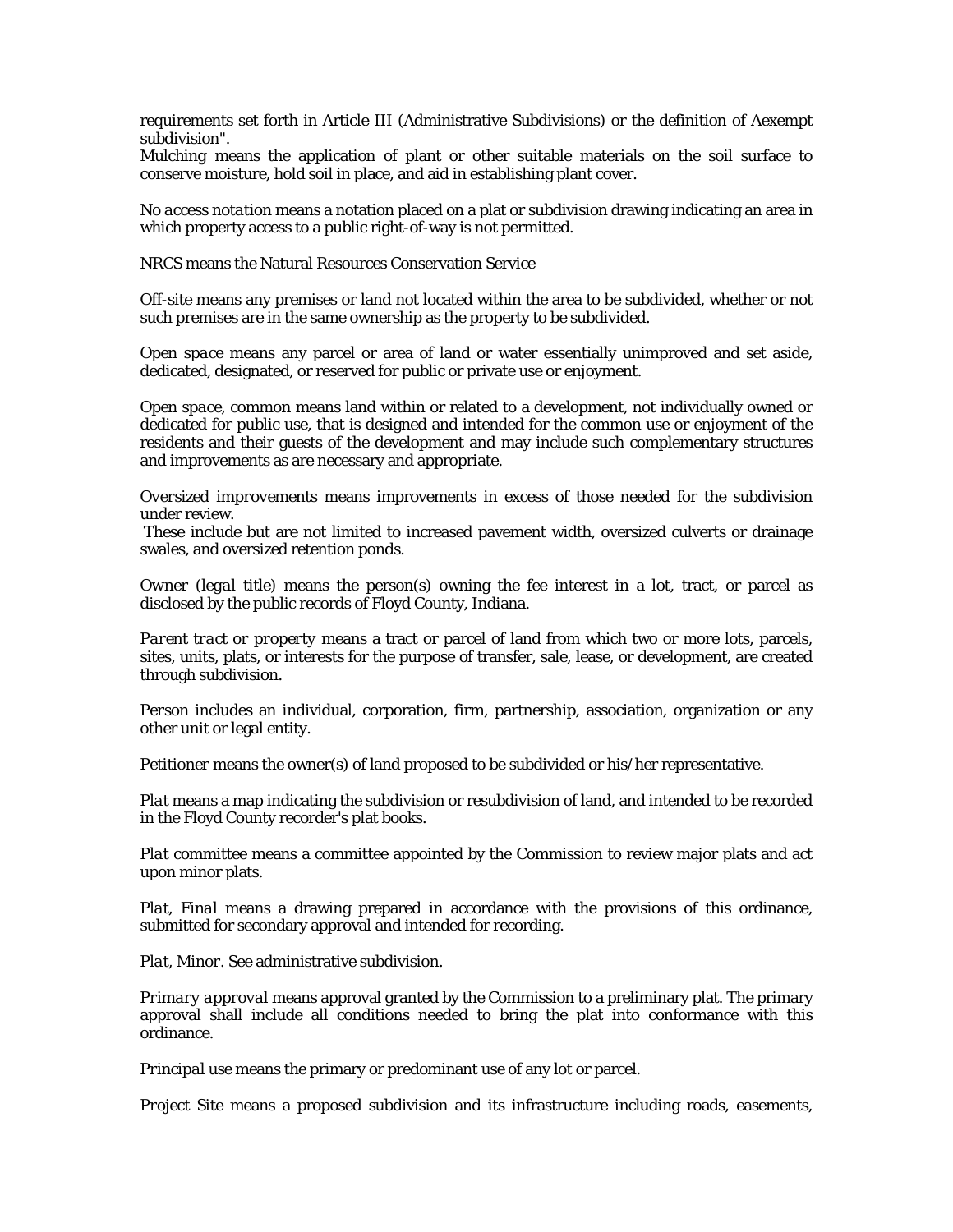requirements set forth in Article III (Administrative Subdivisions) or the definition of Aexempt subdivision".

Mulching means the application of plant or other suitable materials on the soil surface to conserve moisture, hold soil in place, and aid in establishing plant cover.

*No access notation* means a notation placed on a plat or subdivision drawing indicating an area in which property access to a public right-of-way is not permitted.

NRCS means the Natural Resources Conservation Service

Off-site means any premises or land not located within the area to be subdivided, whether or not such premises are in the same ownership as the property to be subdivided.

*Open space* means any parcel or area of land or water essentially unimproved and set aside, dedicated, designated, or reserved for public or private use or enjoyment.

*Open space, common* means land within or related to a development, not individually owned or dedicated for public use, that is designed and intended for the common use or enjoyment of the residents and their guests of the development and may include such complementary structures and improvements as are necessary and appropriate.

*Oversized improvements* means improvements in excess of those needed for the subdivision under review.

These include but are not limited to increased pavement width, oversized culverts or drainage swales, and oversized retention ponds.

*Owner (legal title)* means the person(s) owning the fee interest in a lot, tract, or parcel as disclosed by the public records of Floyd County, Indiana.

*Parent tract or property* means a tract or parcel of land from which two or more lots, parcels, sites, units, plats, or interests for the purpose of transfer, sale, lease, or development, are created through subdivision.

Person includes an individual, corporation, firm, partnership, association, organization or any other unit or legal entity.

Petitioner means the owner(s) of land proposed to be subdivided or his/her representative.

*Plat* means a map indicating the subdivision or resubdivision of land, and intended to be recorded in the Floyd County recorder's plat books.

*Plat committee* means a committee appointed by the Commission to review major plats and act upon minor plats.

*Plat, Final* means a drawing prepared in accordance with the provisions of this ordinance, submitted for secondary approval and intended for recording.

*Plat, Minor.* See administrative subdivision.

*Primary approval* means approval granted by the Commission to a preliminary plat. The primary approval shall include all conditions needed to bring the plat into conformance with this ordinance.

*Principal use* means the primary or predominant use of any lot or parcel.

*Project Site* means a proposed subdivision and its infrastructure including roads, easements,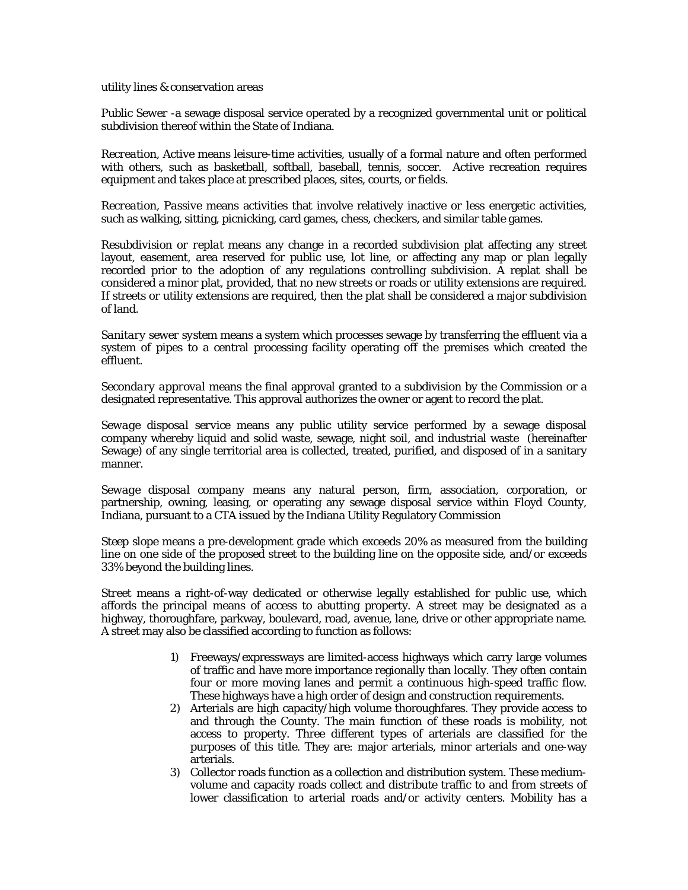utility lines & conservation areas

Public Sewer -a sewage disposal service operated by a recognized governmental unit or political subdivision thereof within the State of Indiana.

*Recreation, Active* means leisure-time activities, usually of a formal nature and often performed with others, such as basketball, softball, baseball, tennis, soccer. Active recreation requires equipment and takes place at prescribed places, sites, courts, or fields.

*Recreation, Passive* means activities that involve relatively inactive or less energetic activities, such as walking, sitting, picnicking, card games, chess, checkers, and similar table games.

*Resubdivision or replat* means any change in a recorded subdivision plat affecting any street layout, easement, area reserved for public use, lot line, or affecting any map or plan legally recorded prior to the adoption of any regulations controlling subdivision. A replat shall be considered a minor plat, provided, that no new streets or roads or utility extensions are required. If streets or utility extensions are required, then the plat shall be considered a major subdivision of land.

*Sanitary sewer system* means a system which processes sewage by transferring the effluent via a system of pipes to a central processing facility operating off the premises which created the effluent.

*Secondary approval* means the final approval granted to a subdivision by the Commission or a designated representative. This approval authorizes the owner or agent to record the plat.

*Sewage disposal service* means any public utility service performed by a sewage disposal company whereby liquid and solid waste, sewage, night soil, and industrial waste (hereinafter Sewage) of any single territorial area is collected, treated, purified, and disposed of in a sanitary manner.

*Sewage disposal company* means any natural person, firm, association, corporation, or partnership, owning, leasing, or operating any sewage disposal service within Floyd County, Indiana, pursuant to a CTA issued by the Indiana Utility Regulatory Commission

Steep slope means a pre-development grade which exceeds 20% as measured from the building line on one side of the proposed street to the building line on the opposite side, and/or exceeds 33% beyond the building lines.

*Street* means a right-of-way dedicated or otherwise legally established for public use, which affords the principal means of access to abutting property. A street may be designated as a highway, thoroughfare, parkway, boulevard, road, avenue, lane, drive or other appropriate name. A street may also be classified according to function as follows:

1) Freeways/expressways are limited-access highways which carry large volumes of traffic and have more importance regionally than locally. They often contain four or more moving lanes and permit a continuous high-speed traffic flow. These highways have a high order of design and construction requirements.
2) Arterials are high capacity/high volume thoroughfares. They provide access to and through the County. The main function of these roads is mobility, not access to property. Three different types of arterials are classified for the purposes of this title. They are: major arterials, minor arterials and one-way arterials.
3) Collector roads function as a collection and distribution system. These medium-volume and capacity roads collect and distribute traffic to and from streets of lower classification to arterial roads and/or activity centers. Mobility has a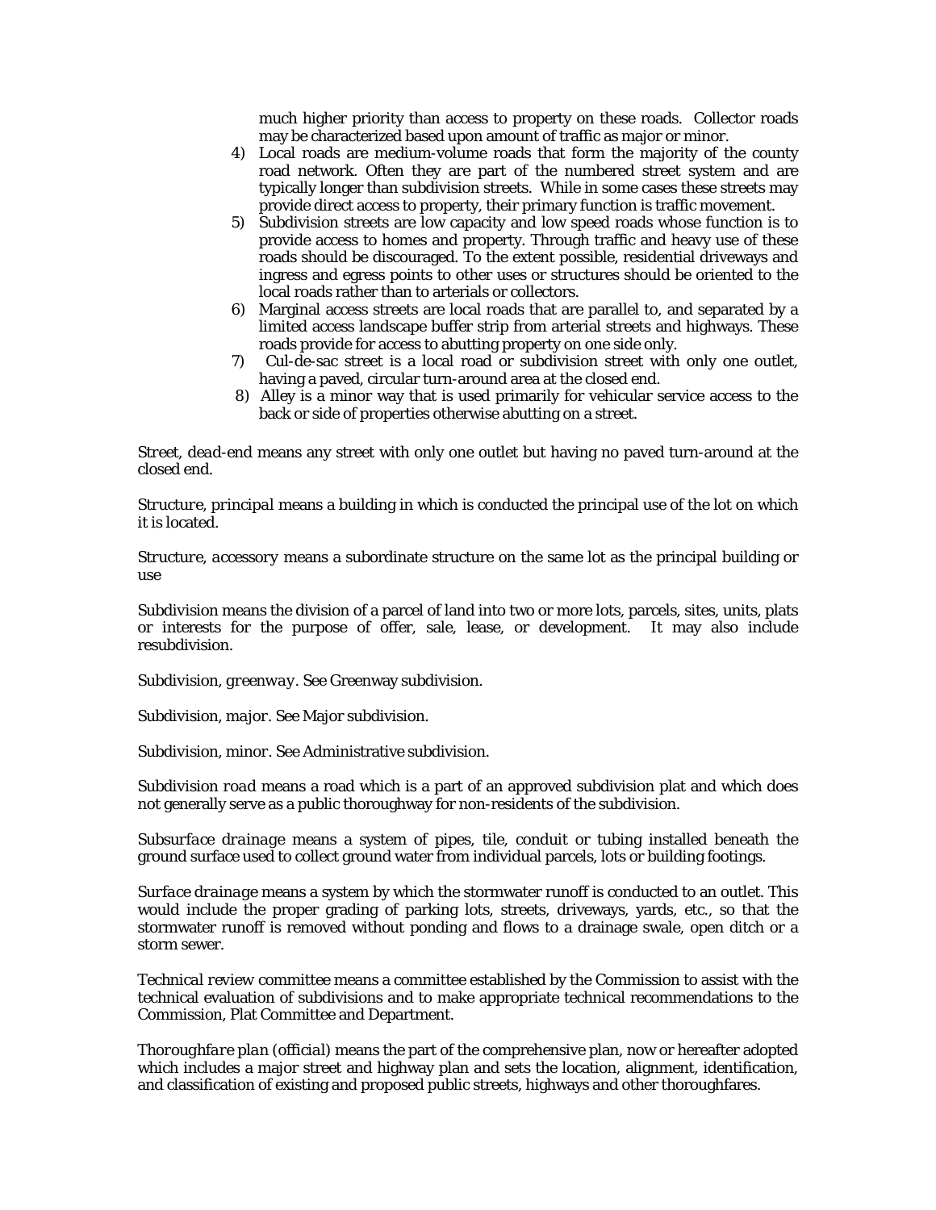much higher priority than access to property on these roads. Collector roads may be characterized based upon amount of traffic as major or minor.

4) Local roads are medium-volume roads that form the majority of the county road network. Often they are part of the numbered street system and are typically longer than subdivision streets. While in some cases these streets may provide direct access to property, their primary function is traffic movement.
5) Subdivision streets are low capacity and low speed roads whose function is to provide access to homes and property. Through traffic and heavy use of these roads should be discouraged. To the extent possible, residential driveways and ingress and egress points to other uses or structures should be oriented to the local roads rather than to arterials or collectors.
6) Marginal access streets are local roads that are parallel to, and separated by a limited access landscape buffer strip from arterial streets and highways. These roads provide for access to abutting property on one side only.
7) Cul-de-sac street is a local road or subdivision street with only one outlet, having a paved, circular turn-around area at the closed end.
8) Alley is a minor way that is used primarily for vehicular service access to the back or side of properties otherwise abutting on a street.

*Street, dead-end* means any street with only one outlet but having no paved turn-around at the closed end.

*Structure, principal* means a building in which is conducted the principal use of the lot on which it is located.

*Structure, accessory* means a subordinate structure on the same lot as the principal building or use

Subdivision means the division of a parcel of land into two or more lots, parcels, sites, units, plats or interests for the purpose of offer, sale, lease, or development. It may also include resubdivision.

*Subdivision, greenway.* See Greenway subdivision.

*Subdivision, major.* See Major subdivision.

*Subdivision, minor.* See Administrative subdivision.

*Subdivision road* means a road which is a part of an approved subdivision plat and which does not generally serve as a public thoroughway for non-residents of the subdivision.

*Subsurface drainage* means a system of pipes, tile, conduit or tubing installed beneath the ground surface used to collect ground water from individual parcels, lots or building footings.

*Surface drainage* means a system by which the stormwater runoff is conducted to an outlet. This would include the proper grading of parking lots, streets, driveways, yards, etc., so that the stormwater runoff is removed without ponding and flows to a drainage swale, open ditch or a storm sewer.

*Technical review committee* means a committee established by the Commission to assist with the technical evaluation of subdivisions and to make appropriate technical recommendations to the Commission, Plat Committee and Department.

*Thoroughfare plan (official)* means the part of the comprehensive plan, now or hereafter adopted which includes a major street and highway plan and sets the location, alignment, identification, and classification of existing and proposed public streets, highways and other thoroughfares.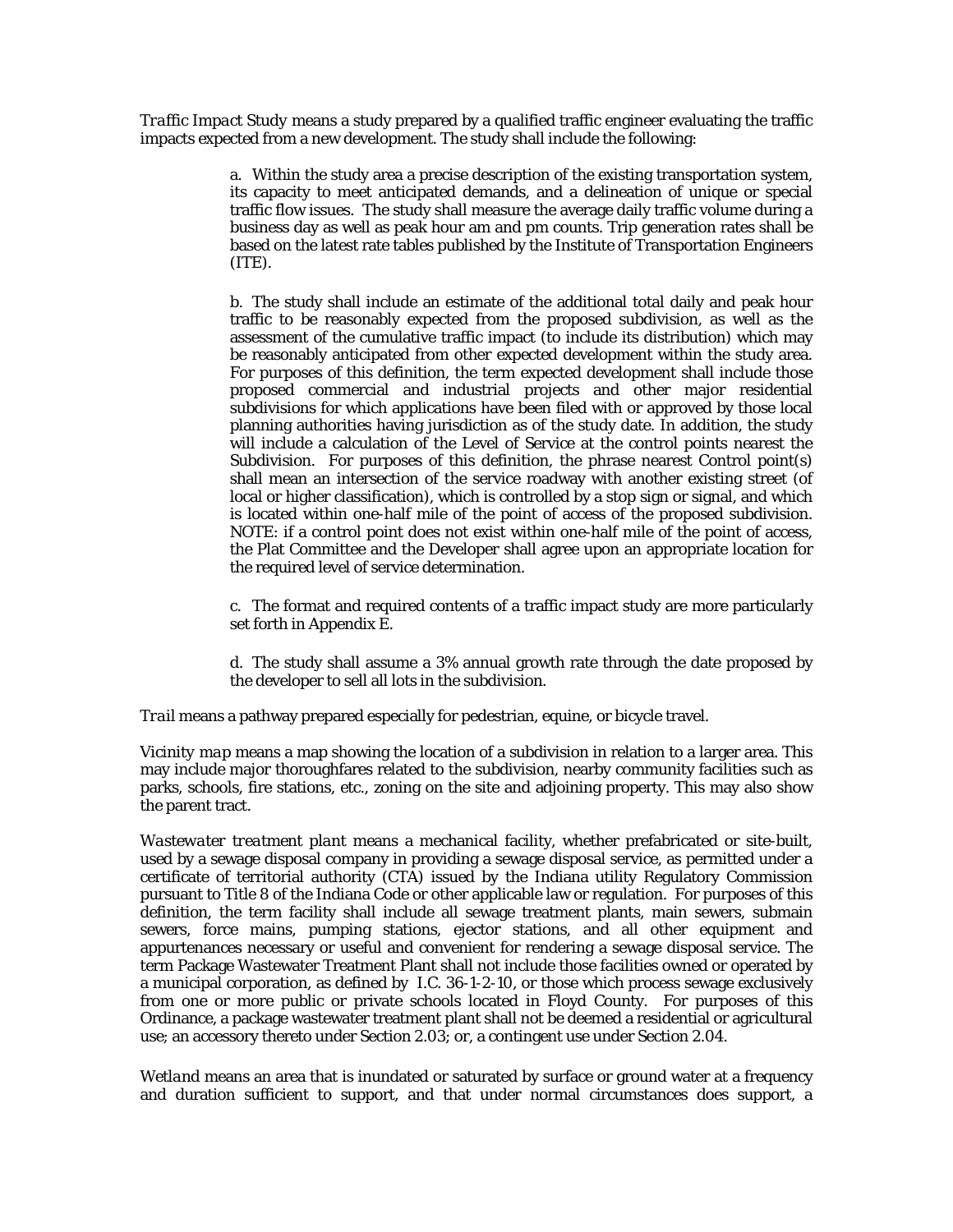*Traffic Impact Study* means a study prepared by a qualified traffic engineer evaluating the traffic impacts expected from a new development. The study shall include the following:

> a. Within the study area a precise description of the existing transportation system, its capacity to meet anticipated demands, and a delineation of unique or special traffic flow issues. The study shall measure the average daily traffic volume during a business day as well as peak hour am and pm counts. Trip generation rates shall be based on the latest rate tables published by the Institute of Transportation Engineers (ITE).
>
> b. The study shall include an estimate of the additional total daily and peak hour traffic to be reasonably expected from the proposed subdivision, as well as the assessment of the cumulative traffic impact (to include its distribution) which may be reasonably anticipated from other expected development within the study area. For purposes of this definition, the term expected development shall include those proposed commercial and industrial projects and other major residential subdivisions for which applications have been filed with or approved by those local planning authorities having jurisdiction as of the study date. In addition, the study will include a calculation of the Level of Service at the control points nearest the Subdivision. For purposes of this definition, the phrase nearest Control point(s) shall mean an intersection of the service roadway with another existing street (of local or higher classification), which is controlled by a stop sign or signal, and which is located within one-half mile of the point of access of the proposed subdivision. NOTE: if a control point does not exist within one-half mile of the point of access, the Plat Committee and the Developer shall agree upon an appropriate location for the required level of service determination.
>
> c. The format and required contents of a traffic impact study are more particularly set forth in Appendix E.
>
> d. The study shall assume a 3% annual growth rate through the date proposed by the developer to sell all lots in the subdivision.

*Trail* means a pathway prepared especially for pedestrian, equine, or bicycle travel.

*Vicinity map* means a map showing the location of a subdivision in relation to a larger area. This may include major thoroughfares related to the subdivision, nearby community facilities such as parks, schools, fire stations, etc., zoning on the site and adjoining property. This may also show the parent tract.

*Wastewater treatment plant* means a mechanical facility, whether prefabricated or site-built, used by a sewage disposal company in providing a sewage disposal service, as permitted under a certificate of territorial authority (CTA) issued by the Indiana utility Regulatory Commission pursuant to Title 8 of the Indiana Code or other applicable law or regulation. For purposes of this definition, the term facility shall include all sewage treatment plants, main sewers, submain sewers, force mains, pumping stations, ejector stations, and all other equipment and appurtenances necessary or useful and convenient for rendering a sewage disposal service. The term Package Wastewater Treatment Plant shall not include those facilities owned or operated by a municipal corporation, as defined by I.C. 36-1-2-10, or those which process sewage exclusively from one or more public or private schools located in Floyd County. For purposes of this Ordinance, a package wastewater treatment plant shall not be deemed a residential or agricultural use; an accessory thereto under Section 2.03; or, a contingent use under Section 2.04.

*Wetland* means an area that is inundated or saturated by surface or ground water at a frequency and duration sufficient to support, and that under normal circumstances does support, a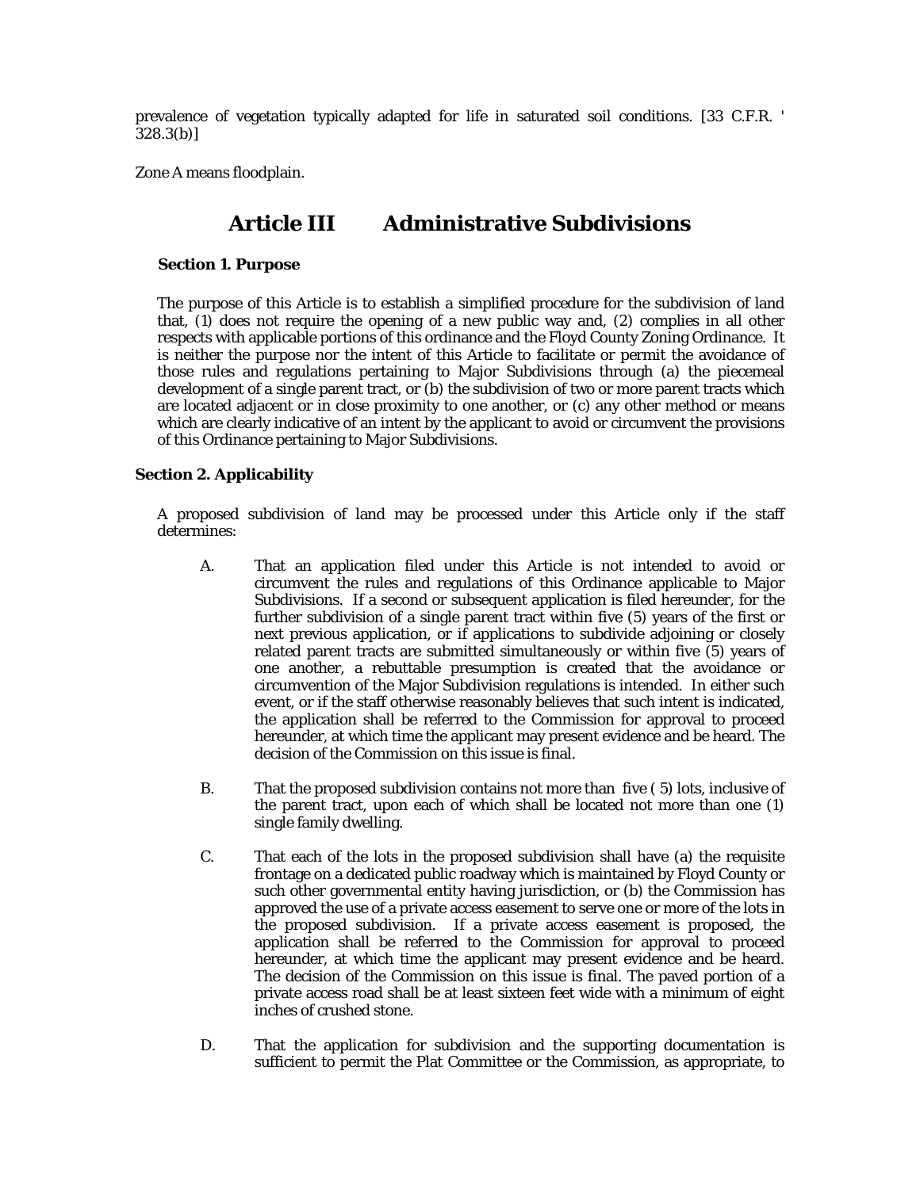prevalence of vegetation typically adapted for life in saturated soil conditions. [33 C.F.R. ' 328.3(b)]

Zone A means floodplain.

# Article III Administrative Subdivisions

### Section 1. Purpose

The purpose of this Article is to establish a simplified procedure for the subdivision of land that, (1) does not require the opening of a new public way and, (2) complies in all other respects with applicable portions of this ordinance and the Floyd County Zoning Ordinance. It is neither the purpose nor the intent of this Article to facilitate or permit the avoidance of those rules and regulations pertaining to Major Subdivisions through (a) the piecemeal development of a single parent tract, or (b) the subdivision of two or more parent tracts which are located adjacent or in close proximity to one another, or (c) any other method or means which are clearly indicative of an intent by the applicant to avoid or circumvent the provisions of this Ordinance pertaining to Major Subdivisions.

### Section 2. Applicability

A proposed subdivision of land may be processed under this Article only if the staff determines:

A. That an application filed under this Article is not intended to avoid or circumvent the rules and regulations of this Ordinance applicable to Major Subdivisions. If a second or subsequent application is filed hereunder, for the further subdivision of a single parent tract within five (5) years of the first or next previous application, or if applications to subdivide adjoining or closely related parent tracts are submitted simultaneously or within five (5) years of one another, a rebuttable presumption is created that the avoidance or circumvention of the Major Subdivision regulations is intended. In either such event, or if the staff otherwise reasonably believes that such intent is indicated, the application shall be referred to the Commission for approval to proceed hereunder, at which time the applicant may present evidence and be heard. The decision of the Commission on this issue is final.

B. That the proposed subdivision contains not more than five ( 5) lots, inclusive of the parent tract, upon each of which shall be located not more than one (1) single family dwelling.

C. That each of the lots in the proposed subdivision shall have (a) the requisite frontage on a dedicated public roadway which is maintained by Floyd County or such other governmental entity having jurisdiction, or (b) the Commission has approved the use of a private access easement to serve one or more of the lots in the proposed subdivision. If a private access easement is proposed, the application shall be referred to the Commission for approval to proceed hereunder, at which time the applicant may present evidence and be heard. The decision of the Commission on this issue is final. The paved portion of a private access road shall be at least sixteen feet wide with a minimum of eight inches of crushed stone.

D. That the application for subdivision and the supporting documentation is sufficient to permit the Plat Committee or the Commission, as appropriate, to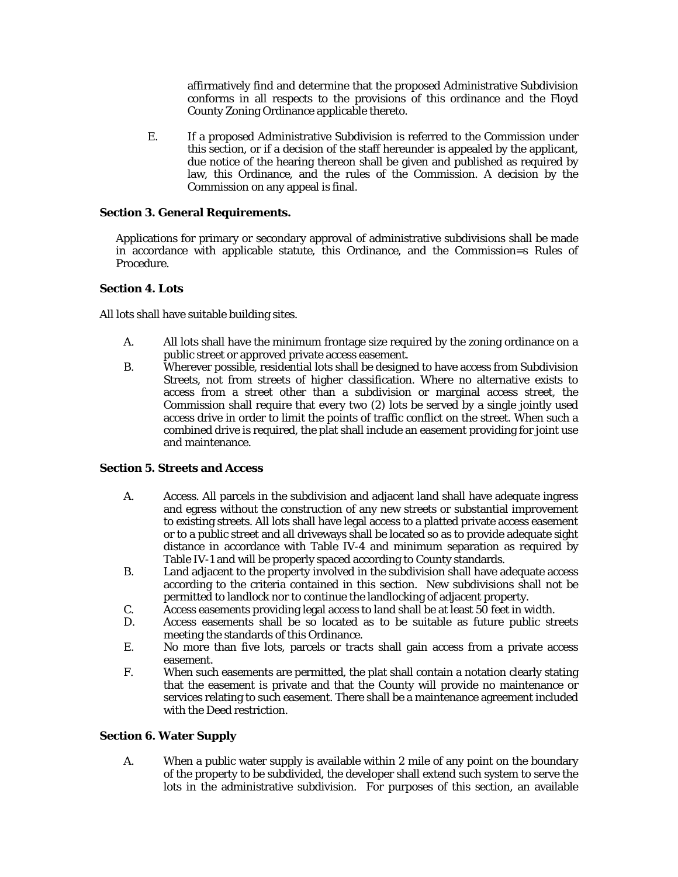affirmatively find and determine that the proposed Administrative Subdivision conforms in all respects to the provisions of this ordinance and the Floyd County Zoning Ordinance applicable thereto.

E. If a proposed Administrative Subdivision is referred to the Commission under this section, or if a decision of the staff hereunder is appealed by the applicant, due notice of the hearing thereon shall be given and published as required by law, this Ordinance, and the rules of the Commission. A decision by the Commission on any appeal is final.

**Section 3. General Requirements.**

Applications for primary or secondary approval of administrative subdivisions shall be made in accordance with applicable statute, this Ordinance, and the Commission=s Rules of Procedure.

**Section 4. Lots**

All lots shall have suitable building sites.

A. All lots shall have the minimum frontage size required by the zoning ordinance on a public street or approved private access easement.

B. Wherever possible, residential lots shall be designed to have access from Subdivision Streets, not from streets of higher classification. Where no alternative exists to access from a street other than a subdivision or marginal access street, the Commission shall require that every two (2) lots be served by a single jointly used access drive in order to limit the points of traffic conflict on the street. When such a combined drive is required, the plat shall include an easement providing for joint use and maintenance.

**Section 5. Streets and Access**

A. Access. All parcels in the subdivision and adjacent land shall have adequate ingress and egress without the construction of any new streets or substantial improvement to existing streets. All lots shall have legal access to a platted private access easement or to a public street and all driveways shall be located so as to provide adequate sight distance in accordance with Table IV-4 and minimum separation as required by Table IV-1 and will be properly spaced according to County standards.

B. Land adjacent to the property involved in the subdivision shall have adequate access according to the criteria contained in this section. New subdivisions shall not be permitted to landlock nor to continue the landlocking of adjacent property.

C. Access easements providing legal access to land shall be at least 50 feet in width.

D. Access easements shall be so located as to be suitable as future public streets meeting the standards of this Ordinance.

E. No more than five lots, parcels or tracts shall gain access from a private access easement.

F. When such easements are permitted, the plat shall contain a notation clearly stating that the easement is private and that the County will provide no maintenance or services relating to such easement. There shall be a maintenance agreement included with the Deed restriction.

**Section 6. Water Supply**

A. When a public water supply is available within 2 mile of any point on the boundary of the property to be subdivided, the developer shall extend such system to serve the lots in the administrative subdivision. For purposes of this section, an available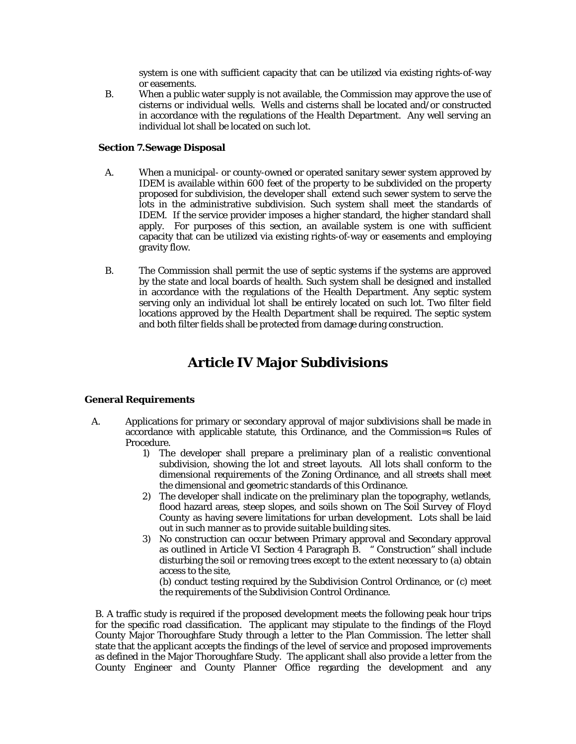system is one with sufficient capacity that can be utilized via existing rights-of-way or easements.

B. When a public water supply is not available, the Commission may approve the use of cisterns or individual wells. Wells and cisterns shall be located and/or constructed in accordance with the regulations of the Health Department. Any well serving an individual lot shall be located on such lot.

**Section 7.Sewage Disposal**

A. When a municipal- or county-owned or operated sanitary sewer system approved by IDEM is available within 600 feet of the property to be subdivided on the property proposed for subdivision, the developer shall extend such sewer system to serve the lots in the administrative subdivision. Such system shall meet the standards of IDEM. If the service provider imposes a higher standard, the higher standard shall apply. For purposes of this section, an available system is one with sufficient capacity that can be utilized via existing rights-of-way or easements and employing gravity flow.

B. The Commission shall permit the use of septic systems if the systems are approved by the state and local boards of health. Such system shall be designed and installed in accordance with the regulations of the Health Department. Any septic system serving only an individual lot shall be entirely located on such lot. Two filter field locations approved by the Health Department shall be required. The septic system and both filter fields shall be protected from damage during construction.

# Article IV Major Subdivisions

**General Requirements**

A. Applications for primary or secondary approval of major subdivisions shall be made in accordance with applicable statute, this Ordinance, and the Commission=s Rules of Procedure.

1) The developer shall prepare a preliminary plan of a realistic conventional subdivision, showing the lot and street layouts. All lots shall conform to the dimensional requirements of the Zoning Ordinance, and all streets shall meet the dimensional and geometric standards of this Ordinance.
2) The developer shall indicate on the preliminary plan the topography, wetlands, flood hazard areas, steep slopes, and soils shown on The Soil Survey of Floyd County as having severe limitations for urban development. Lots shall be laid out in such manner as to provide suitable building sites.
3) No construction can occur between Primary approval and Secondary approval as outlined in Article VI Section 4 Paragraph B. " Construction" shall include disturbing the soil or removing trees except to the extent necessary to (a) obtain access to the site,
(b) conduct testing required by the Subdivision Control Ordinance, or (c) meet the requirements of the Subdivision Control Ordinance.

B. A traffic study is required if the proposed development meets the following peak hour trips for the specific road classification. The applicant may stipulate to the findings of the Floyd County Major Thoroughfare Study through a letter to the Plan Commission. The letter shall state that the applicant accepts the findings of the level of service and proposed improvements as defined in the Major Thoroughfare Study. The applicant shall also provide a letter from the County Engineer and County Planner Office regarding the development and any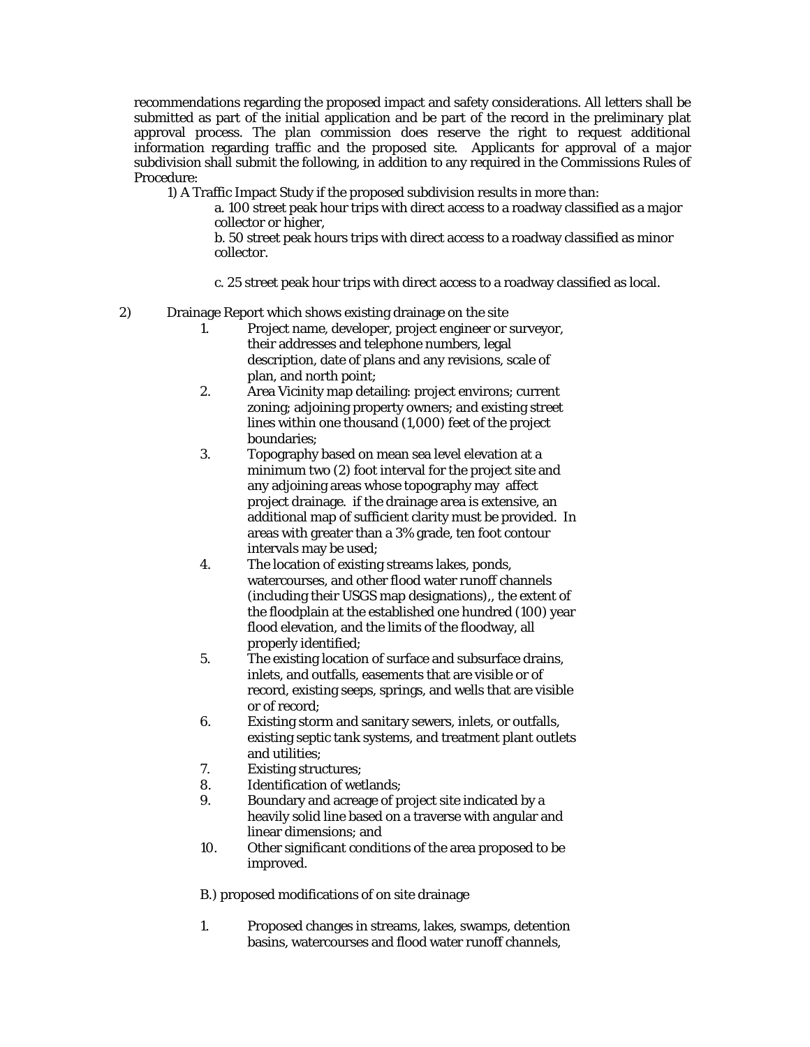recommendations regarding the proposed impact and safety considerations. All letters shall be submitted as part of the initial application and be part of the record in the preliminary plat approval process. The plan commission does reserve the right to request additional information regarding traffic and the proposed site. Applicants for approval of a major subdivision shall submit the following, in addition to any required in the Commissions Rules of Procedure:

1) A Traffic Impact Study if the proposed subdivision results in more than:

   a. 100 street peak hour trips with direct access to a roadway classified as a major collector or higher,

   b. 50 street peak hours trips with direct access to a roadway classified as minor collector.

   c. 25 street peak hour trips with direct access to a roadway classified as local.

2) Drainage Report which shows existing drainage on the site

   1. Project name, developer, project engineer or surveyor, their addresses and telephone numbers, legal description, date of plans and any revisions, scale of plan, and north point;
   2. Area Vicinity map detailing: project environs; current zoning; adjoining property owners; and existing street lines within one thousand (1,000) feet of the project boundaries;
   3. Topography based on mean sea level elevation at a minimum two (2) foot interval for the project site and any adjoining areas whose topography may affect project drainage. if the drainage area is extensive, an additional map of sufficient clarity must be provided. In areas with greater than a 3% grade, ten foot contour intervals may be used;
   4. The location of existing streams lakes, ponds, watercourses, and other flood water runoff channels (including their USGS map designations),, the extent of the floodplain at the established one hundred (100) year flood elevation, and the limits of the floodway, all properly identified;
   5. The existing location of surface and subsurface drains, inlets, and outfalls, easements that are visible or of record, existing seeps, springs, and wells that are visible or of record;
   6. Existing storm and sanitary sewers, inlets, or outfalls, existing septic tank systems, and treatment plant outlets and utilities;
   7. Existing structures;
   8. Identification of wetlands;
   9. Boundary and acreage of project site indicated by a heavily solid line based on a traverse with angular and linear dimensions; and
   10. Other significant conditions of the area proposed to be improved.

   B.) proposed modifications of on site drainage

   1. Proposed changes in streams, lakes, swamps, detention basins, watercourses and flood water runoff channels,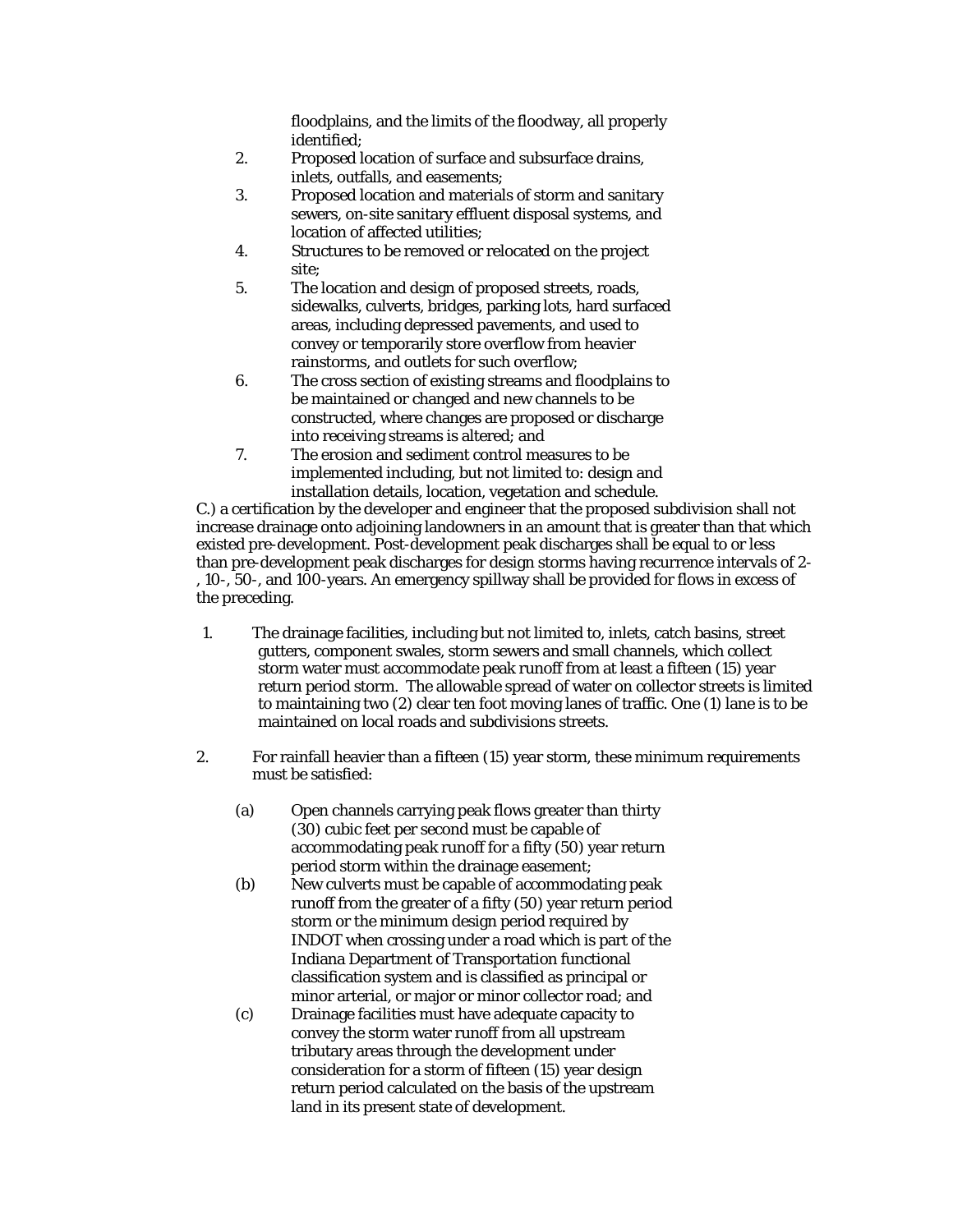floodplains, and the limits of the floodway, all properly identified;

2. Proposed location of surface and subsurface drains, inlets, outfalls, and easements;
3. Proposed location and materials of storm and sanitary sewers, on-site sanitary effluent disposal systems, and location of affected utilities;
4. Structures to be removed or relocated on the project site;
5. The location and design of proposed streets, roads, sidewalks, culverts, bridges, parking lots, hard surfaced areas, including depressed pavements, and used to convey or temporarily store overflow from heavier rainstorms, and outlets for such overflow;
6. The cross section of existing streams and floodplains to be maintained or changed and new channels to be constructed, where changes are proposed or discharge into receiving streams is altered; and
7. The erosion and sediment control measures to be implemented including, but not limited to: design and installation details, location, vegetation and schedule.

C.) a certification by the developer and engineer that the proposed subdivision shall not increase drainage onto adjoining landowners in an amount that is greater than that which existed pre-development. Post-development peak discharges shall be equal to or less than pre-development peak discharges for design storms having recurrence intervals of 2-, 10-, 50-, and 100-years. An emergency spillway shall be provided for flows in excess of the preceding.

1. The drainage facilities, including but not limited to, inlets, catch basins, street gutters, component swales, storm sewers and small channels, which collect storm water must accommodate peak runoff from at least a fifteen (15) year return period storm. The allowable spread of water on collector streets is limited to maintaining two (2) clear ten foot moving lanes of traffic. One (1) lane is to be maintained on local roads and subdivisions streets.

2. For rainfall heavier than a fifteen (15) year storm, these minimum requirements must be satisfied:

   (a) Open channels carrying peak flows greater than thirty (30) cubic feet per second must be capable of accommodating peak runoff for a fifty (50) year return period storm within the drainage easement;

   (b) New culverts must be capable of accommodating peak runoff from the greater of a fifty (50) year return period storm or the minimum design period required by INDOT when crossing under a road which is part of the Indiana Department of Transportation functional classification system and is classified as principal or minor arterial, or major or minor collector road; and

   (c) Drainage facilities must have adequate capacity to convey the storm water runoff from all upstream tributary areas through the development under consideration for a storm of fifteen (15) year design return period calculated on the basis of the upstream land in its present state of development.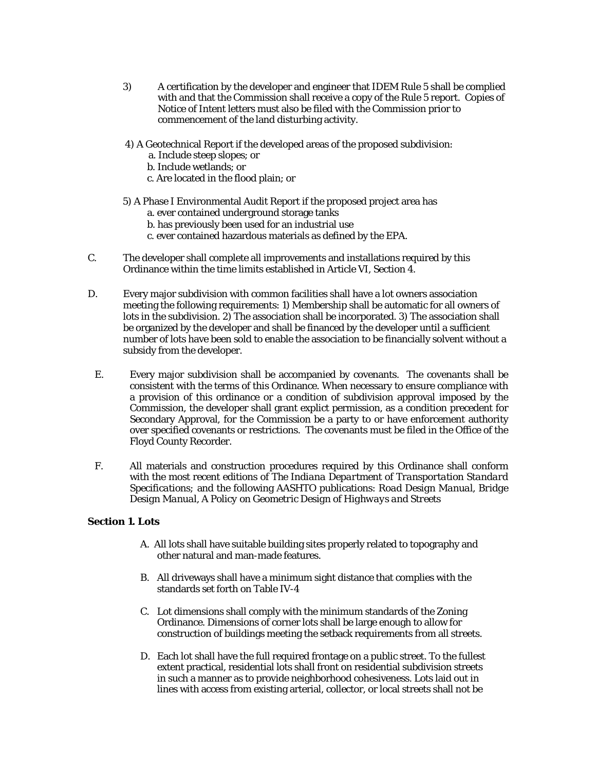3) A certification by the developer and engineer that IDEM Rule 5 shall be complied with and that the Commission shall receive a copy of the Rule 5 report. Copies of Notice of Intent letters must also be filed with the Commission prior to commencement of the land disturbing activity.

4) A Geotechnical Report if the developed areas of the proposed subdivision:
   a. Include steep slopes; or
   b. Include wetlands; or
   c. Are located in the flood plain; or

5) A Phase I Environmental Audit Report if the proposed project area has
   a. ever contained underground storage tanks
   b. has previously been used for an industrial use
   c. ever contained hazardous materials as defined by the EPA.

C. The developer shall complete all improvements and installations required by this Ordinance within the time limits established in Article VI, Section 4.

D. Every major subdivision with common facilities shall have a lot owners association meeting the following requirements: 1) Membership shall be automatic for all owners of lots in the subdivision. 2) The association shall be incorporated. 3) The association shall be organized by the developer and shall be financed by the developer until a sufficient number of lots have been sold to enable the association to be financially solvent without a subsidy from the developer.

E. Every major subdivision shall be accompanied by covenants. The covenants shall be consistent with the terms of this Ordinance. When necessary to ensure compliance with a provision of this ordinance or a condition of subdivision approval imposed by the Commission, the developer shall grant explict permission, as a condition precedent for Secondary Approval, for the Commission be a party to or have enforcement authority over specified covenants or restrictions. The covenants must be filed in the Office of the Floyd County Recorder.

F. All materials and construction procedures required by this Ordinance shall conform with the most recent editions of *The Indiana Department of Transportation Standard Specifications;* and the following AASHTO publications: *Road Design Manual, Bridge Design Manual, A Policy on Geometric Design of Highways and Streets*

**Section 1. Lots**

A. All lots shall have suitable building sites properly related to topography and other natural and man-made features.

B. All driveways shall have a minimum sight distance that complies with the standards set forth on Table IV-4

C. Lot dimensions shall comply with the minimum standards of the Zoning Ordinance. Dimensions of corner lots shall be large enough to allow for construction of buildings meeting the setback requirements from all streets.

D. Each lot shall have the full required frontage on a public street. To the fullest extent practical, residential lots shall front on residential subdivision streets in such a manner as to provide neighborhood cohesiveness. Lots laid out in lines with access from existing arterial, collector, or local streets shall not be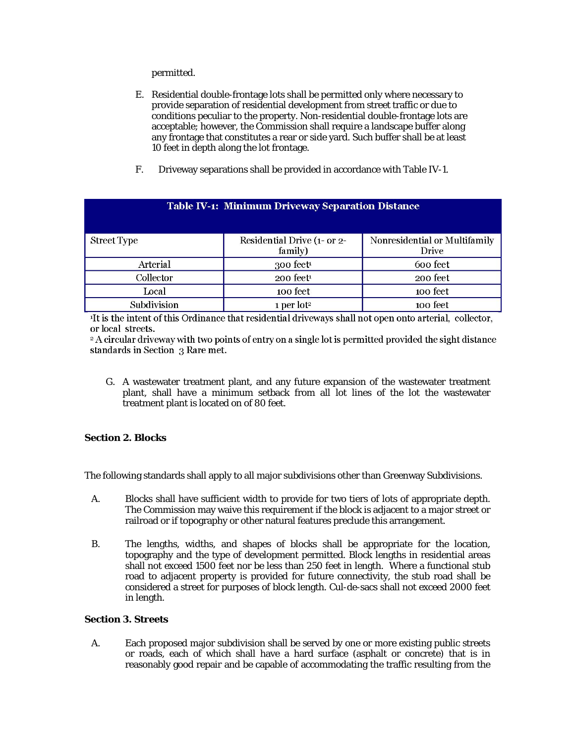permitted.

E. Residential double-frontage lots shall be permitted only where necessary to provide separation of residential development from street traffic or due to conditions peculiar to the property. Non-residential double-frontage lots are acceptable; however, the Commission shall require a landscape buffer along any frontage that constitutes a rear or side yard. Such buffer shall be at least 10 feet in depth along the lot frontage.

F. Driveway separations shall be provided in accordance with Table IV-1.

**Table IV-1: Minimum Driveway Separation Distance**

| Street Type | Residential Drive (1- or 2-family) | Nonresidential or Multifamily Drive |
|---|---|---|
| Arterial | 300 feet[1] | 600 feet |
| Collector | 200 feet[1] | 200 feet |
| Local | 100 feet | 100 feet |
| Subdivision | 1 per lot[2] | 100 feet |

[1]It is the intent of this Ordinance that residential driveways shall not open onto arterial, collector, or local streets.

[2] A circular driveway with two points of entry on a single lot is permitted provided the sight distance standards in Section 3 Rare met.

G. A wastewater treatment plant, and any future expansion of the wastewater treatment plant, shall have a minimum setback from all lot lines of the lot the wastewater treatment plant is located on of 80 feet.

**Section 2. Blocks**

The following standards shall apply to all major subdivisions other than Greenway Subdivisions.

A. Blocks shall have sufficient width to provide for two tiers of lots of appropriate depth. The Commission may waive this requirement if the block is adjacent to a major street or railroad or if topography or other natural features preclude this arrangement.

B. The lengths, widths, and shapes of blocks shall be appropriate for the location, topography and the type of development permitted. Block lengths in residential areas shall not exceed 1500 feet nor be less than 250 feet in length. Where a functional stub road to adjacent property is provided for future connectivity, the stub road shall be considered a street for purposes of block length. Cul-de-sacs shall not exceed 2000 feet in length.

**Section 3. Streets**

A. Each proposed major subdivision shall be served by one or more existing public streets or roads, each of which shall have a hard surface (asphalt or concrete) that is in reasonably good repair and be capable of accommodating the traffic resulting from the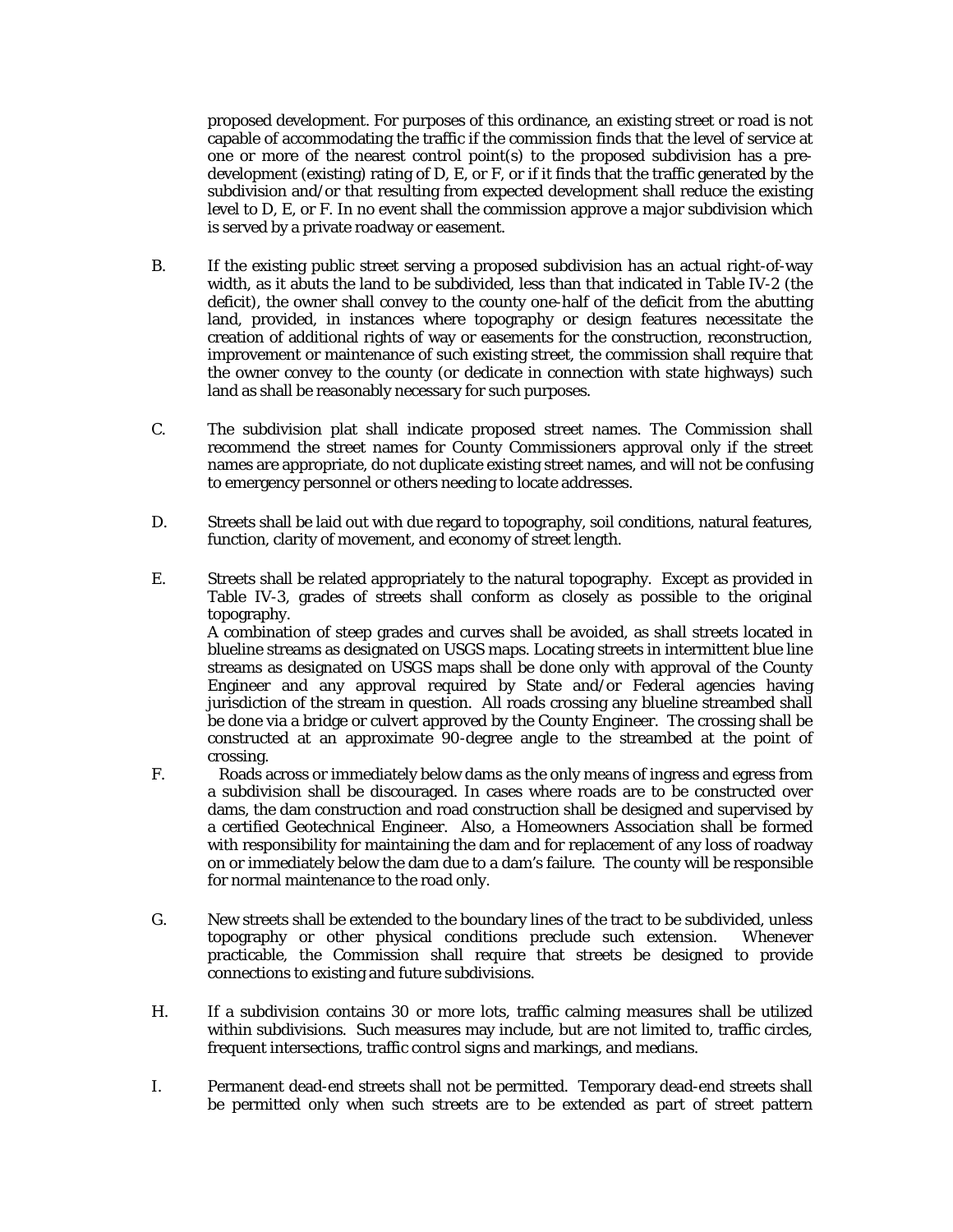proposed development. For purposes of this ordinance, an existing street or road is not capable of accommodating the traffic if the commission finds that the level of service at one or more of the nearest control point(s) to the proposed subdivision has a pre-development (existing) rating of D, E, or F, or if it finds that the traffic generated by the subdivision and/or that resulting from expected development shall reduce the existing level to D, E, or F. In no event shall the commission approve a major subdivision which is served by a private roadway or easement.

B. If the existing public street serving a proposed subdivision has an actual right-of-way width, as it abuts the land to be subdivided, less than that indicated in Table IV-2 (the deficit), the owner shall convey to the county one-half of the deficit from the abutting land, provided, in instances where topography or design features necessitate the creation of additional rights of way or easements for the construction, reconstruction, improvement or maintenance of such existing street, the commission shall require that the owner convey to the county (or dedicate in connection with state highways) such land as shall be reasonably necessary for such purposes.

C. The subdivision plat shall indicate proposed street names. The Commission shall recommend the street names for County Commissioners approval only if the street names are appropriate, do not duplicate existing street names, and will not be confusing to emergency personnel or others needing to locate addresses.

D. Streets shall be laid out with due regard to topography, soil conditions, natural features, function, clarity of movement, and economy of street length.

E. Streets shall be related appropriately to the natural topography. Except as provided in Table IV-3, grades of streets shall conform as closely as possible to the original topography.
A combination of steep grades and curves shall be avoided, as shall streets located in blueline streams as designated on USGS maps. Locating streets in intermittent blue line streams as designated on USGS maps shall be done only with approval of the County Engineer and any approval required by State and/or Federal agencies having jurisdiction of the stream in question. All roads crossing any blueline streambed shall be done via a bridge or culvert approved by the County Engineer. The crossing shall be constructed at an approximate 90-degree angle to the streambed at the point of crossing.

F. Roads across or immediately below dams as the only means of ingress and egress from a subdivision shall be discouraged. In cases where roads are to be constructed over dams, the dam construction and road construction shall be designed and supervised by a certified Geotechnical Engineer. Also, a Homeowners Association shall be formed with responsibility for maintaining the dam and for replacement of any loss of roadway on or immediately below the dam due to a dam's failure. The county will be responsible for normal maintenance to the road only.

G. New streets shall be extended to the boundary lines of the tract to be subdivided, unless topography or other physical conditions preclude such extension. Whenever practicable, the Commission shall require that streets be designed to provide connections to existing and future subdivisions.

H. If a subdivision contains 30 or more lots, traffic calming measures shall be utilized within subdivisions. Such measures may include, but are not limited to, traffic circles, frequent intersections, traffic control signs and markings, and medians.

I. Permanent dead-end streets shall not be permitted. Temporary dead-end streets shall be permitted only when such streets are to be extended as part of street pattern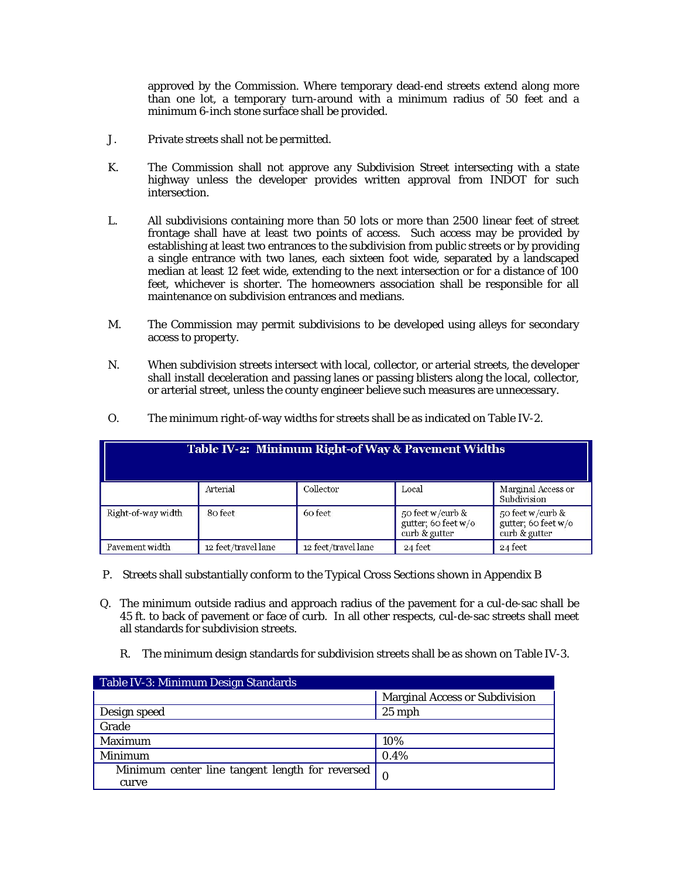approved by the Commission. Where temporary dead-end streets extend along more than one lot, a temporary turn-around with a minimum radius of 50 feet and a minimum 6-inch stone surface shall be provided.

J. Private streets shall not be permitted.

K. The Commission shall not approve any Subdivision Street intersecting with a state highway unless the developer provides written approval from INDOT for such intersection.

L. All subdivisions containing more than 50 lots or more than 2500 linear feet of street frontage shall have at least two points of access. Such access may be provided by establishing at least two entrances to the subdivision from public streets or by providing a single entrance with two lanes, each sixteen foot wide, separated by a landscaped median at least 12 feet wide, extending to the next intersection or for a distance of 100 feet, whichever is shorter. The homeowners association shall be responsible for all maintenance on subdivision entrances and medians.

M. The Commission may permit subdivisions to be developed using alleys for secondary access to property.

N. When subdivision streets intersect with local, collector, or arterial streets, the developer shall install deceleration and passing lanes or passing blisters along the local, collector, or arterial street, unless the county engineer believe such measures are unnecessary.

O. The minimum right-of-way widths for streets shall be as indicated on Table IV-2.

**Table IV-2: Minimum Right-of Way & Pavement Widths**

| | Arterial | Collector | Local | Marginal Access or Subdivision |
|---|---|---|---|---|
| Right-of-way width | 80 feet | 60 feet | 50 feet w/curb & gutter; 60 feet w/o curb & gutter | 50 feet w/curb & gutter; 60 feet w/o curb & gutter |
| Pavement width | 12 feet/travel lane | 12 feet/travel lane | 24 feet | 24 feet |

P. Streets shall substantially conform to the Typical Cross Sections shown in Appendix B

Q. The minimum outside radius and approach radius of the pavement for a cul-de-sac shall be 45 ft. to back of pavement or face of curb. In all other respects, cul-de-sac streets shall meet all standards for subdivision streets.

R. The minimum design standards for subdivision streets shall be as shown on Table IV-3.

**Table IV-3: Minimum Design Standards**

| | Marginal Access or Subdivision |
|---|---|
| Design speed | 25 mph |
| Grade | |
| Maximum | 10% |
| Minimum | 0.4% |
| Minimum center line tangent length for reversed curve | 0 |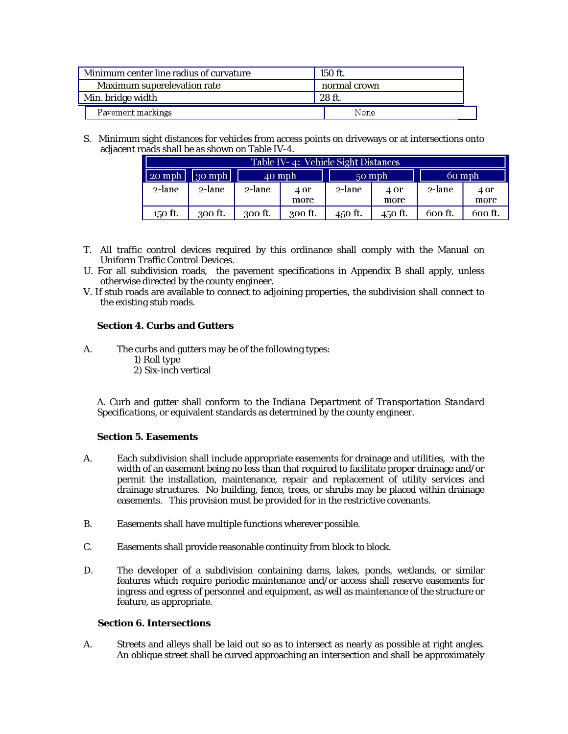| | |
|---|---|
| Minimum center line radius of curvature | 150 ft. |
| Maximum superelevation rate | normal crown |
| Min. bridge width | 28 ft. |
| Pavement markings | None |

S. Minimum sight distances for vehicles from access points on driveways or at intersections onto adjacent roads shall be as shown on Table IV-4.

| Table IV- 4: Vehicle Sight Distances | | | | | | | |
|---|---|---|---|---|---|---|---|
| 20 mph | 30 mph | 40 mph | | 50 mph | | 60 mph | |
| 2-lane | 2-lane | 2-lane | 4 or more | 2-lane | 4 or more | 2-lane | 4 or more |
| 150 ft. | 300 ft. | 300 ft. | 300 ft. | 450 ft. | 450 ft. | 600 ft. | 600 ft. |

T. All traffic control devices required by this ordinance shall comply with the Manual on Uniform Traffic Control Devices.

U. For all subdivision roads, the pavement specifications in Appendix B shall apply, unless otherwise directed by the county engineer.

V. If stub roads are available to connect to adjoining properties, the subdivision shall connect to the existing stub roads.

**Section 4. Curbs and Gutters**

A. The curbs and gutters may be of the following types:
   1) Roll type
   2) Six-inch vertical

A. Curb and gutter shall conform to the Indiana *Department of Transportation Standard Specifications*, or equivalent standards as determined by the county engineer.

**Section 5. Easements**

A. Each subdivision shall include appropriate easements for drainage and utilities, with the width of an easement being no less than that required to facilitate proper drainage and/or permit the installation, maintenance, repair and replacement of utility services and drainage structures. No building, fence, trees, or shrubs may be placed within drainage easements. This provision must be provided for in the restrictive covenants.

B. Easements shall have multiple functions wherever possible.

C. Easements shall provide reasonable continuity from block to block.

D. The developer of a subdivision containing dams, lakes, ponds, wetlands, or similar features which require periodic maintenance and/or access shall reserve easements for ingress and egress of personnel and equipment, as well as maintenance of the structure or feature, as appropriate.

**Section 6. Intersections**

A. Streets and alleys shall be laid out so as to intersect as nearly as possible at right angles. An oblique street shall be curved approaching an intersection and shall be approximately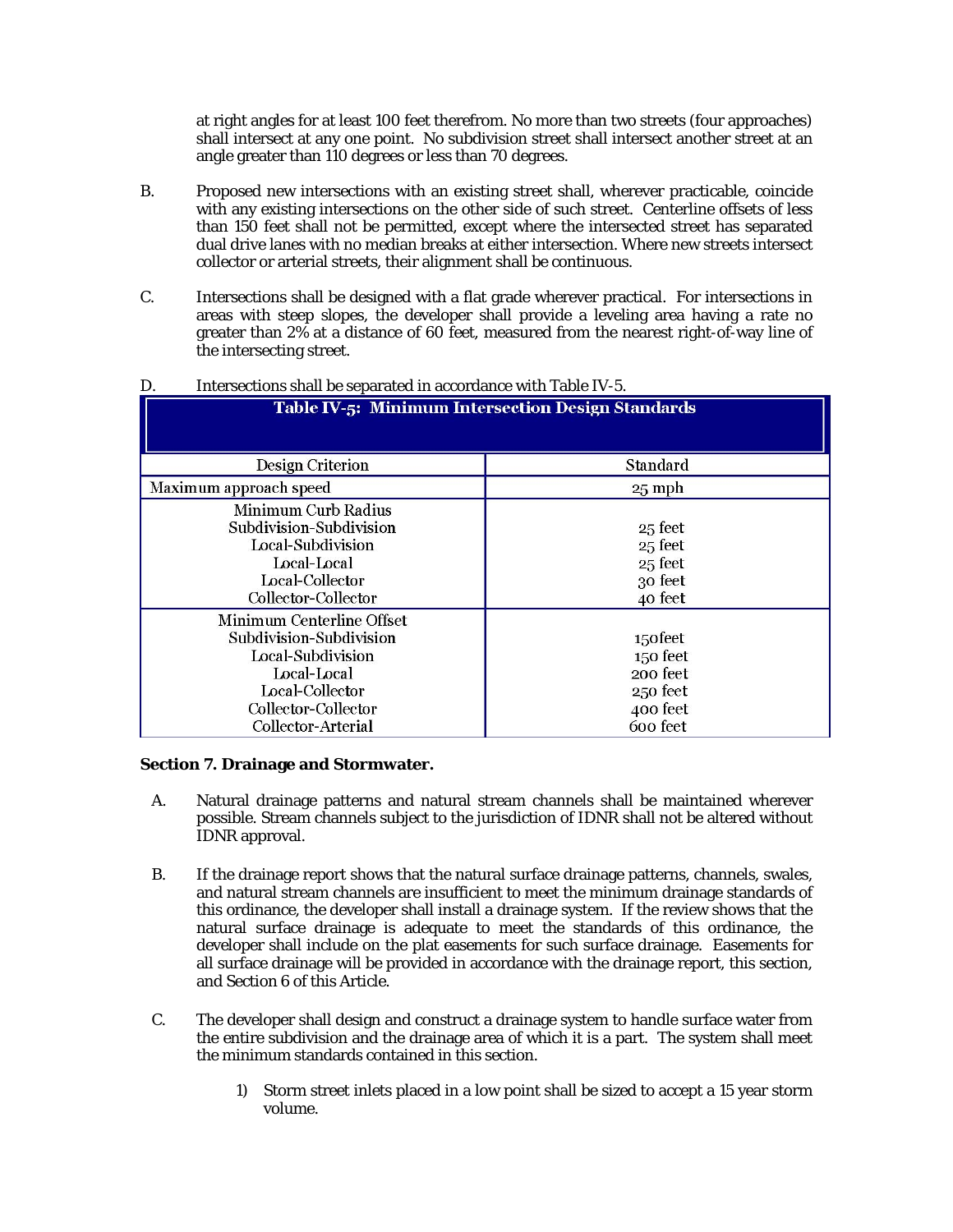at right angles for at least 100 feet therefrom. No more than two streets (four approaches) shall intersect at any one point. No subdivision street shall intersect another street at an angle greater than 110 degrees or less than 70 degrees.

B. Proposed new intersections with an existing street shall, wherever practicable, coincide with any existing intersections on the other side of such street. Centerline offsets of less than 150 feet shall not be permitted, except where the intersected street has separated dual drive lanes with no median breaks at either intersection. Where new streets intersect collector or arterial streets, their alignment shall be continuous.

C. Intersections shall be designed with a flat grade wherever practical. For intersections in areas with steep slopes, the developer shall provide a leveling area having a rate no greater than 2% at a distance of 60 feet, measured from the nearest right-of-way line of the intersecting street.

D. Intersections shall be separated in accordance with Table IV-5.

**Table IV-5: Minimum Intersection Design Standards**

| Design Criterion | Standard |
|---|---|
| Maximum approach speed | 25 mph |
| **Minimum Curb Radius** | |
| Subdivision-Subdivision | 25 feet |
| Local-Subdivision | 25 feet |
| Local-Local | 25 feet |
| Local-Collector | 30 feet |
| Collector-Collector | 40 feet |
| **Minimum Centerline Offset** | |
| Subdivision-Subdivision | 150feet |
| Local-Subdivision | 150 feet |
| Local-Local | 200 feet |
| Local-Collector | 250 feet |
| Collector-Collector | 400 feet |
| Collector-Arterial | 600 feet |

**Section 7. Drainage and Stormwater.**

A. Natural drainage patterns and natural stream channels shall be maintained wherever possible. Stream channels subject to the jurisdiction of IDNR shall not be altered without IDNR approval.

B. If the drainage report shows that the natural surface drainage patterns, channels, swales, and natural stream channels are insufficient to meet the minimum drainage standards of this ordinance, the developer shall install a drainage system. If the review shows that the natural surface drainage is adequate to meet the standards of this ordinance, the developer shall include on the plat easements for such surface drainage. Easements for all surface drainage will be provided in accordance with the drainage report, this section, and Section 6 of this Article.

C. The developer shall design and construct a drainage system to handle surface water from the entire subdivision and the drainage area of which it is a part. The system shall meet the minimum standards contained in this section.

1) Storm street inlets placed in a low point shall be sized to accept a 15 year storm volume.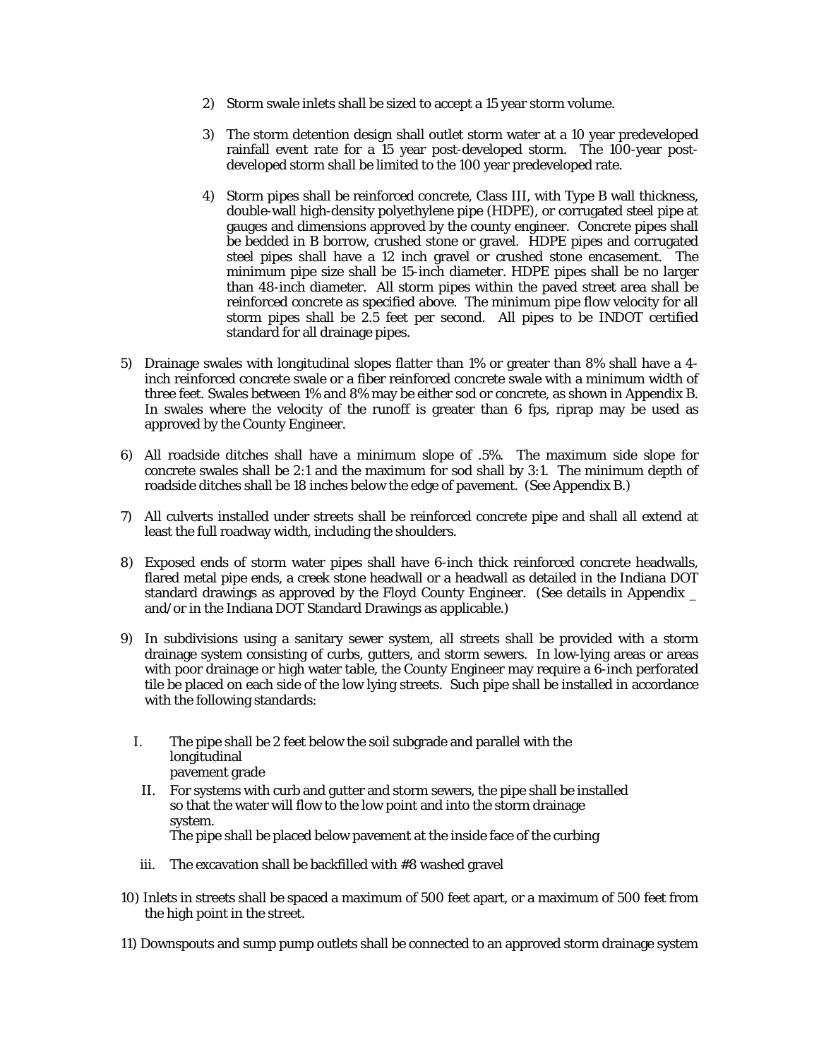2) Storm swale inlets shall be sized to accept a 15 year storm volume.

3) The storm detention design shall outlet storm water at a 10 year predeveloped rainfall event rate for a 15 year post-developed storm. The 100-year post-developed storm shall be limited to the 100 year predeveloped rate.

4) Storm pipes shall be reinforced concrete, Class III, with Type B wall thickness, double-wall high-density polyethylene pipe (HDPE), or corrugated steel pipe at gauges and dimensions approved by the county engineer. Concrete pipes shall be bedded in B borrow, crushed stone or gravel. HDPE pipes and corrugated steel pipes shall have a 12 inch gravel or crushed stone encasement. The minimum pipe size shall be 15-inch diameter. HDPE pipes shall be no larger than 48-inch diameter. All storm pipes within the paved street area shall be reinforced concrete as specified above. The minimum pipe flow velocity for all storm pipes shall be 2.5 feet per second. All pipes to be INDOT certified standard for all drainage pipes.

5) Drainage swales with longitudinal slopes flatter than 1% or greater than 8% shall have a 4-inch reinforced concrete swale or a fiber reinforced concrete swale with a minimum width of three feet. Swales between 1% and 8% may be either sod or concrete, as shown in Appendix B. In swales where the velocity of the runoff is greater than 6 fps, riprap may be used as approved by the County Engineer.

6) All roadside ditches shall have a minimum slope of .5%. The maximum side slope for concrete swales shall be 2:1 and the maximum for sod shall by 3:1. The minimum depth of roadside ditches shall be 18 inches below the edge of pavement. (See Appendix B.)

7) All culverts installed under streets shall be reinforced concrete pipe and shall all extend at least the full roadway width, including the shoulders.

8) Exposed ends of storm water pipes shall have 6-inch thick reinforced concrete headwalls, flared metal pipe ends, a creek stone headwall or a headwall as detailed in the Indiana DOT standard drawings as approved by the Floyd County Engineer. (See details in Appendix _ and/or in the Indiana DOT Standard Drawings as applicable.)

9) In subdivisions using a sanitary sewer system, all streets shall be provided with a storm drainage system consisting of curbs, gutters, and storm sewers. In low-lying areas or areas with poor drainage or high water table, the County Engineer may require a 6-inch perforated tile be placed on each side of the low lying streets. Such pipe shall be installed in accordance with the following standards:

   I. The pipe shall be 2 feet below the soil subgrade and parallel with the longitudinal pavement grade

   II. For systems with curb and gutter and storm sewers, the pipe shall be installed so that the water will flow to the low point and into the storm drainage system.
   The pipe shall be placed below pavement at the inside face of the curbing

   iii. The excavation shall be backfilled with #8 washed gravel

10) Inlets in streets shall be spaced a maximum of 500 feet apart, or a maximum of 500 feet from the high point in the street.

11) Downspouts and sump pump outlets shall be connected to an approved storm drainage system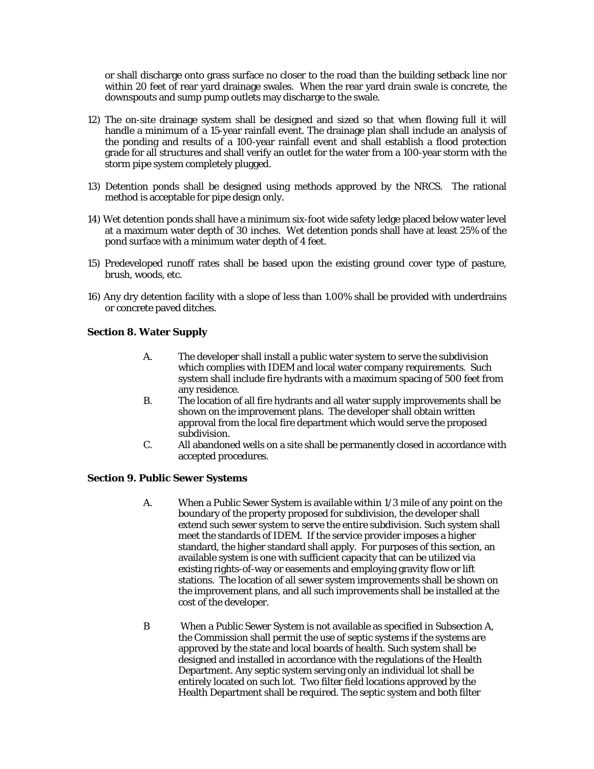or shall discharge onto grass surface no closer to the road than the building setback line nor within 20 feet of rear yard drainage swales. When the rear yard drain swale is concrete, the downspouts and sump pump outlets may discharge to the swale.

12) The on-site drainage system shall be designed and sized so that when flowing full it will handle a minimum of a 15-year rainfall event. The drainage plan shall include an analysis of the ponding and results of a 100-year rainfall event and shall establish a flood protection grade for all structures and shall verify an outlet for the water from a 100-year storm with the storm pipe system completely plugged.

13) Detention ponds shall be designed using methods approved by the NRCS. The rational method is acceptable for pipe design only.

14) Wet detention ponds shall have a minimum six-foot wide safety ledge placed below water level at a maximum water depth of 30 inches. Wet detention ponds have at least 25% of the pond surface with a minimum water depth of 4 feet.

15) Predeveloped runoff rates shall be based upon the existing ground cover type of pasture, brush, woods, etc.

16) Any dry detention facility with a slope of less than 1.00% shall be provided with underdrains or concrete paved ditches.

**Section 8. Water Supply**

A. The developer shall install a public water system to serve the subdivision which complies with IDEM and local water company requirements. Such system shall include fire hydrants with a maximum spacing of 500 feet from any residence.

B. The location of all fire hydrants and all water supply improvements shall be shown on the improvement plans. The developer shall obtain written approval from the local fire department which would serve the proposed subdivision.

C. All abandoned wells on a site shall be permanently closed in accordance with accepted procedures.

**Section 9. Public Sewer Systems**

A. When a Public Sewer System is available within 1/3 mile of any point on the boundary of the property proposed for subdivision, the developer shall extend such sewer system to serve the entire subdivision. Such system shall meet the standards of IDEM. If the service provider imposes a higher standard, the higher standard shall apply. For purposes of this section, an available system is one with sufficient capacity that can be utilized via existing rights-of-way or easements and employing gravity flow or lift stations. The location of all sewer system improvements shall be shown on the improvement plans, and all such improvements shall be installed at the cost of the developer.

B When a Public Sewer System is not available as specified in Subsection A, the Commission shall permit the use of septic systems if the systems are approved by the state and local boards of health. Such system shall be designed and installed in accordance with the regulations of the Health Department. Any septic system serving only an individual lot shall be entirely located on such lot. Two filter field locations approved by the Health Department shall be required. The septic system and both filter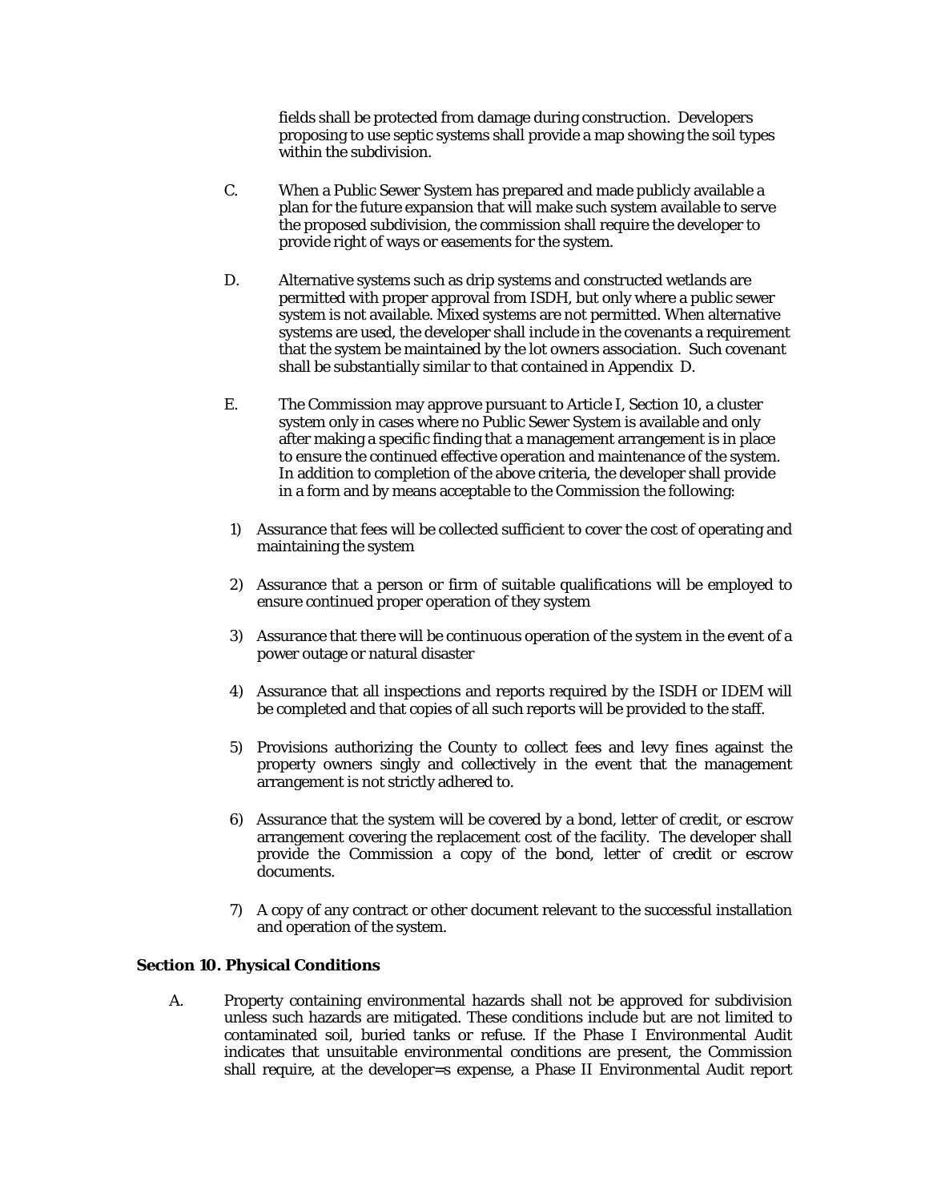fields shall be protected from damage during construction. Developers proposing to use septic systems shall provide a map showing the soil types within the subdivision.

C. When a Public Sewer System has prepared and made publicly available a plan for the future expansion that will make such system available to serve the proposed subdivision, the commission shall require the developer to provide right of ways or easements for the system.

D. Alternative systems such as drip systems and constructed wetlands are permitted with proper approval from ISDH, but only where a public sewer system is not available. Mixed systems are not permitted. When alternative systems are used, the developer shall include in the covenants a requirement that the system be maintained by the lot owners association. Such covenant shall be substantially similar to that contained in Appendix D.

E. The Commission may approve pursuant to Article I, Section 10, a cluster system only in cases where no Public Sewer System is available and only after making a specific finding that a management arrangement is in place to ensure the continued effective operation and maintenance of the system. In addition to completion of the above criteria, the developer shall provide in a form and by means acceptable to the Commission the following:

1) Assurance that fees will be collected sufficient to cover the cost of operating and maintaining the system

2) Assurance that a person or firm of suitable qualifications will be employed to ensure continued proper operation of they system

3) Assurance that there will be continuous operation of the system in the event of a power outage or natural disaster

4) Assurance that all inspections and reports required by the ISDH or IDEM will be completed and that copies of all such reports will be provided to the staff.

5) Provisions authorizing the County to collect fees and levy fines against the property owners singly and collectively in the event that the management arrangement is not strictly adhered to.

6) Assurance that the system will be covered by a bond, letter of credit, or escrow arrangement covering the replacement cost of the facility. The developer shall provide the Commission a copy of the bond, letter of credit or escrow documents.

7) A copy of any contract or other document relevant to the successful installation and operation of the system.

**Section 10. Physical Conditions**

A. Property containing environmental hazards shall not be approved for subdivision unless such hazards are mitigated. These conditions include but are not limited to contaminated soil, buried tanks or refuse. If the Phase I Environmental Audit indicates that unsuitable environmental conditions are present, the Commission shall require, at the developer=s expense, a Phase II Environmental Audit report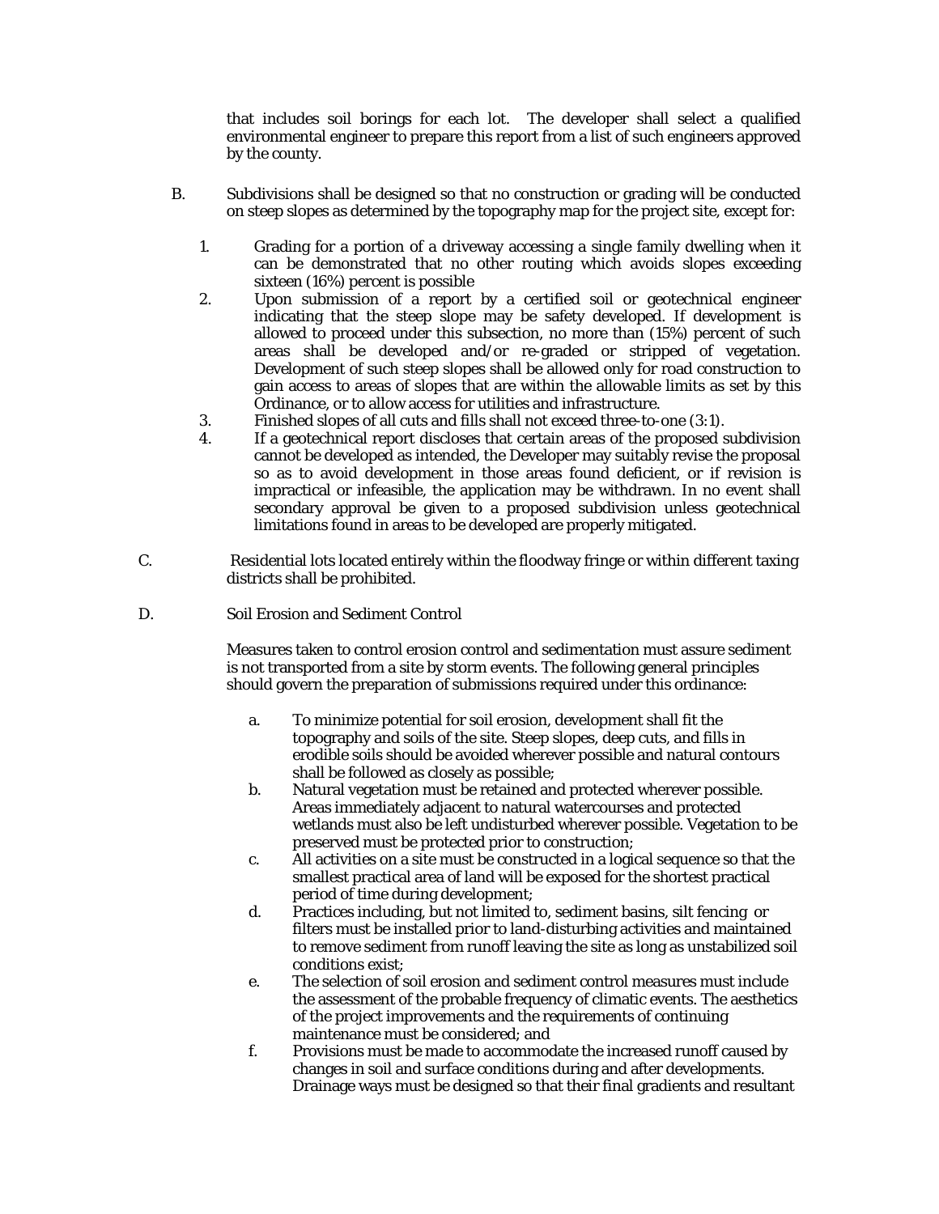that includes soil borings for each lot. The developer shall select a qualified environmental engineer to prepare this report from a list of such engineers approved by the county.

B. Subdivisions shall be designed so that no construction or grading will be conducted on steep slopes as determined by the topography map for the project site, except for:

1. Grading for a portion of a driveway accessing a single family dwelling when it can be demonstrated that no other routing which avoids slopes exceeding sixteen (16%) percent is possible
2. Upon submission of a report by a certified soil or geotechnical engineer indicating that the steep slope may be safety developed. If development is allowed to proceed under this subsection, no more than (15%) percent of such areas shall be developed and/or re-graded or stripped of vegetation. Development of such steep slopes shall be allowed only for road construction to gain access to areas of slopes that are within the allowable limits as set by this Ordinance, or to allow access for utilities and infrastructure.
3. Finished slopes of all cuts and fills shall not exceed three-to-one (3:1).
4. If a geotechnical report discloses that certain areas of the proposed subdivision cannot be developed as intended, the Developer may suitably revise the proposal so as to avoid development in those areas found deficient, or if revision is impractical or infeasible, the application may be withdrawn. In no event shall secondary approval be given to a proposed subdivision unless geotechnical limitations found in areas to be developed are properly mitigated.

C. Residential lots located entirely within the floodway fringe or within different taxing districts shall be prohibited.

D. Soil Erosion and Sediment Control

Measures taken to control erosion control and sedimentation must assure sediment is not transported from a site by storm events. The following general principles should govern the preparation of submissions required under this ordinance:

a. To minimize potential for soil erosion, development shall fit the topography and soils of the site. Steep slopes, deep cuts, and fills in erodible soils should be avoided wherever possible and natural contours shall be followed as closely as possible;
b. Natural vegetation must be retained and protected wherever possible. Areas immediately adjacent to natural watercourses and protected wetlands must also be left undisturbed wherever possible. Vegetation to be preserved must be protected prior to construction;
c. All activities on a site must be constructed in a logical sequence so that the smallest practical area of land will be exposed for the shortest practical period of time during development;
d. Practices including, but not limited to, sediment basins, silt fencing or filters must be installed prior to land-disturbing activities and maintained to remove sediment from runoff leaving the site as long as unstabilized soil conditions exist;
e. The selection of soil erosion and sediment control measures must include the assessment of the probable frequency of climatic events. The aesthetics of the project improvements and the requirements of continuing maintenance must be considered; and
f. Provisions must be made to accommodate the increased runoff caused by changes in soil and surface conditions during and after developments. Drainage ways must be designed so that their final gradients and resultant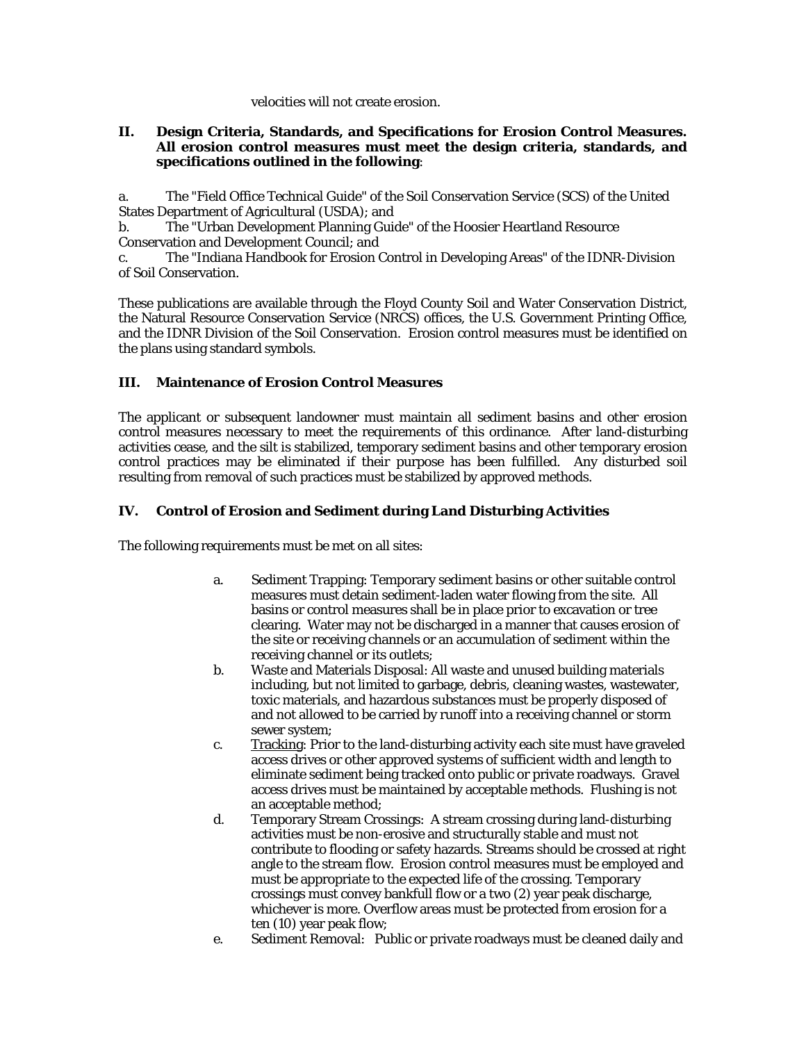velocities will not create erosion.

## II. Design Criteria, Standards, and Specifications for Erosion Control Measures. All erosion control measures must meet the design criteria, standards, and specifications outlined in the following:

a. The "Field Office Technical Guide" of the Soil Conservation Service (SCS) of the United States Department of Agricultural (USDA); and
b. The "Urban Development Planning Guide" of the Hoosier Heartland Resource Conservation and Development Council; and
c. The "Indiana Handbook for Erosion Control in Developing Areas" of the IDNR-Division of Soil Conservation.

These publications are available through the Floyd County Soil and Water Conservation District, the Natural Resource Conservation Service (NRCS) offices, the U.S. Government Printing Office, and the IDNR Division of the Soil Conservation. Erosion control measures must be identified on the plans using standard symbols.

## III. Maintenance of Erosion Control Measures

The applicant or subsequent landowner must maintain all sediment basins and other erosion control measures necessary to meet the requirements of this ordinance. After land-disturbing activities cease, and the silt is stabilized, temporary sediment basins and other temporary erosion control practices may be eliminated if their purpose has been fulfilled. Any disturbed soil resulting from removal of such practices must be stabilized by approved methods.

## IV. Control of Erosion and Sediment during Land Disturbing Activities

The following requirements must be met on all sites:

a. Sediment Trapping: Temporary sediment basins or other suitable control measures must detain sediment-laden water flowing from the site. All basins or control measures shall be in place prior to excavation or tree clearing. Water may not be discharged in a manner that causes erosion of the site or receiving channels or an accumulation of sediment within the receiving channel or its outlets;
b. Waste and Materials Disposal: All waste and unused building materials including, but not limited to garbage, debris, cleaning wastes, wastewater, toxic materials, and hazardous substances must be properly disposed of and not allowed to be carried by runoff into a receiving channel or storm sewer system;
c. <u>Tracking</u>: Prior to the land-disturbing activity each site must have graveled access drives or other approved systems of sufficient width and length to eliminate sediment being tracked onto public or private roadways. Gravel access drives must be maintained by acceptable methods. Flushing is not an acceptable method;
d. Temporary Stream Crossings: A stream crossing during land-disturbing activities must be non-erosive and structurally stable and must not contribute to flooding or safety hazards. Streams should be crossed at right angle to the stream flow. Erosion control measures must be employed and must be appropriate to the expected life of the crossing. Temporary crossings must convey bankfull flow or a two (2) year peak discharge, whichever is more. Overflow areas must be protected from erosion for a ten (10) year peak flow;
e. Sediment Removal: Public or private roadways must be cleaned daily and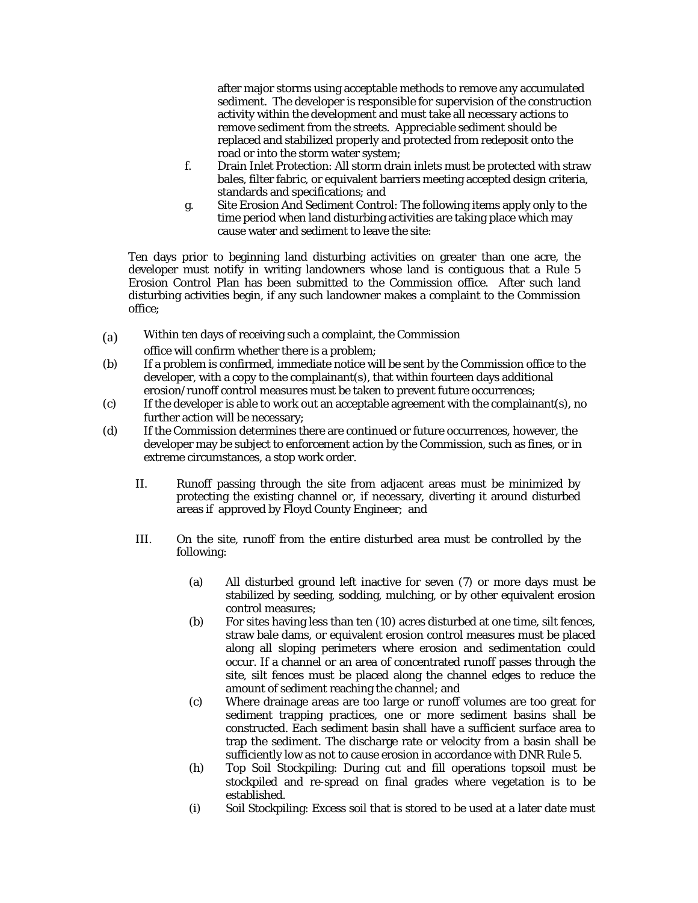after major storms using acceptable methods to remove any accumulated sediment. The developer is responsible for supervision of the construction activity within the development and must take all necessary actions to remove sediment from the streets. Appreciable sediment should be replaced and stabilized properly and protected from redeposit onto the road or into the storm water system;

f. Drain Inlet Protection: All storm drain inlets must be protected with straw bales, filter fabric, or equivalent barriers meeting accepted design criteria, standards and specifications; and

g. Site Erosion And Sediment Control: The following items apply only to the time period when land disturbing activities are taking place which may cause water and sediment to leave the site:

Ten days prior to beginning land disturbing activities on greater than one acre, the developer must notify in writing landowners whose land is contiguous that a Rule 5 Erosion Control Plan has been submitted to the Commission office. After such land disturbing activities begin, if any such landowner makes a complaint to the Commission office;

(a) Within ten days of receiving such a complaint, the Commission office will confirm whether there is a problem;

(b) If a problem is confirmed, immediate notice will be sent by the Commission office to the developer, with a copy to the complainant(s), that within fourteen days additional erosion/runoff control measures must be taken to prevent future occurrences;

(c) If the developer is able to work out an acceptable agreement with the complainant(s), no further action will be necessary;

(d) If the Commission determines there are continued or future occurrences, however, the developer may be subject to enforcement action by the Commission, such as fines, or in extreme circumstances, a stop work order.

II. Runoff passing through the site from adjacent areas must be minimized by protecting the existing channel or, if necessary, diverting it around disturbed areas if approved by Floyd County Engineer; and

III. On the site, runoff from the entire disturbed area must be controlled by the following:

(a) All disturbed ground left inactive for seven (7) or more days must be stabilized by seeding, sodding, mulching, or by other equivalent erosion control measures;

(b) For sites having less than ten (10) acres disturbed at one time, silt fences, straw bale dams, or equivalent erosion control measures must be placed along all sloping perimeters where erosion and sedimentation could occur. If a channel or an area of concentrated runoff passes through the site, silt fences must be placed along the channel edges to reduce the amount of sediment reaching the channel; and

(c) Where drainage areas are too large or runoff volumes are too great for sediment trapping practices, one or more sediment basins shall be constructed. Each sediment basin shall have a sufficient surface area to trap the sediment. The discharge rate or velocity from a basin shall be sufficiently low as not to cause erosion in accordance with DNR Rule 5.

(h) Top Soil Stockpiling: During cut and fill operations topsoil must be stockpiled and re-spread on final grades where vegetation is to be established.

(i) Soil Stockpiling: Excess soil that is stored to be used at a later date must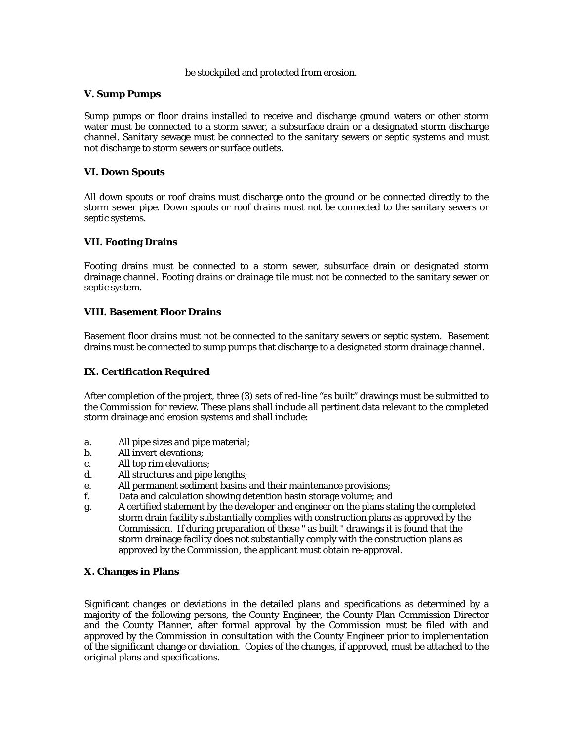be stockpiled and protected from erosion.

**V. Sump Pumps**

Sump pumps or floor drains installed to receive and discharge ground waters or other storm water must be connected to a storm sewer, a subsurface drain or a designated storm discharge channel. Sanitary sewage must be connected to the sanitary sewers or septic systems and must not discharge to storm sewers or surface outlets.

**VI. Down Spouts**

All down spouts or roof drains must discharge onto the ground or be connected directly to the storm sewer pipe. Down spouts or roof drains must not be connected to the sanitary sewers or septic systems.

**VII. Footing Drains**

Footing drains must be connected to a storm sewer, subsurface drain or designated storm drainage channel. Footing drains or drainage tile must not be connected to the sanitary sewer or septic system.

**VIII. Basement Floor Drains**

Basement floor drains must not be connected to the sanitary sewers or septic system. Basement drains must be connected to sump pumps that discharge to a designated storm drainage channel.

**IX. Certification Required**

After completion of the project, three (3) sets of red-line "as built" drawings must be submitted to the Commission for review. These plans shall include all pertinent data relevant to the completed storm drainage and erosion systems and shall include:

a. All pipe sizes and pipe material;
b. All invert elevations;
c. All top rim elevations;
d. All structures and pipe lengths;
e. All permanent sediment basins and their maintenance provisions;
f. Data and calculation showing detention basin storage volume; and
g. A certified statement by the developer and engineer on the plans stating the completed storm drain facility substantially complies with construction plans as approved by the Commission. If during preparation of these " as built " drawings it is found that the storm drainage facility does not substantially comply with the construction plans as approved by the Commission, the applicant must obtain re-approval.

**X. Changes in Plans**

Significant changes or deviations in the detailed plans and specifications as determined by a majority of the following persons, the County Engineer, the County Plan Commission Director and the County Planner, after formal approval by the Commission must be filed with and approved by the Commission in consultation with the County Engineer prior to implementation of the significant change or deviation. Copies of the changes, if approved, must be attached to the original plans and specifications.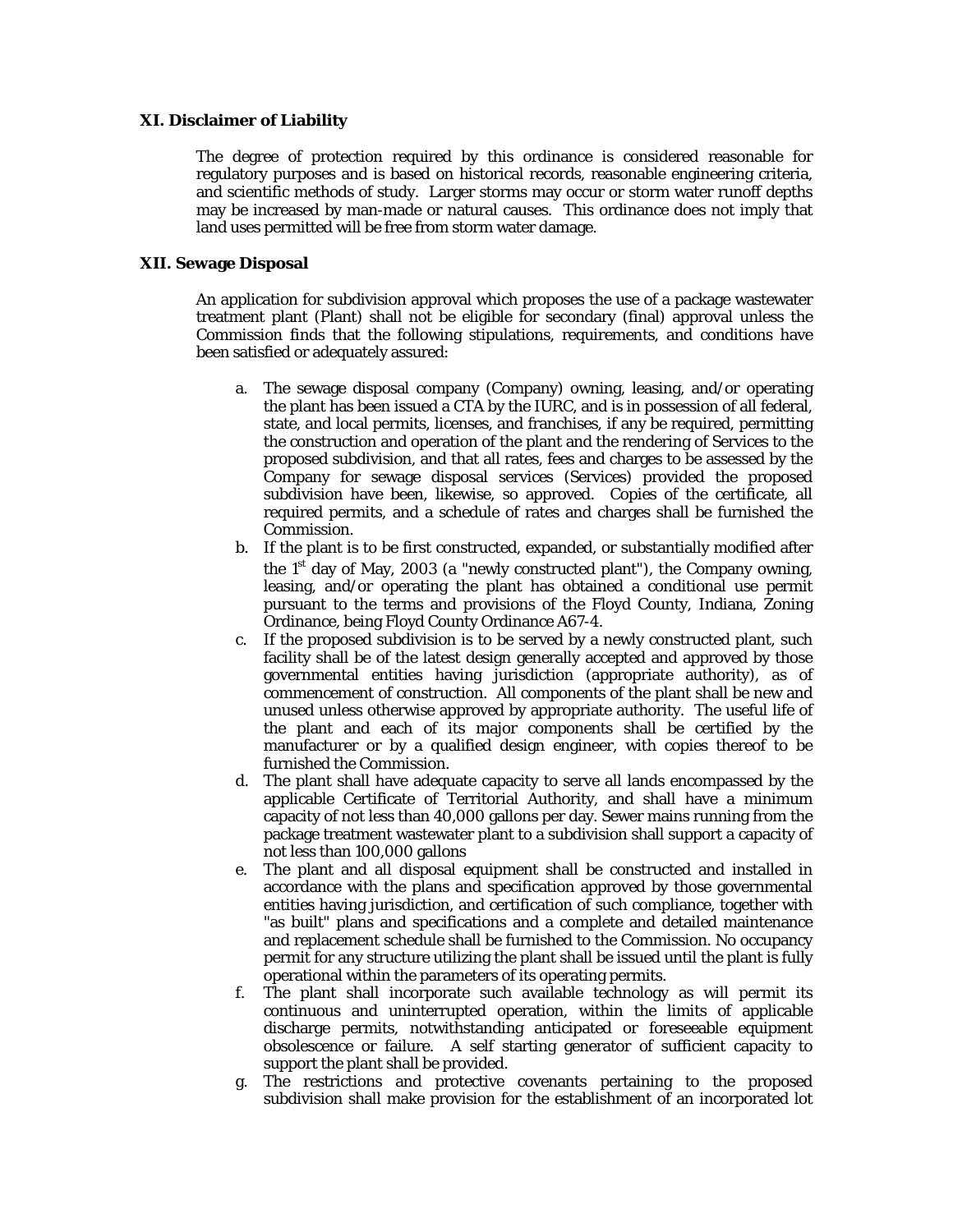### XI. Disclaimer of Liability

The degree of protection required by this ordinance is considered reasonable for regulatory purposes and is based on historical records, reasonable engineering criteria, and scientific methods of study. Larger storms may occur or storm water runoff depths may be increased by man-made or natural causes. This ordinance does not imply that land uses permitted will be free from storm water damage.

### XII. Sewage Disposal

An application for subdivision approval which proposes the use of a package wastewater treatment plant (Plant) shall not be eligible for secondary (final) approval unless the Commission finds that the following stipulations, requirements, and conditions have been satisfied or adequately assured:

a. The sewage disposal company (Company) owning, leasing, and/or operating the plant has been issued a CTA by the IURC, and is in possession of all federal, state, and local permits, licenses, and franchises, if any be required, permitting the construction and operation of the plant and the rendering of Services to the proposed subdivision, and that all rates, fees and charges to be assessed by the Company for sewage disposal services (Services) provided the proposed subdivision have been, likewise, so approved. Copies of the certificate, all required permits, and a schedule of rates and charges shall be furnished the Commission.

b. If the plant is to be first constructed, expanded, or substantially modified after the 1st day of May, 2003 (a "newly constructed plant"), the Company owning, leasing, and/or operating the plant has obtained a conditional use permit pursuant to the terms and provisions of the Floyd County, Indiana, Zoning Ordinance, being Floyd County Ordinance A67-4.

c. If the proposed subdivision is to be served by a newly constructed plant, such facility shall be of the latest design generally accepted and approved by those governmental entities having jurisdiction (appropriate authority), as of commencement of construction. All components of the plant shall be new and unused unless otherwise approved by appropriate authority. The useful life of the plant and each of its major components shall be certified by the manufacturer or by a qualified design engineer, with copies thereof to be furnished the Commission.

d. The plant shall have adequate capacity to serve all lands encompassed by the applicable Certificate of Territorial Authority, and shall have a minimum capacity of not less than 40,000 gallons per day. Sewer mains running from the package treatment wastewater plant to a subdivision shall support a capacity of not less than 100,000 gallons

e. The plant and all disposal equipment shall be constructed and installed in accordance with the plans and specification approved by those governmental entities having jurisdiction, and certification of such compliance, together with "as built" plans and specifications and a complete and detailed maintenance and replacement schedule shall be furnished to the Commission. No occupancy permit for any structure utilizing the plant shall be issued until the plant is fully operational within the parameters of its operating permits.

f. The plant shall incorporate such available technology as will permit its continuous and uninterrupted operation, within the limits of applicable discharge permits, notwithstanding anticipated or foreseeable equipment obsolescence or failure. A self starting generator of sufficient capacity to support the plant shall be provided.

g. The restrictions and protective covenants pertaining to the proposed subdivision shall make provision for the establishment of an incorporated lot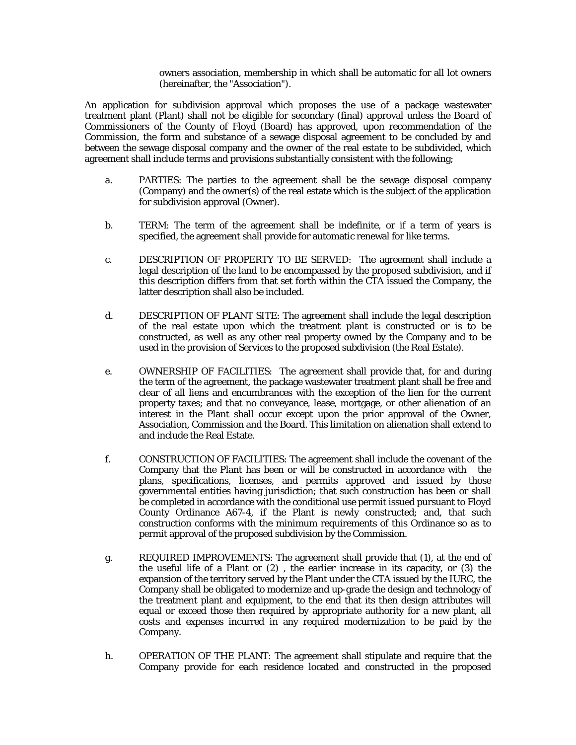owners association, membership in which shall be automatic for all lot owners (hereinafter, the "Association").

An application for subdivision approval which proposes the use of a package wastewater treatment plant (Plant) shall not be eligible for secondary (final) approval unless the Board of Commissioners of the County of Floyd (Board) has approved, upon recommendation of the Commission, the form and substance of a sewage disposal agreement to be concluded by and between the sewage disposal company and the owner of the real estate to be subdivided, which agreement shall include terms and provisions substantially consistent with the following;

a. PARTIES: The parties to the agreement shall be the sewage disposal company (Company) and the owner(s) of the real estate which is the subject of the application for subdivision approval (Owner).

b. TERM: The term of the agreement shall be indefinite, or if a term of years is specified, the agreement shall provide for automatic renewal for like terms.

c. DESCRIPTION OF PROPERTY TO BE SERVED: The agreement shall include a legal description of the land to be encompassed by the proposed subdivision, and if this description differs from that set forth within the CTA issued the Company, the latter description shall also be included.

d. DESCRIPTION OF PLANT SITE: The agreement shall include the legal description of the real estate upon which the treatment plant is constructed or is to be constructed, as well as any other real property owned by the Company and to be used in the provision of Services to the proposed subdivision (the Real Estate).

e. OWNERSHIP OF FACILITIES: The agreement shall provide that, for and during the term of the agreement, the package wastewater treatment plant shall be free and clear of all liens and encumbrances with the exception of the lien for the current property taxes; and that no conveyance, lease, mortgage, or other alienation of an interest in the Plant shall occur except upon the prior approval of the Owner, Association, Commission and the Board. This limitation on alienation shall extend to and include the Real Estate.

f. CONSTRUCTION OF FACILITIES: The agreement shall include the covenant of the Company that the Plant has been or will be constructed in accordance with the plans, specifications, licenses, and permits approved and issued by those governmental entities having jurisdiction; that such construction has been or shall be completed in accordance with the conditional use permit issued pursuant to Floyd County Ordinance A67-4, if the Plant is newly constructed; and, that such construction conforms with the minimum requirements of this Ordinance so as to permit approval of the proposed subdivision by the Commission.

g. REQUIRED IMPROVEMENTS: The agreement shall provide that (1), at the end of the useful life of a Plant or (2) , the earlier increase in its capacity, or (3) the expansion of the territory served by the Plant under the CTA issued by the IURC, the Company shall be obligated to modernize and up-grade the design and technology of the treatment plant and equipment, to the end that its then design attributes will equal or exceed those then required by appropriate authority for a new plant, all costs and expenses incurred in any required modernization to be paid by the Company.

h. OPERATION OF THE PLANT: The agreement shall stipulate and require that the Company provide for each residence located and constructed in the proposed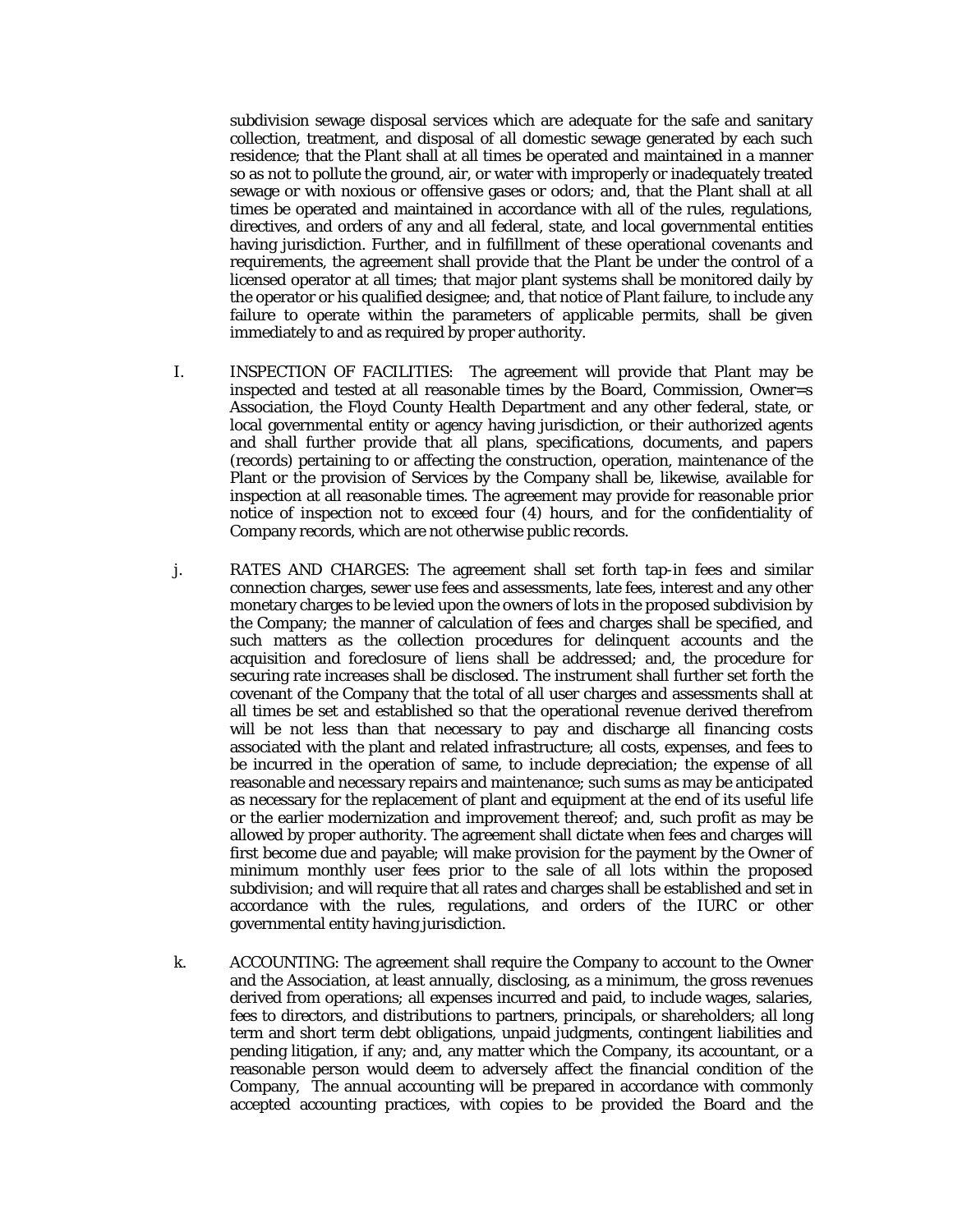subdivision sewage disposal services which are adequate for the safe and sanitary collection, treatment, and disposal of all domestic sewage generated by each such residence; that the Plant shall at all times be operated and maintained in a manner so as not to pollute the ground, air, or water with improperly or inadequately treated sewage or with noxious or offensive gases or odors; and, that the Plant shall at all times be operated and maintained in accordance with all of the rules, regulations, directives, and orders of any and all federal, state, and local governmental entities having jurisdiction. Further, and in fulfillment of these operational covenants and requirements, the agreement shall provide that the Plant be under the control of a licensed operator at all times; that major plant systems shall be monitored daily by the operator or his qualified designee; and, that notice of Plant failure, to include any failure to operate within the parameters of applicable permits, shall be given immediately to and as required by proper authority.

I. INSPECTION OF FACILITIES: The agreement will provide that Plant may be inspected and tested at all reasonable times by the Board, Commission, Owner=s Association, the Floyd County Health Department and any other federal, state, or local governmental entity or agency having jurisdiction, or their authorized agents and shall further provide that all plans, specifications, documents, and papers (records) pertaining to or affecting the construction, operation, maintenance of the Plant or the provision of Services by the Company shall be, likewise, available for inspection at all reasonable times. The agreement may provide for reasonable prior notice of inspection not to exceed four (4) hours, and for the confidentiality of Company records, which are not otherwise public records.

j. RATES AND CHARGES: The agreement shall set forth tap-in fees and similar connection charges, sewer use fees and assessments, late fees, interest and any other monetary charges to be levied upon the owners of lots in the proposed subdivision by the Company; the manner of calculation of fees and charges shall be specified, and such matters as the collection procedures for delinquent accounts and the acquisition and foreclosure of liens shall be addressed; and, the procedure for securing rate increases shall be disclosed. The instrument shall further set forth the covenant of the Company that the total of all user charges and assessments shall at all times be set and established so that the operational revenue derived therefrom will be not less than that necessary to pay and discharge all financing costs associated with the plant and related infrastructure; all costs, expenses, and fees to be incurred in the operation of same, to include depreciation; the expense of all reasonable and necessary repairs and maintenance; such sums as may be anticipated as necessary for the replacement of plant and equipment at the end of its useful life or the earlier modernization and improvement thereof; and, such profit as may be allowed by proper authority. The agreement shall dictate when fees and charges will first become due and payable; will make provision for the payment by the Owner of minimum monthly user fees prior to the sale of all lots within the proposed subdivision; and will require that all rates and charges shall be established and set in accordance with the rules, regulations, and orders of the IURC or other governmental entity having jurisdiction.

k. ACCOUNTING: The agreement shall require the Company to account to the Owner and the Association, at least annually, disclosing, as a minimum, the gross revenues derived from operations; all expenses incurred and paid, to include wages, salaries, fees to directors, and distributions to partners, principals, or shareholders; all long term and short term debt obligations, unpaid judgments, contingent liabilities and pending litigation, if any; and, any matter which the Company, its accountant, or a reasonable person would deem to adversely affect the financial condition of the Company, The annual accounting will be prepared in accordance with commonly accepted accounting practices, with copies to be provided the Board and the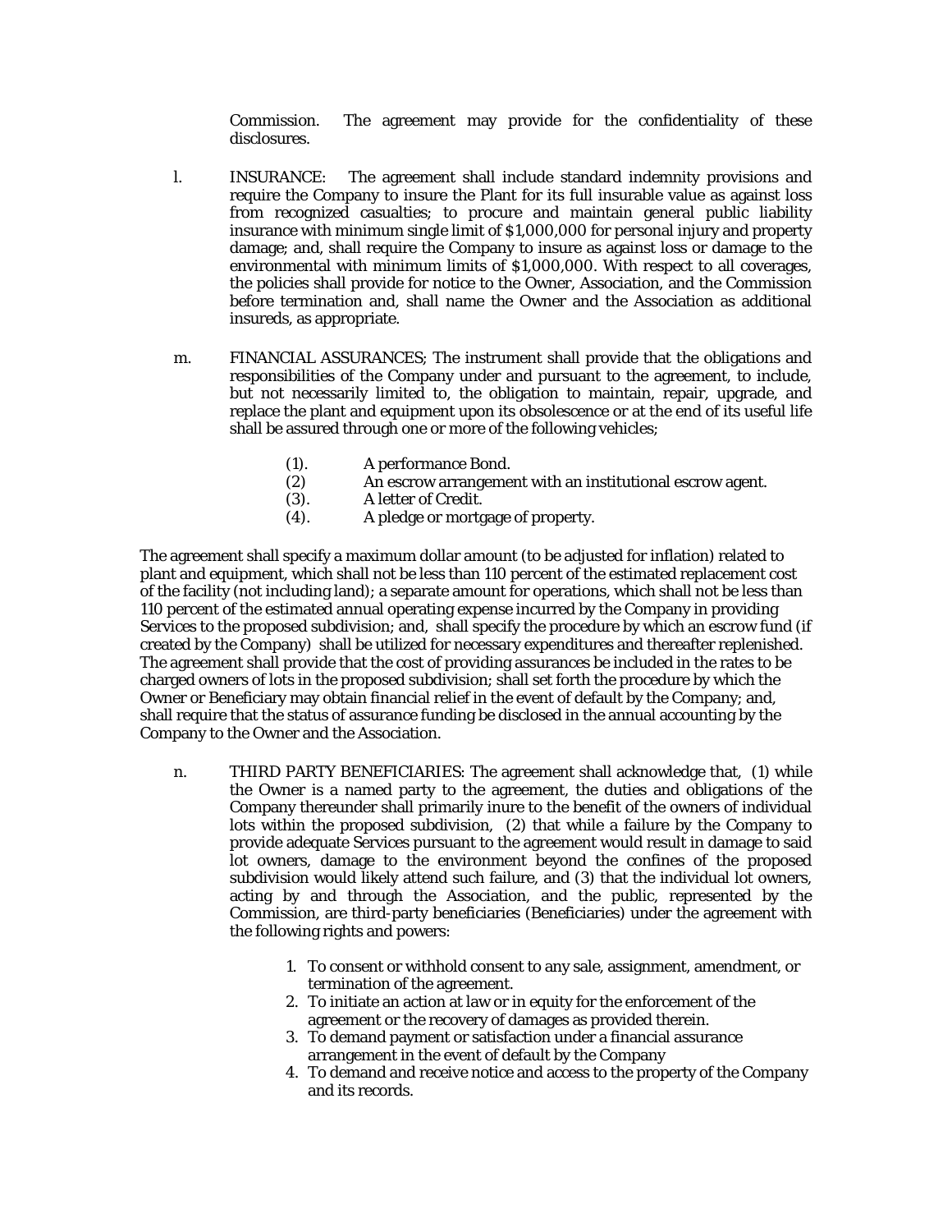Commission. The agreement may provide for the confidentiality of these disclosures.

l. INSURANCE: The agreement shall include standard indemnity provisions and require the Company to insure the Plant for its full insurable value as against loss from recognized casualties; to procure and maintain general public liability insurance with minimum single limit of $1,000,000 for personal injury and property damage; and, shall require the Company to insure as against loss or damage to the environmental with minimum limits of $1,000,000. With respect to all coverages, the policies shall provide for notice to the Owner, Association, and the Commission before termination and, shall name the Owner and the Association as additional insureds, as appropriate.

m. FINANCIAL ASSURANCES; The instrument shall provide that the obligations and responsibilities of the Company under and pursuant to the agreement, to include, but not necessarily limited to, the obligation to maintain, repair, upgrade, and replace the plant and equipment upon its obsolescence or at the end of its useful life shall be assured through one or more of the following vehicles;

(1). A performance Bond.
(2) An escrow arrangement with an institutional escrow agent.
(3). A letter of Credit.
(4). A pledge or mortgage of property.

The agreement shall specify a maximum dollar amount (to be adjusted for inflation) related to plant and equipment, which shall not be less than 110 percent of the estimated replacement cost of the facility (not including land); a separate amount for operations, which shall not be less than 110 percent of the estimated annual operating expense incurred by the Company in providing Services to the proposed subdivision; and, shall specify the procedure by which an escrow fund (if created by the Company) shall be utilized for necessary expenditures and thereafter replenished. The agreement shall provide that the cost of providing assurances be included in the rates to be charged owners of lots in the proposed subdivision; shall set forth the procedure by which the Owner or Beneficiary may obtain financial relief in the event of default by the Company; and, shall require that the status of assurance funding be disclosed in the annual accounting by the Company to the Owner and the Association.

n. THIRD PARTY BENEFICIARIES: The agreement shall acknowledge that, (1) while the Owner is a named party to the agreement, the duties and obligations of the Company thereunder shall primarily inure to the benefit of the owners of individual lots within the proposed subdivision, (2) that while a failure by the Company to provide adequate Services pursuant to the agreement would result in damage to said lot owners, damage to the environment beyond the confines of the proposed subdivision would likely attend such failure, and (3) that the individual lot owners, acting by and through the Association, and the public, represented by the Commission, are third-party beneficiaries (Beneficiaries) under the agreement with the following rights and powers:

1. To consent or withhold consent to any sale, assignment, amendment, or termination of the agreement.
2. To initiate an action at law or in equity for the enforcement of the agreement or the recovery of damages as provided therein.
3. To demand payment or satisfaction under a financial assurance arrangement in the event of default by the Company
4. To demand and receive notice and access to the property of the Company and its records.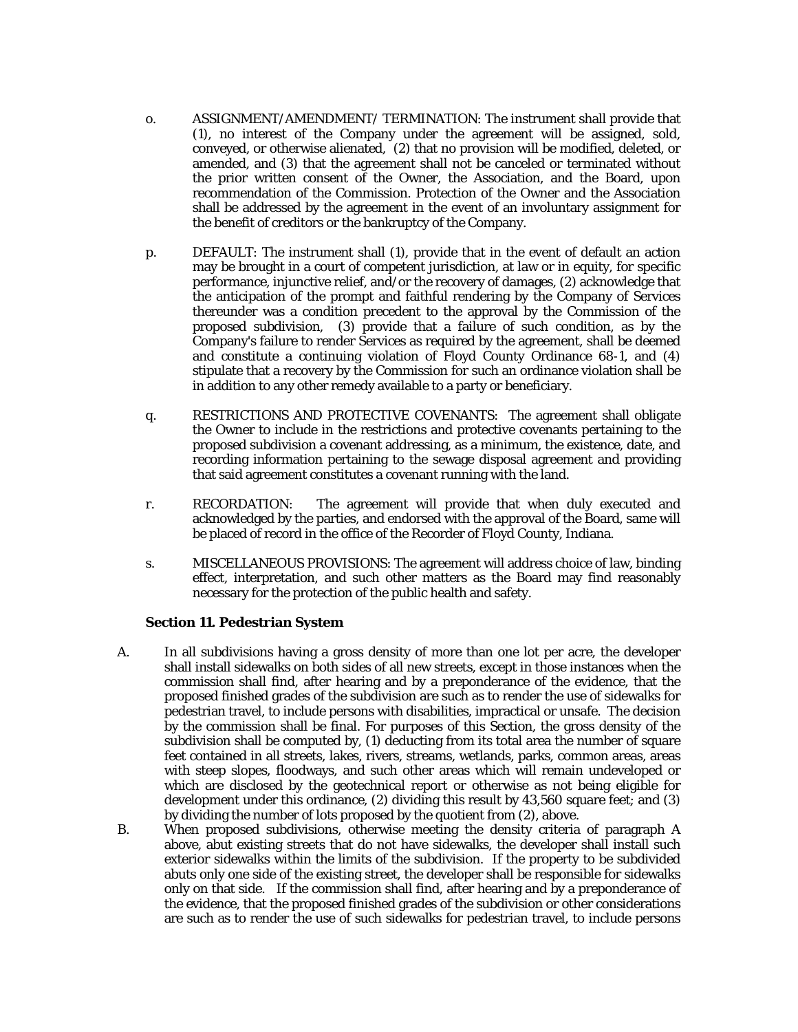o. ASSIGNMENT/AMENDMENT/ TERMINATION: The instrument shall provide that (1), no interest of the Company under the agreement will be assigned, sold, conveyed, or otherwise alienated, (2) that no provision will be modified, deleted, or amended, and (3) that the agreement shall not be canceled or terminated without the prior written consent of the Owner, the Association, and the Board, upon recommendation of the Commission. Protection of the Owner and the Association shall be addressed by the agreement in the event of an involuntary assignment for the benefit of creditors or the bankruptcy of the Company.

p. DEFAULT: The instrument shall (1), provide that in the event of default an action may be brought in a court of competent jurisdiction, at law or in equity, for specific performance, injunctive relief, and/or the recovery of damages, (2) acknowledge that the anticipation of the prompt and faithful rendering by the Company of Services thereunder was a condition precedent to the approval by the Commission of the proposed subdivision, (3) provide that a failure of such condition, as by the Company's failure to render Services as required by the agreement, shall be deemed and constitute a continuing violation of Floyd County Ordinance 68-1, and (4) stipulate that a recovery by the Commission for such an ordinance violation shall be in addition to any other remedy available to a party or beneficiary.

q. RESTRICTIONS AND PROTECTIVE COVENANTS: The agreement shall obligate the Owner to include in the restrictions and protective covenants pertaining to the proposed subdivision a covenant addressing, as a minimum, the existence, date, and recording information pertaining to the sewage disposal agreement and providing that said agreement constitutes a covenant running with the land.

r. RECORDATION: The agreement will provide that when duly executed and acknowledged by the parties, and endorsed with the approval of the Board, same will be placed of record in the office of the Recorder of Floyd County, Indiana.

s. MISCELLANEOUS PROVISIONS: The agreement will address choice of law, binding effect, interpretation, and such other matters as the Board may find reasonably necessary for the protection of the public health and safety.

**Section 11. Pedestrian System**

A. In all subdivisions having a gross density of more than one lot per acre, the developer shall install sidewalks on both sides of all new streets, except in those instances when the commission shall find, after hearing and by a preponderance of the evidence, that the proposed finished grades of the subdivision are such as to render the use of sidewalks for pedestrian travel, to include persons with disabilities, impractical or unsafe. The decision by the commission shall be final. For purposes of this Section, the gross density of the subdivision shall be computed by, (1) deducting from its total area the number of square feet contained in all streets, lakes, rivers, streams, wetlands, parks, common areas, areas with steep slopes, floodways, and such other areas which will remain undeveloped or which are disclosed by the geotechnical report or otherwise as not being eligible for development under this ordinance, (2) dividing this result by 43,560 square feet; and (3) by dividing the number of lots proposed by the quotient from (2), above.

B. When proposed subdivisions, otherwise meeting the density criteria of paragraph A above, abut existing streets that do not have sidewalks, the developer shall install such exterior sidewalks within the limits of the subdivision. If the property to be subdivided abuts only one side of the existing street, the developer shall be responsible for sidewalks only on that side. If the commission shall find, after hearing and by a preponderance of the evidence, that the proposed finished grades of the subdivision or other considerations are such as to render the use of such sidewalks for pedestrian travel, to include persons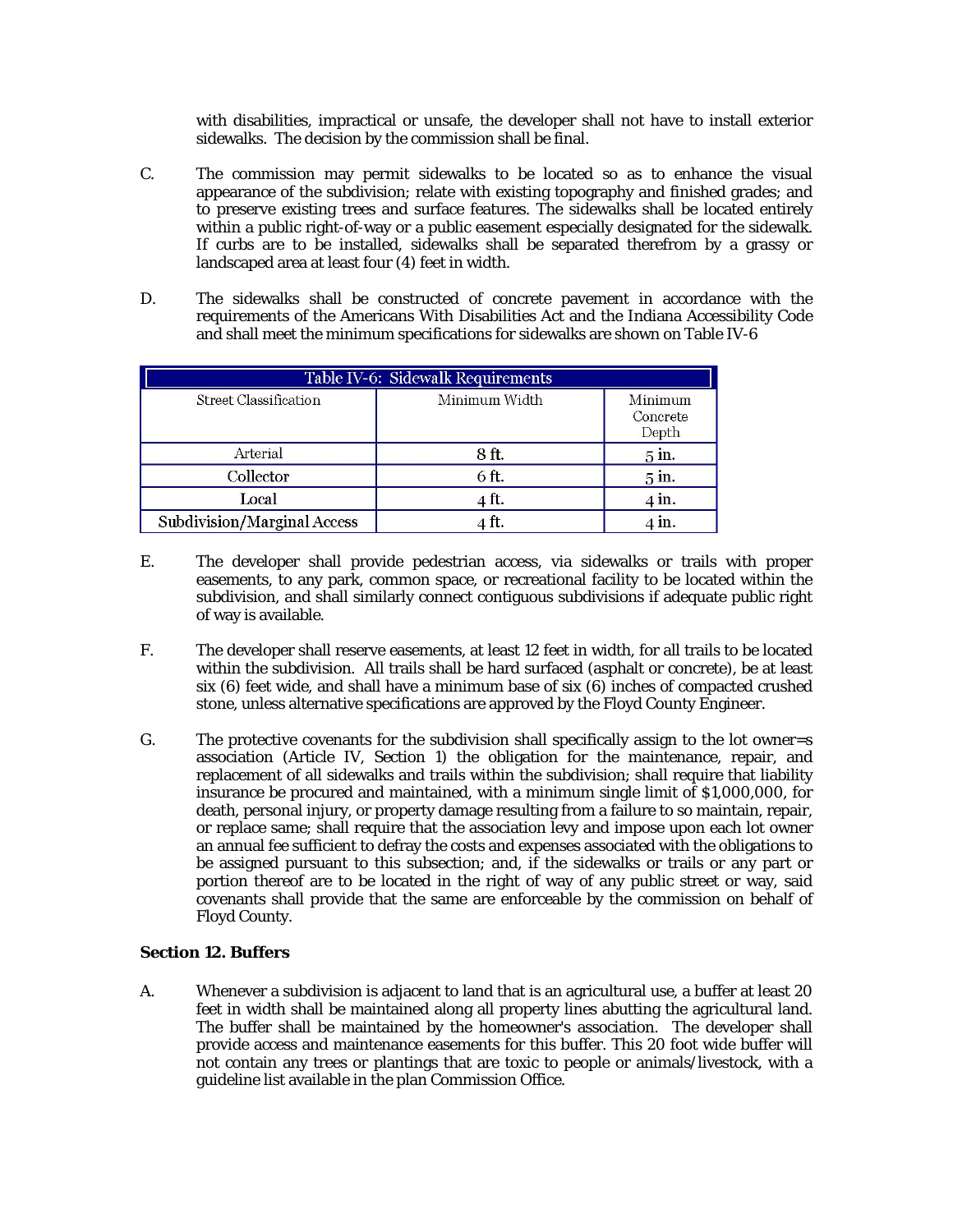with disabilities, impractical or unsafe, the developer shall not have to install exterior sidewalks. The decision by the commission shall be final.

C. The commission may permit sidewalks to be located so as to enhance the visual appearance of the subdivision; relate with existing topography and finished grades; and to preserve existing trees and surface features. The sidewalks shall be located entirely within a public right-of-way or a public easement especially designated for the sidewalk. If curbs are to be installed, sidewalks shall be separated therefrom by a grassy or landscaped area at least four (4) feet in width.

D. The sidewalks shall be constructed of concrete pavement in accordance with the requirements of the Americans With Disabilities Act and the Indiana Accessibility Code and shall meet the minimum specifications for sidewalks are shown on Table IV-6

| Table IV-6: Sidewalk Requirements | | |
|---|---|---|
| Street Classification | Minimum Width | Minimum Concrete Depth |
| Arterial | 8 ft. | 5 in. |
| Collector | 6 ft. | 5 in. |
| Local | 4 ft. | 4 in. |
| Subdivision/Marginal Access | 4 ft. | 4 in. |

E. The developer shall provide pedestrian access, via sidewalks or trails with proper easements, to any park, common space, or recreational facility to be located within the subdivision, and shall similarly connect contiguous subdivisions if adequate public right of way is available.

F. The developer shall reserve easements, at least 12 feet in width, for all trails to be located within the subdivision. All trails shall be hard surfaced (asphalt or concrete), be at least six (6) feet wide, and shall have a minimum base of six (6) inches of compacted crushed stone, unless alternative specifications are approved by the Floyd County Engineer.

G. The protective covenants for the subdivision shall specifically assign to the lot owner=s association (Article IV, Section 1) the obligation for the maintenance, repair, and replacement of all sidewalks and trails within the subdivision; shall require that liability insurance be procured and maintained, with a minimum single limit of $1,000,000, for death, personal injury, or property damage resulting from a failure to so maintain, repair, or replace same; shall require that the association levy and impose upon each lot owner an annual fee sufficient to defray the costs and expenses associated with the obligations to be assigned pursuant to this subsection; and, if the sidewalks or trails or any part or portion thereof are to be located in the right of way of any public street or way, said covenants shall provide that the same are enforceable by the commission on behalf of Floyd County.

**Section 12. Buffers**

A. Whenever a subdivision is adjacent to land that is an agricultural use, a buffer at least 20 feet in width shall be maintained along all property lines abutting the agricultural land. The buffer shall be maintained by the homeowner's association. The developer shall provide access and maintenance easements for this buffer. This 20 foot wide buffer will not contain any trees or plantings that are toxic to people or animals/livestock, with a guideline list available in the plan Commission Office.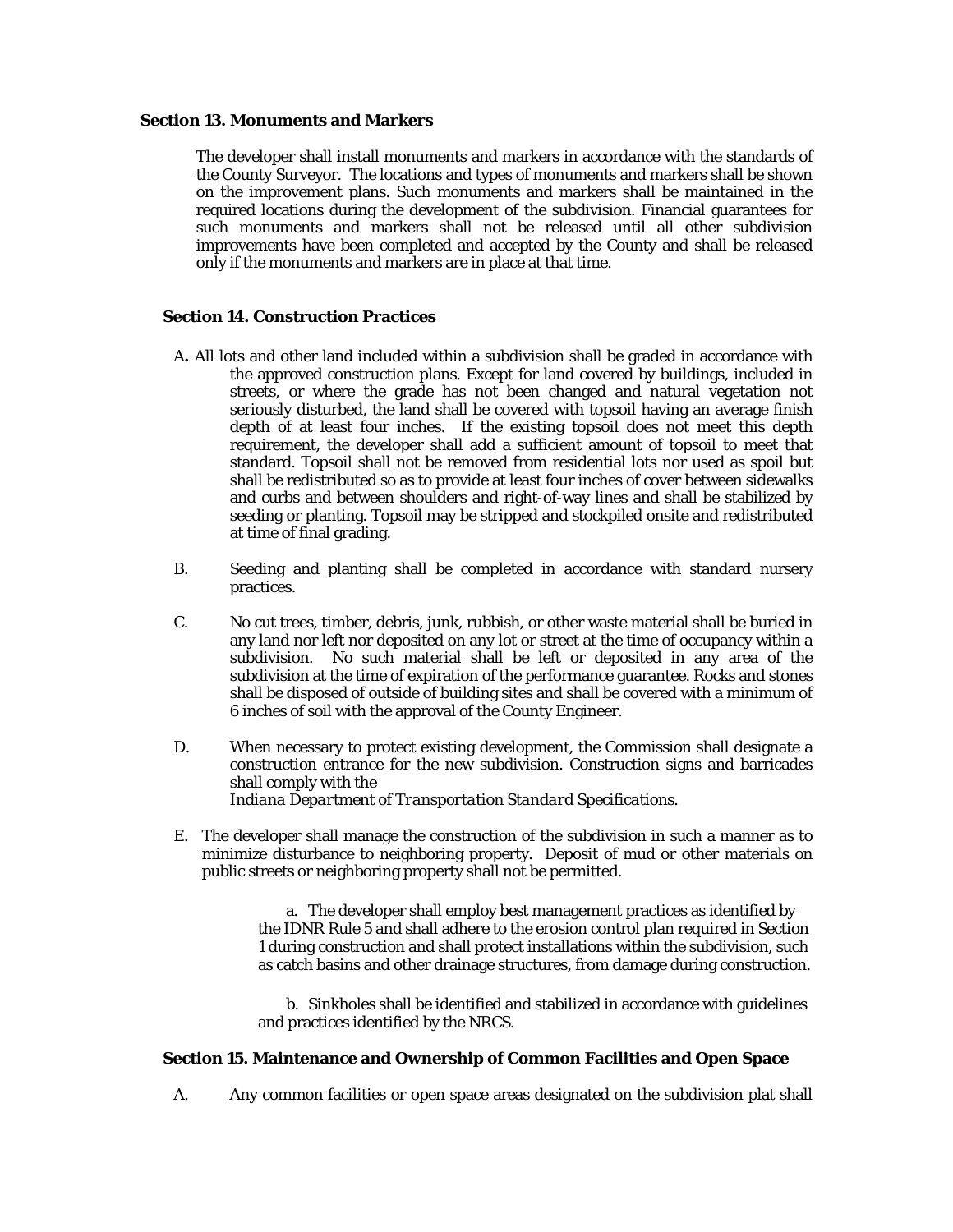**Section 13. Monuments and Markers**

The developer shall install monuments and markers in accordance with the standards of the County Surveyor. The locations and types of monuments and markers shall be shown on the improvement plans. Such monuments and markers shall be maintained in the required locations during the development of the subdivision. Financial guarantees for such monuments and markers shall not be released until all other subdivision improvements have been completed and accepted by the County and shall be released only if the monuments and markers are in place at that time.

**Section 14. Construction Practices**

A. All lots and other land included within a subdivision shall be graded in accordance with the approved construction plans. Except for land covered by buildings, included in streets, or where the grade has not been changed and natural vegetation not seriously disturbed, the land shall be covered with topsoil having an average finish depth of at least four inches. If the existing topsoil does not meet this depth requirement, the developer shall add a sufficient amount of topsoil to meet that standard. Topsoil shall not be removed from residential lots nor used as spoil but shall be redistributed so as to provide at least four inches of cover between sidewalks and curbs and between shoulders and right-of-way lines and shall be stabilized by seeding or planting. Topsoil may be stripped and stockpiled onsite and redistributed at time of final grading.

B. Seeding and planting shall be completed in accordance with standard nursery practices.

C. No cut trees, timber, debris, junk, rubbish, or other waste material shall be buried in any land nor left nor deposited on any lot or street at the time of occupancy within a subdivision. No such material shall be left or deposited in any area of the subdivision at the time of expiration of the performance guarantee. Rocks and stones shall be disposed of outside of building sites and shall be covered with a minimum of 6 inches of soil with the approval of the County Engineer.

D. When necessary to protect existing development, the Commission shall designate a construction entrance for the new subdivision. Construction signs and barricades shall comply with the *Indiana Department of Transportation Standard Specifications.*

E. The developer shall manage the construction of the subdivision in such a manner as to minimize disturbance to neighboring property. Deposit of mud or other materials on public streets or neighboring property shall not be permitted.

a. The developer shall employ best management practices as identified by the IDNR Rule 5 and shall adhere to the erosion control plan required in Section 1 during construction and shall protect installations within the subdivision, such as catch basins and other drainage structures, from damage during construction.

b. Sinkholes shall be identified and stabilized in accordance with guidelines and practices identified by the NRCS.

**Section 15. Maintenance and Ownership of Common Facilities and Open Space**

A. Any common facilities or open space areas designated on the subdivision plat shall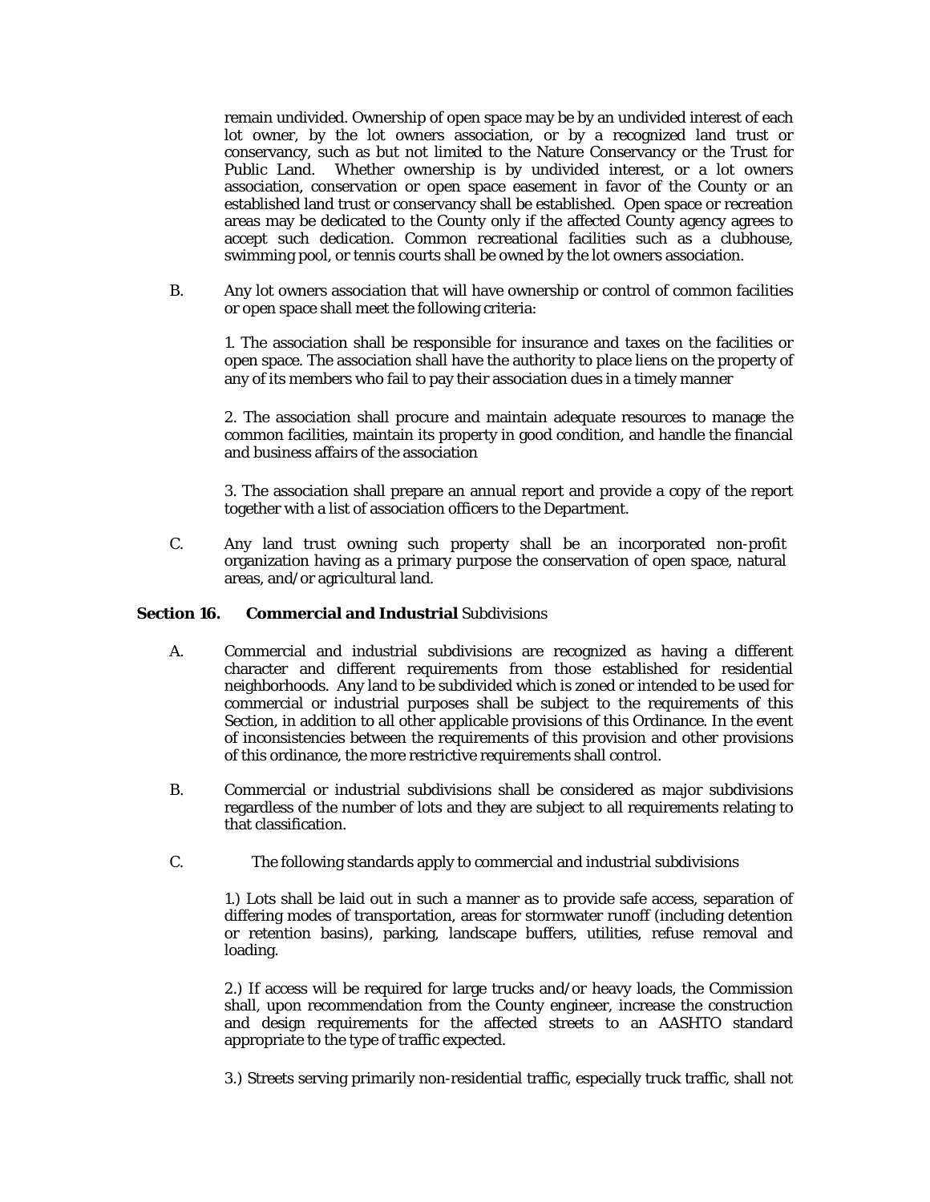remain undivided. Ownership of open space may be by an undivided interest of each lot owner, by the lot owners association, or by a recognized land trust or conservancy, such as but not limited to the Nature Conservancy or the Trust for Public Land. Whether ownership is by undivided interest, or a lot owners association, conservation or open space easement in favor of the County or an established land trust or conservancy shall be established. Open space or recreation areas may be dedicated to the County only if the affected County agency agrees to accept such dedication. Common recreational facilities such as a clubhouse, swimming pool, or tennis courts shall be owned by the lot owners association.

B. Any lot owners association that will have ownership or control of common facilities or open space shall meet the following criteria:

1. The association shall be responsible for insurance and taxes on the facilities or open space. The association shall have the authority to place liens on the property of any of its members who fail to pay their association dues in a timely manner

2. The association shall procure and maintain adequate resources to manage the common facilities, maintain its property in good condition, and handle the financial and business affairs of the association

3. The association shall prepare an annual report and provide a copy of the report together with a list of association officers to the Department.

C. Any land trust owning such property shall be an incorporated non-profit organization having as a primary purpose the conservation of open space, natural areas, and/or agricultural land.

**Section 16. Commercial and Industrial** Subdivisions

A. Commercial and industrial subdivisions are recognized as having a different character and different requirements from those established for residential neighborhoods. Any land to be subdivided which is zoned or intended to be used for commercial or industrial purposes shall be subject to the requirements of this Section, in addition to all other applicable provisions of this Ordinance. In the event of inconsistencies between the requirements of this provision and other provisions of this ordinance, the more restrictive requirements shall control.

B. Commercial or industrial subdivisions shall be considered as major subdivisions regardless of the number of lots and they are subject to all requirements relating to that classification.

C. The following standards apply to commercial and industrial subdivisions

1.) Lots shall be laid out in such a manner as to provide safe access, separation of differing modes of transportation, areas for stormwater runoff (including detention or retention basins), parking, landscape buffers, utilities, refuse removal and loading.

2.) If access will be required for large trucks and/or heavy loads, the Commission shall, upon recommendation from the County engineer, increase the construction and design requirements for the affected streets to an AASHTO standard appropriate to the type of traffic expected.

3.) Streets serving primarily non-residential traffic, especially truck traffic, shall not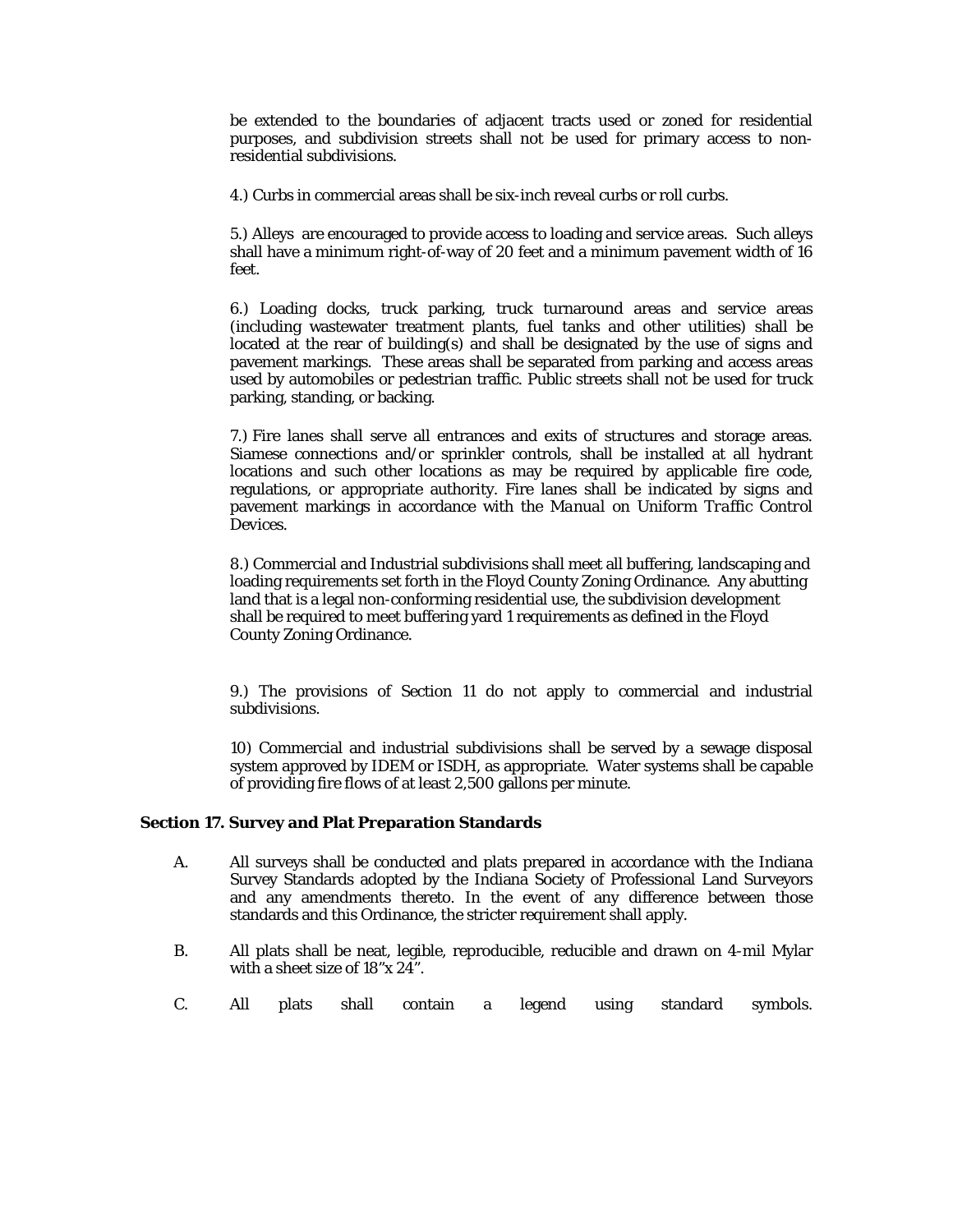be extended to the boundaries of adjacent tracts used or zoned for residential purposes, and subdivision streets shall not be used for primary access to non-residential subdivisions.

4.) Curbs in commercial areas shall be six-inch reveal curbs or roll curbs.

5.) Alleys are encouraged to provide access to loading and service areas. Such alleys shall have a minimum right-of-way of 20 feet and a minimum pavement width of 16 feet.

6.) Loading docks, truck parking, truck turnaround areas and service areas (including wastewater treatment plants, fuel tanks and other utilities) shall be located at the rear of building(s) and shall be designated by the use of signs and pavement markings. These areas shall be separated from parking and access areas used by automobiles or pedestrian traffic. Public streets shall not be used for truck parking, standing, or backing.

7.) Fire lanes shall serve all entrances and exits of structures and storage areas. Siamese connections and/or sprinkler controls, shall be installed at all hydrant locations and such other locations as may be required by applicable fire code, regulations, or appropriate authority. Fire lanes shall be indicated by signs and pavement markings in accordance with the *Manual on Uniform Traffic Control Devices.*

8.) Commercial and Industrial subdivisions shall meet all buffering, landscaping and loading requirements set forth in the Floyd County Zoning Ordinance. Any abutting land that is a legal non-conforming residential use, the subdivision development shall be required to meet buffering yard 1 requirements as defined in the Floyd County Zoning Ordinance.

9.) The provisions of Section 11 do not apply to commercial and industrial subdivisions.

10) Commercial and industrial subdivisions shall be served by a sewage disposal system approved by IDEM or ISDH, as appropriate. Water systems shall be capable of providing fire flows of at least 2,500 gallons per minute.

**Section 17. Survey and Plat Preparation Standards**

A. All surveys shall be conducted and plats prepared in accordance with the Indiana Survey Standards adopted by the Indiana Society of Professional Land Surveyors and any amendments thereto. In the event of any difference between those standards and this Ordinance, the stricter requirement shall apply.

B. All plats shall be neat, legible, reproducible, reducible and drawn on 4-mil Mylar with a sheet size of 18"x 24".

C. All plats shall contain a legend using standard symbols.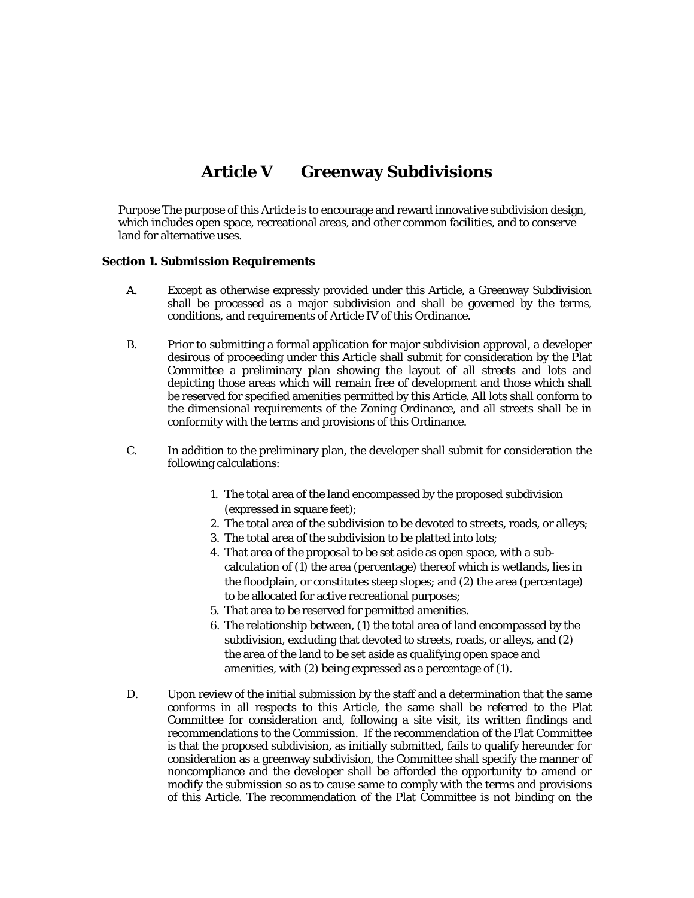# Article V Greenway Subdivisions

Purpose The purpose of this Article is to encourage and reward innovative subdivision design, which includes open space, recreational areas, and other common facilities, and to conserve land for alternative uses.

**Section 1. Submission Requirements**

A. Except as otherwise expressly provided under this Article, a Greenway Subdivision shall be processed as a major subdivision and shall be governed by the terms, conditions, and requirements of Article IV of this Ordinance.

B. Prior to submitting a formal application for major subdivision approval, a developer desirous of proceeding under this Article shall submit for consideration by the Plat Committee a preliminary plan showing the layout of all streets and lots and depicting those areas which will remain free of development and those which shall be reserved for specified amenities permitted by this Article. All lots shall conform to the dimensional requirements of the Zoning Ordinance, and all streets shall be in conformity with the terms and provisions of this Ordinance.

C. In addition to the preliminary plan, the developer shall submit for consideration the following calculations:

1. The total area of the land encompassed by the proposed subdivision (expressed in square feet);
2. The total area of the subdivision to be devoted to streets, roads, or alleys;
3. The total area of the subdivision to be platted into lots;
4. That area of the proposal to be set aside as open space, with a sub-calculation of (1) the area (percentage) thereof which is wetlands, lies in the floodplain, or constitutes steep slopes; and (2) the area (percentage) to be allocated for active recreational purposes;
5. That area to be reserved for permitted amenities.
6. The relationship between, (1) the total area of land encompassed by the subdivision, excluding that devoted to streets, roads, or alleys, and (2) the area of the land to be set aside as qualifying open space and amenities, with (2) being expressed as a percentage of (1).

D. Upon review of the initial submission by the staff and a determination that the same conforms in all respects to this Article, the same shall be referred to the Plat Committee for consideration and, following a site visit, its written findings and recommendations to the Commission. If the recommendation of the Plat Committee is that the proposed subdivision, as initially submitted, fails to qualify hereunder for consideration as a greenway subdivision, the Committee shall specify the manner of noncompliance and the developer shall be afforded the opportunity to amend or modify the submission so as to cause same to comply with the terms and provisions of this Article. The recommendation of the Plat Committee is not binding on the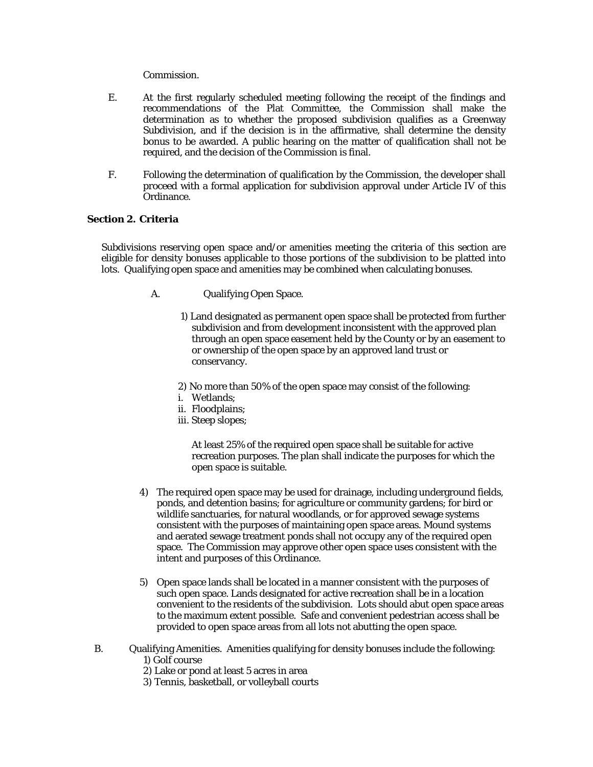Commission.

E. At the first regularly scheduled meeting following the receipt of the findings and recommendations of the Plat Committee, the Commission shall make the determination as to whether the proposed subdivision qualifies as a Greenway Subdivision, and if the decision is in the affirmative, shall determine the density bonus to be awarded. A public hearing on the matter of qualification shall not be required, and the decision of the Commission is final.

F. Following the determination of qualification by the Commission, the developer shall proceed with a formal application for subdivision approval under Article IV of this Ordinance.

**Section 2. Criteria**

Subdivisions reserving open space and/or amenities meeting the criteria of this section are eligible for density bonuses applicable to those portions of the subdivision to be platted into lots. Qualifying open space and amenities may be combined when calculating bonuses.

A. Qualifying Open Space.

1) Land designated as permanent open space shall be protected from further subdivision and from development inconsistent with the approved plan through an open space easement held by the County or by an easement to or ownership of the open space by an approved land trust or conservancy.

2) No more than 50% of the open space may consist of the following:
i. Wetlands;
ii. Floodplains;
iii. Steep slopes;

At least 25% of the required open space shall be suitable for active recreation purposes. The plan shall indicate the purposes for which the open space is suitable.

4) The required open space may be used for drainage, including underground fields, ponds, and detention basins; for agriculture or community gardens; for bird or wildlife sanctuaries, for natural woodlands, or for approved sewage systems consistent with the purposes of maintaining open space areas. Mound systems and aerated sewage treatment ponds shall not occupy any of the required open space. The Commission may approve other open space uses consistent with the intent and purposes of this Ordinance.

5) Open space lands shall be located in a manner consistent with the purposes of such open space. Lands designated for active recreation shall be in a location convenient to the residents of the subdivision. Lots should abut open space areas to the maximum extent possible. Safe and convenient pedestrian access shall be provided to open space areas from all lots not abutting the open space.

B. Qualifying Amenities. Amenities qualifying for density bonuses include the following:
1) Golf course
2) Lake or pond at least 5 acres in area
3) Tennis, basketball, or volleyball courts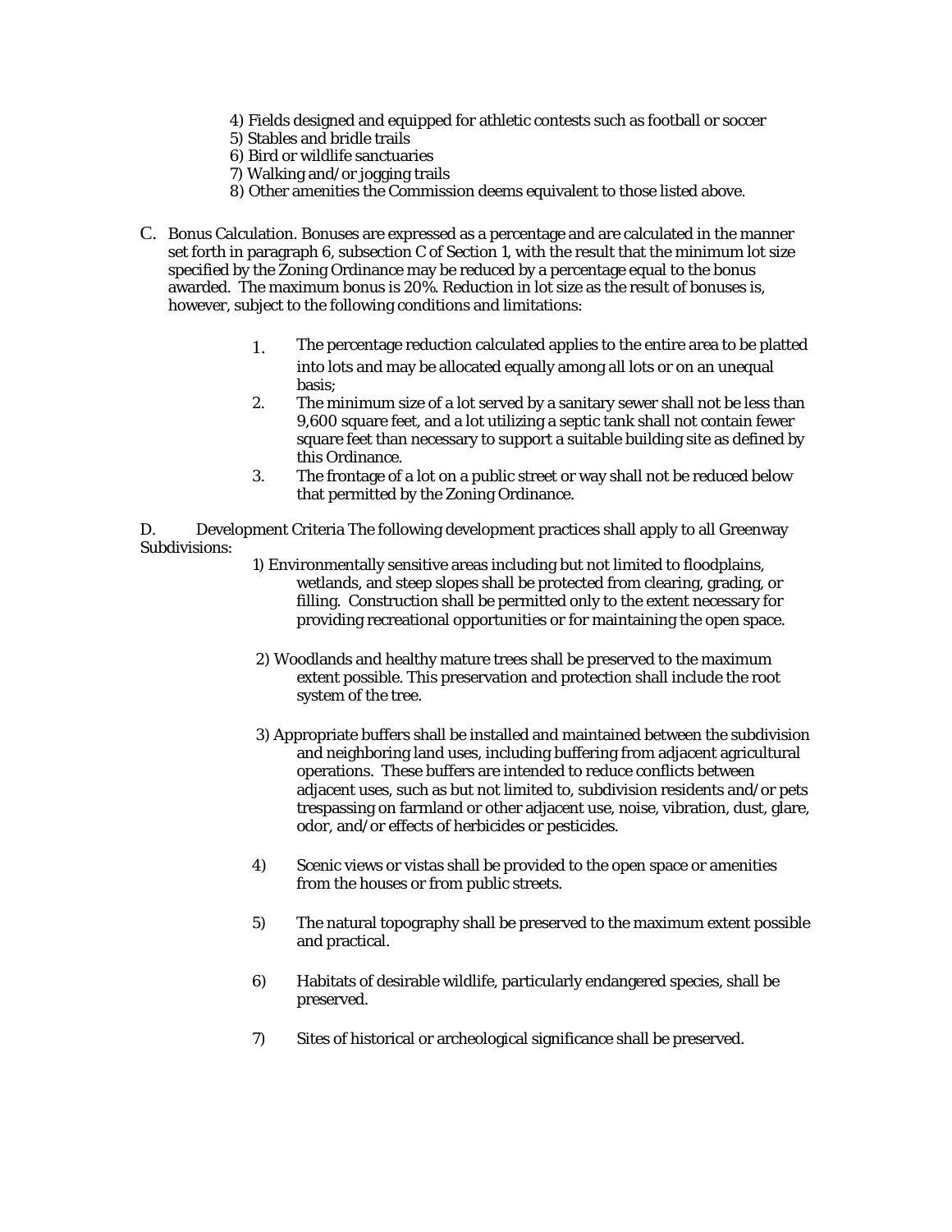4) Fields designed and equipped for athletic contests such as football or soccer
5) Stables and bridle trails
6) Bird or wildlife sanctuaries
7) Walking and/or jogging trails
8) Other amenities the Commission deems equivalent to those listed above.

C. Bonus Calculation. Bonuses are expressed as a percentage and are calculated in the manner set forth in paragraph 6, subsection C of Section 1, with the result that the minimum lot size specified by the Zoning Ordinance may be reduced by a percentage equal to the bonus awarded. The maximum bonus is 20%. Reduction in lot size as the result of bonuses is, however, subject to the following conditions and limitations:

1. The percentage reduction calculated applies to the entire area to be platted into lots and may be allocated equally among all lots or on an unequal basis;
2. The minimum size of a lot served by a sanitary sewer shall not be less than 9,600 square feet, and a lot utilizing a septic tank shall not contain fewer square feet than necessary to support a suitable building site as defined by this Ordinance.
3. The frontage of a lot on a public street or way shall not be reduced below that permitted by the Zoning Ordinance.

D. Development Criteria The following development practices shall apply to all Greenway Subdivisions:

1) Environmentally sensitive areas including but not limited to floodplains, wetlands, and steep slopes shall be protected from clearing, grading, or filling. Construction shall be permitted only to the extent necessary for providing recreational opportunities or for maintaining the open space.

2) Woodlands and healthy mature trees shall be preserved to the maximum extent possible. This preservation and protection shall include the root system of the tree.

3) Appropriate buffers shall be installed and maintained between the subdivision and neighboring land uses, including buffering from adjacent agricultural operations. These buffers are intended to reduce conflicts between adjacent uses, such as but not limited to, subdivision residents and/or pets trespassing on farmland or other adjacent use, noise, vibration, dust, glare, odor, and/or effects of herbicides or pesticides.

4) Scenic views or vistas shall be provided to the open space or amenities from the houses or from public streets.

5) The natural topography shall be preserved to the maximum extent possible and practical.

6) Habitats of desirable wildlife, particularly endangered species, shall be preserved.

7) Sites of historical or archeological significance shall be preserved.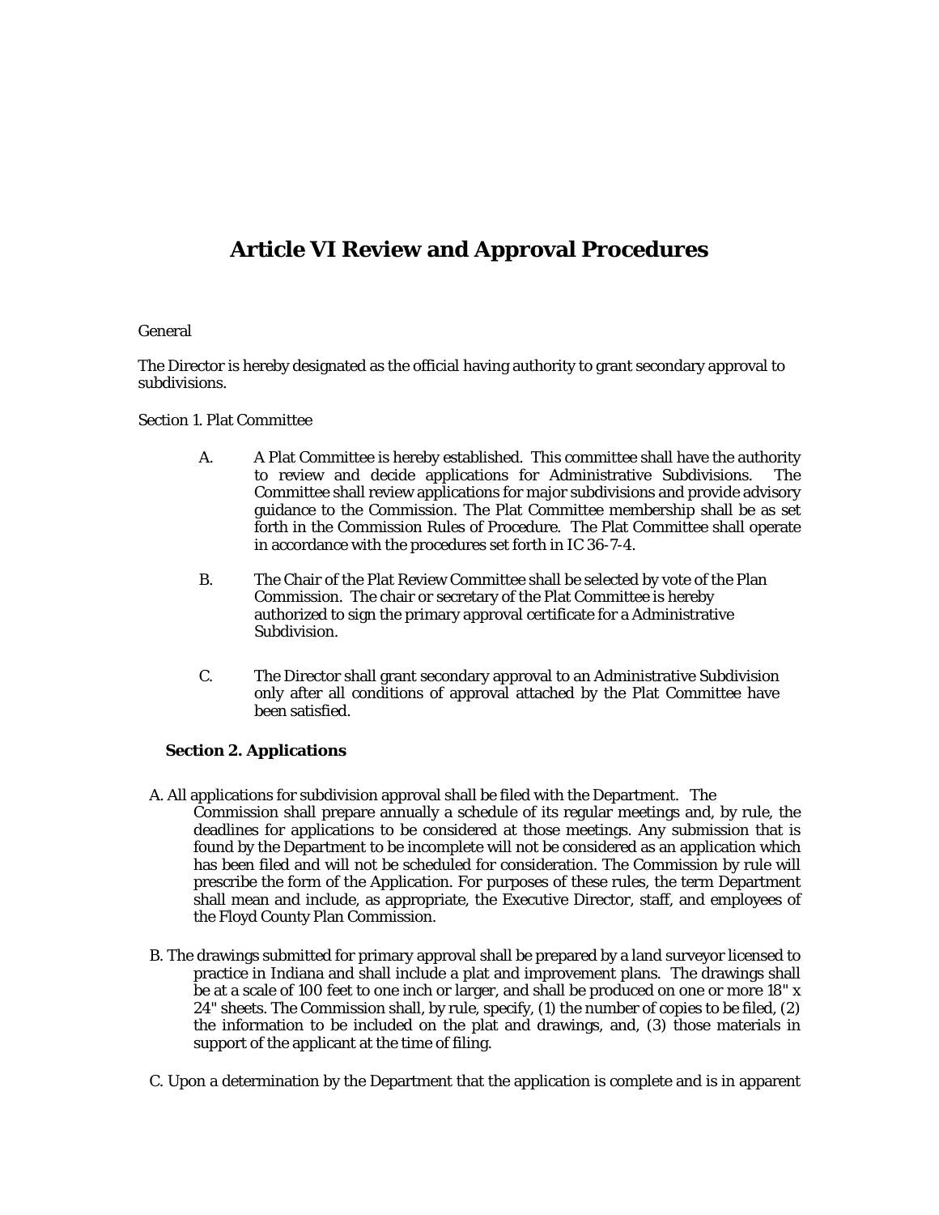# Article VI Review and Approval Procedures

General

The Director is hereby designated as the official having authority to grant secondary approval to subdivisions.

Section 1. Plat Committee

A. A Plat Committee is hereby established. This committee shall have the authority to review and decide applications for Administrative Subdivisions. The Committee shall review applications for major subdivisions and provide advisory guidance to the Commission. The Plat Committee membership shall be as set forth in the Commission Rules of Procedure. The Plat Committee shall operate in accordance with the procedures set forth in IC 36-7-4.

B. The Chair of the Plat Review Committee shall be selected by vote of the Plan Commission. The chair or secretary of the Plat Committee is hereby authorized to sign the primary approval certificate for a Administrative Subdivision.

C. The Director shall grant secondary approval to an Administrative Subdivision only after all conditions of approval attached by the Plat Committee have been satisfied.

**Section 2. Applications**

A. All applications for subdivision approval shall be filed with the Department. The Commission shall prepare annually a schedule of its regular meetings and, by rule, the deadlines for applications to be considered at those meetings. Any submission that is found by the Department to be incomplete will not be considered as an application which has been filed and will not be scheduled for consideration. The Commission by rule will prescribe the form of the Application. For purposes of these rules, the term Department shall mean and include, as appropriate, the Executive Director, staff, and employees of the Floyd County Plan Commission.

B. The drawings submitted for primary approval shall be prepared by a land surveyor licensed to practice in Indiana and shall include a plat and improvement plans. The drawings shall be at a scale of 100 feet to one inch or larger, and shall be produced on one or more 18" x 24" sheets. The Commission shall, by rule, specify, (1) the number of copies to be filed, (2) the information to be included on the plat and drawings, and, (3) those materials in support of the applicant at the time of filing.

C. Upon a determination by the Department that the application is complete and is in apparent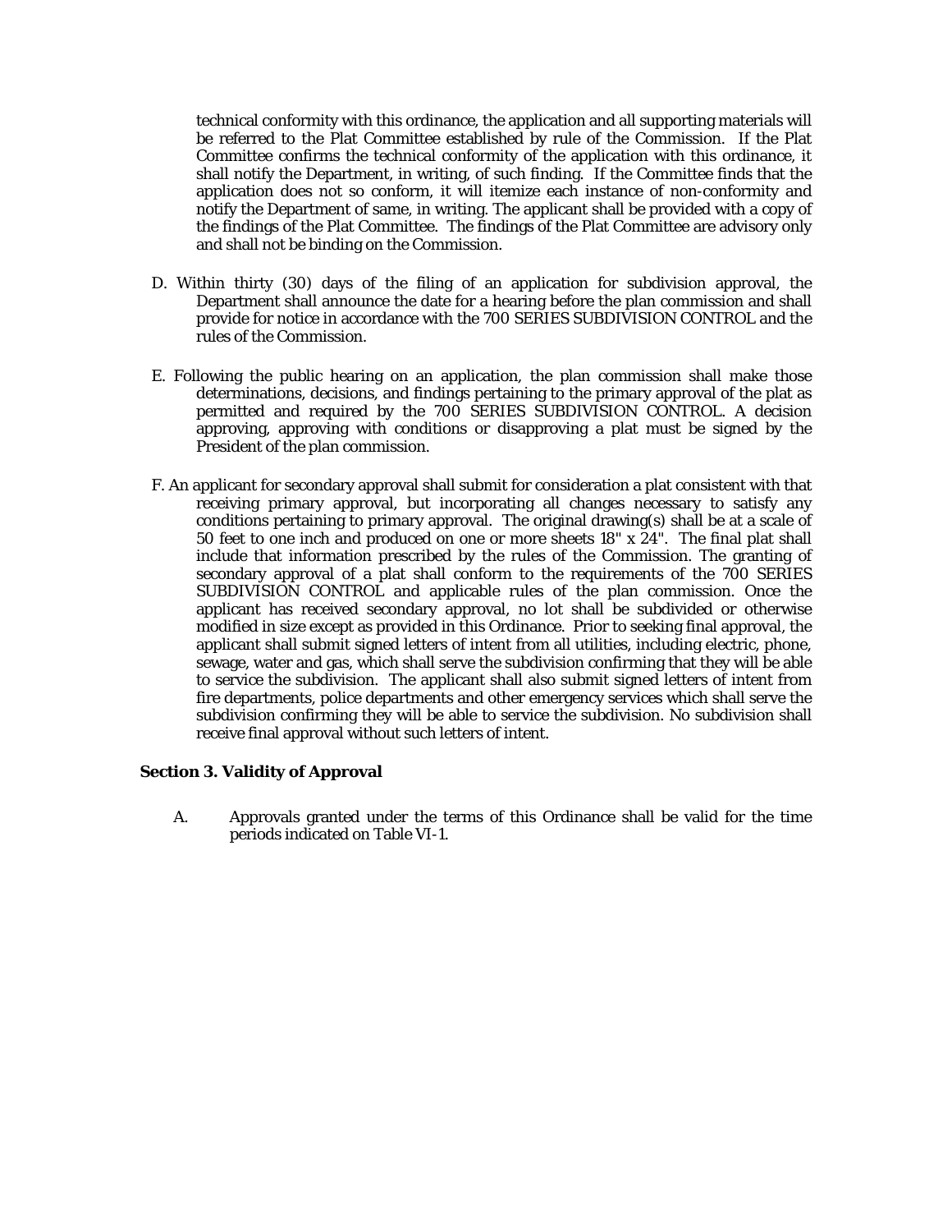technical conformity with this ordinance, the application and all supporting materials will be referred to the Plat Committee established by rule of the Commission. If the Plat Committee confirms the technical conformity of the application with this ordinance, it shall notify the Department, in writing, of such finding. If the Committee finds that the application does not so conform, it will itemize each instance of non-conformity and notify the Department of same, in writing. The applicant shall be provided with a copy of the findings of the Plat Committee. The findings of the Plat Committee are advisory only and shall not be binding on the Commission.

D. Within thirty (30) days of the filing of an application for subdivision approval, the Department shall announce the date for a hearing before the plan commission and shall provide for notice in accordance with the 700 SERIES SUBDIVISION CONTROL and the rules of the Commission.

E. Following the public hearing on an application, the plan commission shall make those determinations, decisions, and findings pertaining to the primary approval of the plat as permitted and required by the 700 SERIES SUBDIVISION CONTROL. A decision approving, approving with conditions or disapproving a plat must be signed by the President of the plan commission.

F. An applicant for secondary approval shall submit for consideration a plat consistent with that receiving primary approval, but incorporating all changes necessary to satisfy any conditions pertaining to primary approval. The original drawing(s) shall be at a scale of 50 feet to one inch and produced on one or more sheets 18" x 24". The final plat shall include that information prescribed by the rules of the Commission. The granting of secondary approval of a plat shall conform to the requirements of the 700 SERIES SUBDIVISION CONTROL and applicable rules of the plan commission. Once the applicant has received secondary approval, no lot shall be subdivided or otherwise modified in size except as provided in this Ordinance. Prior to seeking final approval, the applicant shall submit signed letters of intent from all utilities, including electric, phone, sewage, water and gas, which shall serve the subdivision confirming that they will be able to service the subdivision. The applicant shall also submit signed letters of intent from fire departments, police departments and other emergency services which shall serve the subdivision confirming they will be able to service the subdivision. No subdivision shall receive final approval without such letters of intent.

**Section 3. Validity of Approval**

A. Approvals granted under the terms of this Ordinance shall be valid for the time periods indicated on Table VI-1.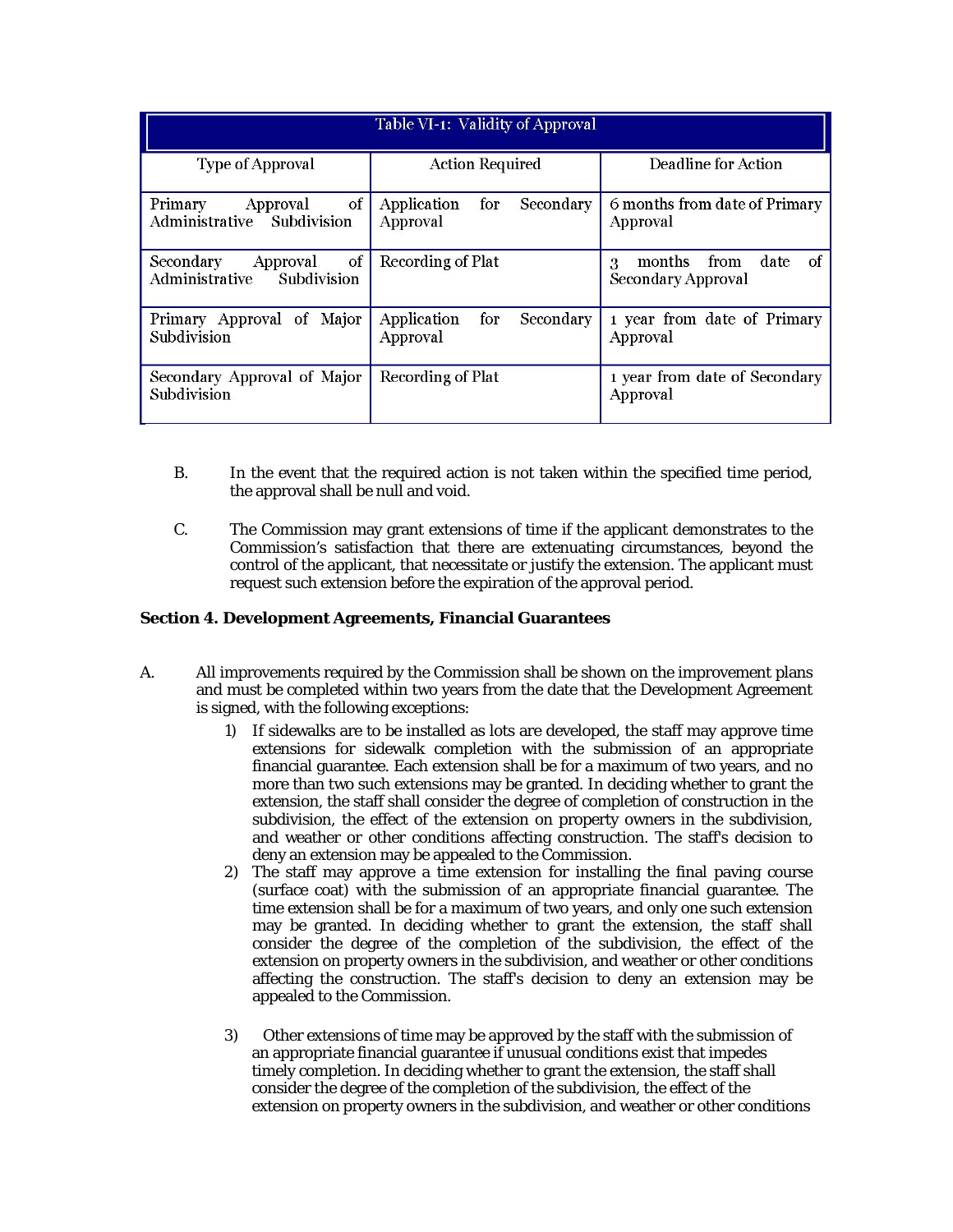| Table VI-1: Validity of Approval | | |
|---|---|---|
| Type of Approval | Action Required | Deadline for Action |
| Primary Approval of Administrative Subdivision | Application for Secondary Approval | 6 months from date of Primary Approval |
| Secondary Approval of Administrative Subdivision | Recording of Plat | 3 months from date of Secondary Approval |
| Primary Approval of Major Subdivision | Application for Secondary Approval | 1 year from date of Primary Approval |
| Secondary Approval of Major Subdivision | Recording of Plat | 1 year from date of Secondary Approval |

B. In the event that the required action is not taken within the specified time period, the approval shall be null and void.

C. The Commission may grant extensions of time if the applicant demonstrates to the Commission's satisfaction that there are extenuating circumstances, beyond the control of the applicant, that necessitate or justify the extension. The applicant must request such extension before the expiration of the approval period.

**Section 4. Development Agreements, Financial Guarantees**

A. All improvements required by the Commission shall be shown on the improvement plans and must be completed within two years from the date that the Development Agreement is signed, with the following exceptions:

1) If sidewalks are to be installed as lots are developed, the staff may approve time extensions for sidewalk completion with the submission of an appropriate financial guarantee. Each extension shall be for a maximum of two years, and no more than two such extensions may be granted. In deciding whether to grant the extension, the staff shall consider the degree of completion of construction in the subdivision, the effect of the extension on property owners in the subdivision, and weather or other conditions affecting construction. The staff's decision to deny an extension may be appealed to the Commission.

2) The staff may approve a time extension for installing the final paving course (surface coat) with the submission of an appropriate financial guarantee. The time extension shall be for a maximum of two years, and only one such extension may be granted. In deciding whether to grant the extension, the staff shall consider the degree of the completion of the subdivision, the effect of the extension on property owners in the subdivision, and weather or other conditions affecting the construction. The staff's decision to deny an extension may be appealed to the Commission.

3) Other extensions of time may be approved by the staff with the submission of an appropriate financial guarantee if unusual conditions exist that impedes timely completion. In deciding whether to grant the extension, the staff shall consider the degree of the completion of the subdivision, the effect of the extension on property owners in the subdivision, and weather or other conditions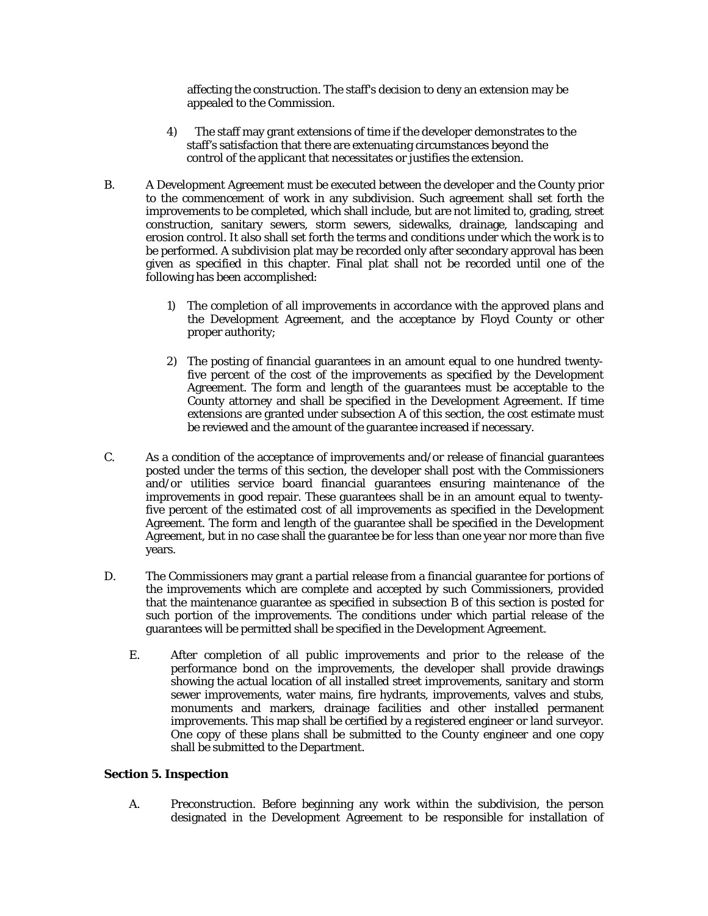affecting the construction. The staff's decision to deny an extension may be appealed to the Commission.

4) The staff may grant extensions of time if the developer demonstrates to the staff's satisfaction that there are extenuating circumstances beyond the control of the applicant that necessitates or justifies the extension.

B. A Development Agreement must be executed between the developer and the County prior to the commencement of work in any subdivision. Such agreement shall set forth the improvements to be completed, which shall include, but are not limited to, grading, street construction, sanitary sewers, storm sewers, sidewalks, drainage, landscaping and erosion control. It also shall set forth the terms and conditions under which the work is to be performed. A subdivision plat may be recorded only after secondary approval has been given as specified in this chapter. Final plat shall not be recorded until one of the following has been accomplished:

1) The completion of all improvements in accordance with the approved plans and the Development Agreement, and the acceptance by Floyd County or other proper authority;

2) The posting of financial guarantees in an amount equal to one hundred twenty-five percent of the cost of the improvements as specified by the Development Agreement. The form and length of the guarantees must be acceptable to the County attorney and shall be specified in the Development Agreement. If time extensions are granted under subsection A of this section, the cost estimate must be reviewed and the amount of the guarantee increased if necessary.

C. As a condition of the acceptance of improvements and/or release of financial guarantees posted under the terms of this section, the developer shall post with the Commissioners and/or utilities service board financial guarantees ensuring maintenance of the improvements in good repair. These guarantees shall be in an amount equal to twenty-five percent of the estimated cost of all improvements as specified in the Development Agreement. The form and length of the guarantee shall be specified in the Development Agreement, but in no case shall the guarantee be for less than one year nor more than five years.

D. The Commissioners may grant a partial release from a financial guarantee for portions of the improvements which are complete and accepted by such Commissioners, provided that the maintenance guarantee as specified in subsection B of this section is posted for such portion of the improvements. The conditions under which partial release of the guarantees will be permitted shall be specified in the Development Agreement.

E. After completion of all public improvements and prior to the release of the performance bond on the improvements, the developer shall provide drawings showing the actual location of all installed street improvements, sanitary and storm sewer improvements, water mains, fire hydrants, improvements, valves and stubs, monuments and markers, drainage facilities and other installed permanent improvements. This map shall be certified by a registered engineer or land surveyor. One copy of these plans shall be submitted to the County engineer and one copy shall be submitted to the Department.

**Section 5. Inspection**

A. Preconstruction. Before beginning any work within the subdivision, the person designated in the Development Agreement to be responsible for installation of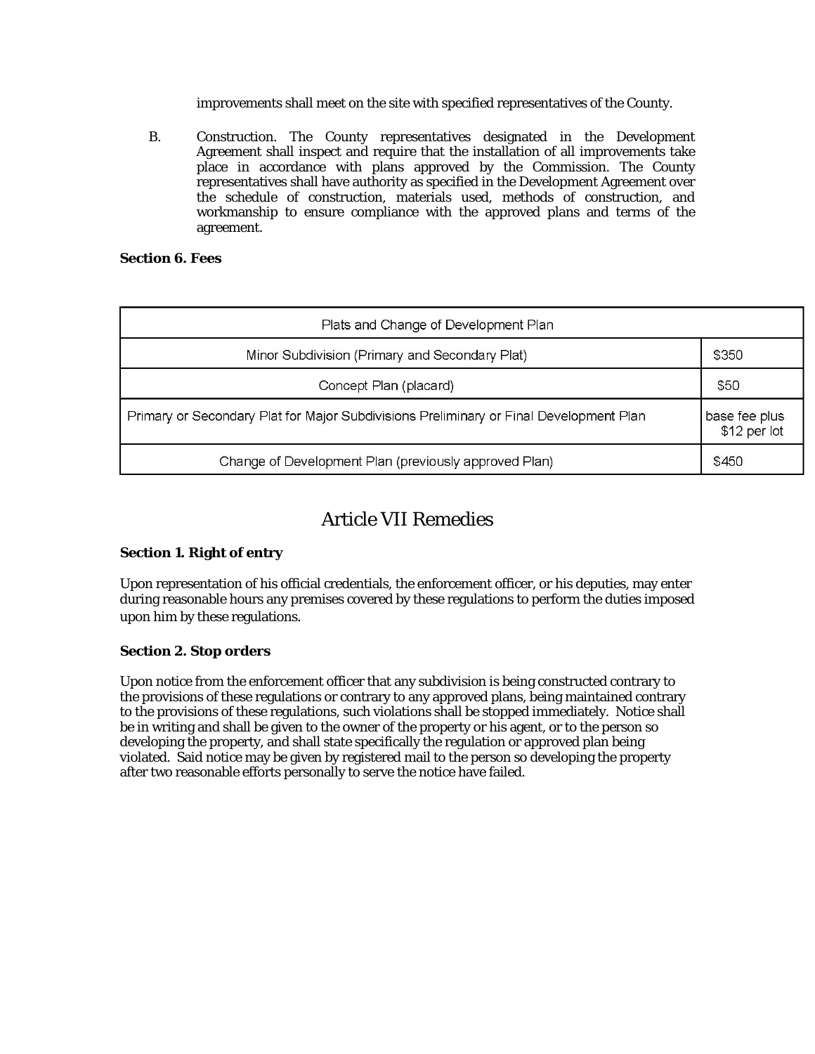improvements shall meet on the site with specified representatives of the County.

B. Construction. The County representatives designated in the Development Agreement shall inspect and require that the installation of all improvements take place in accordance with plans approved by the Commission. The County representatives shall have authority as specified in the Development Agreement over the schedule of construction, materials used, methods of construction, and workmanship to ensure compliance with the approved plans and terms of the agreement.

**Section 6. Fees**

| Plats and Change of Development Plan | |
|---|---|
| Minor Subdivision (Primary and Secondary Plat) | $350 |
| Concept Plan (placard) | $50 |
| Primary or Secondary Plat for Major Subdivisions Preliminary or Final Development Plan | base fee plus $12 per lot |
| Change of Development Plan (previously approved Plan) | $450 |

# Article VII Remedies

**Section 1. Right of entry**

Upon representation of his official credentials, the enforcement officer, or his deputies, may enter during reasonable hours any premises covered by these regulations to perform the duties imposed upon him by these regulations.

**Section 2. Stop orders**

Upon notice from the enforcement officer that any subdivision is being constructed contrary to the provisions of these regulations or contrary to any approved plans, being maintained contrary to the provisions of these regulations, such violations shall be stopped immediately. Notice shall be in writing and shall be given to the owner of the property or his agent, or to the person so developing the property, and shall state specifically the regulation or approved plan being violated. Said notice may be given by registered mail to the person so developing the property after two reasonable efforts personally to serve the notice have failed.